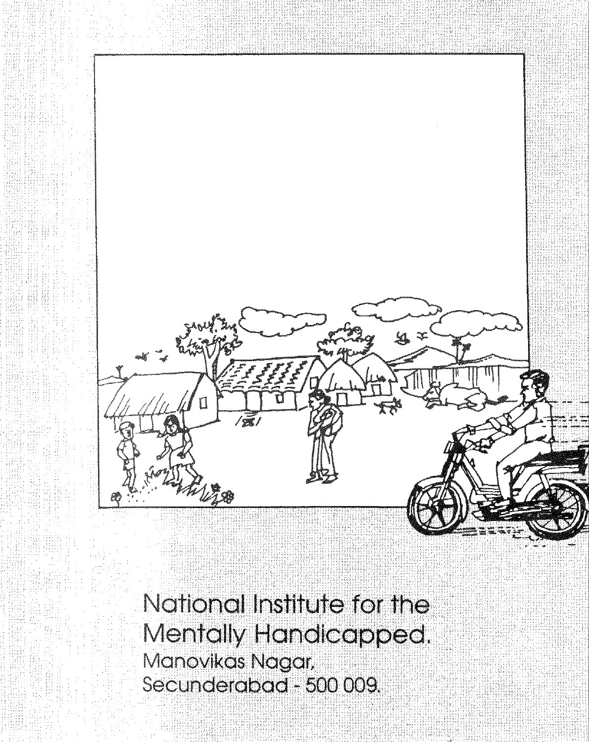National Institute for the Mentally Handicapped.
Manovikas Nagar,
Secunderabad - 500 009.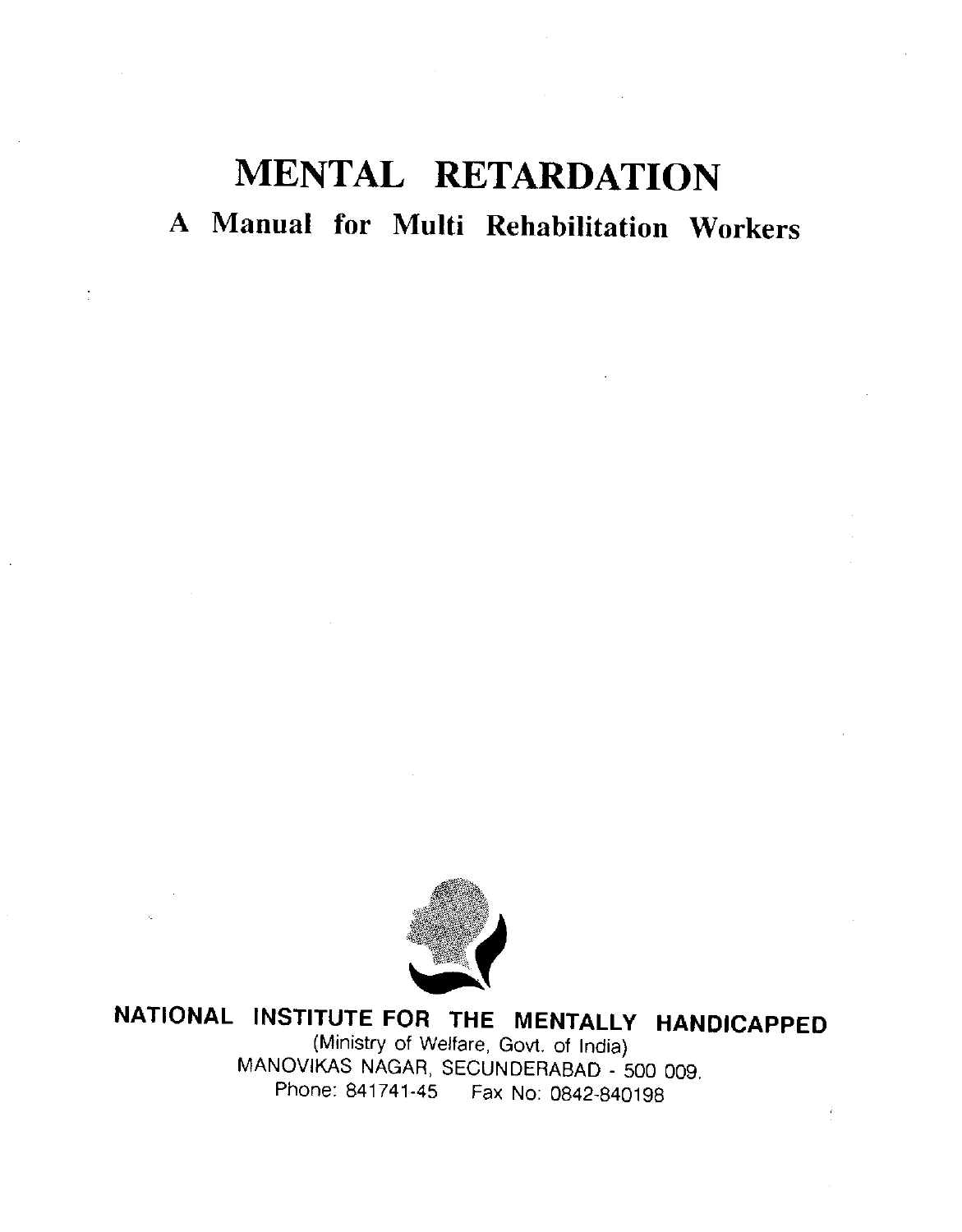# MENTAL RETARDATION

## A Manual for Multi Rehabilitation Workers

**NATIONAL INSTITUTE FOR THE MENTALLY HANDICAPPED**

(Ministry of Welfare, Govt. of India)

MANOVIKAS NAGAR, SECUNDERABAD - 500 009.

Phone: 841741-45 Fax No: 0842-840198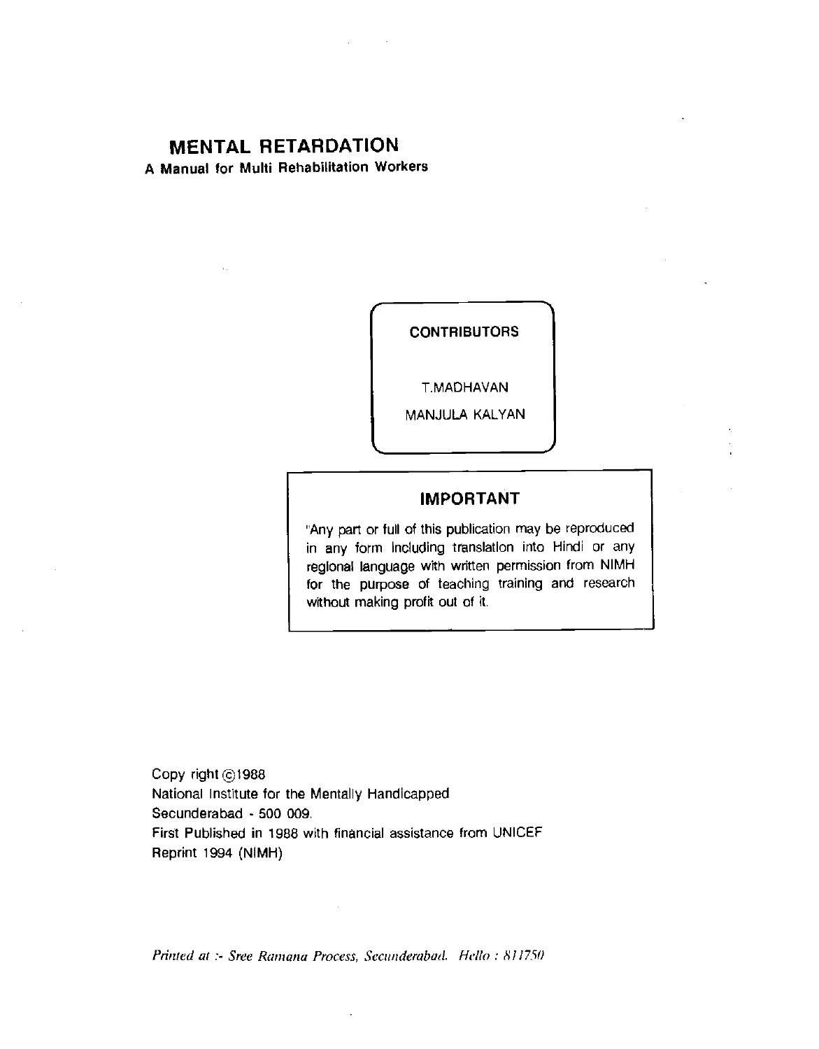# MENTAL RETARDATION

**A Manual for Multi Rehabilitation Workers**

**CONTRIBUTORS**

T.MADHAVAN

MANJULA KALYAN

## IMPORTANT

"Any part or full of this publication may be reproduced in any form including translation into Hindi or any regional language with written permission from NIMH for the purpose of teaching training and research without making profit out of it.

Copy right ©1988
National Institute for the Mentally Handicapped
Secunderabad - 500 009.
First Published in 1988 with financial assistance from UNICEF
Reprint 1994 (NIMH)

*Printed at :- Sree Ramana Process, Secunderabad. Hello : 811750*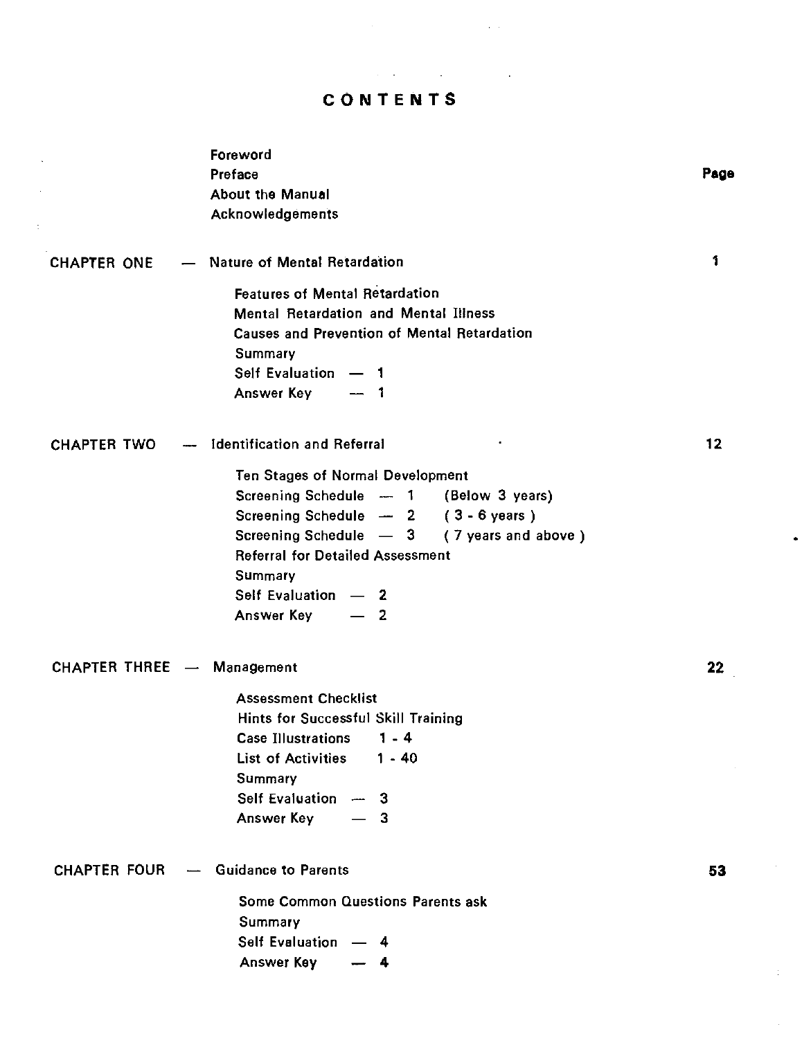# CONTENTS

| | | Page |
|---|---|---|
| | Foreword | |
| | Preface | |
| | About the Manual | |
| | Acknowledgements | |
| CHAPTER ONE — | Nature of Mental Retardation | 1 |
| | Features of Mental Retardation | |
| | Mental Retardation and Mental Illness | |
| | Causes and Prevention of Mental Retardation | |
| | Summary | |
| | Self Evaluation — 1 | |
| | Answer Key — 1 | |
| CHAPTER TWO — | Identification and Referral | 12 |
| | Ten Stages of Normal Development | |
| | Screening Schedule — 1 (Below 3 years) | |
| | Screening Schedule — 2 ( 3 - 6 years ) | |
| | Screening Schedule — 3 ( 7 years and above ) | |
| | Referral for Detailed Assessment | |
| | Summary | |
| | Self Evaluation — 2 | |
| | Answer Key — 2 | |
| CHAPTER THREE — | Management | 22 |
| | Assessment Checklist | |
| | Hints for Successful Skill Training | |
| | Case Illustrations 1 - 4 | |
| | List of Activities 1 - 40 | |
| | Summary | |
| | Self Evaluation — 3 | |
| | Answer Key — 3 | |
| CHAPTER FOUR — | Guidance to Parents | 53 |
| | Some Common Questions Parents ask | |
| | Summary | |
| | Self Evaluation — 4 | |
| | Answer Key — 4 | |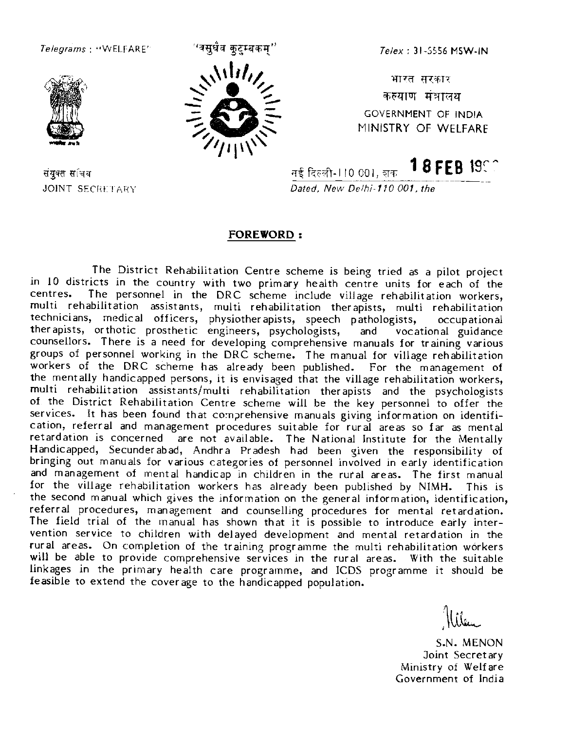Telegrams : "WELFARE"

"वसुधैव कुटुम्बकम्"

Telex : 31-5556 MSW-IN

भारत सरकार
कल्याण मंत्रालय
GOVERNMENT OF INDIA
MINISTRY OF WELFARE

संयुक्त सचिव
JOINT SECRETARY

नई दिल्ली-110 001, ता. **18 FEB 19**
Dated, New Delhi-110 001, the

## FOREWORD :

The District Rehabilitation Centre scheme is being tried as a pilot project in 10 districts in the country with two primary health centre units for each of the centres. The personnel in the DRC scheme include village rehabilitation workers, multi rehabilitation assistants, multi rehabilitation therapists, multi rehabilitation technicians, medical officers, physiotherapists, speech pathologists, occupational therapists, orthotic prosthetic engineers, psychologists, and vocational guidance counsellors. There is a need for developing comprehensive manuals for training various groups of personnel working in the DRC scheme. The manual for village rehabilitation workers of the DRC scheme has already been published. For the management of the mentally handicapped persons, it is envisaged that the village rehabilitation workers, multi rehabilitation assistants/multi rehabilitation therapists and the psychologists of the District Rehabilitation Centre scheme will be the key personnel to offer the services. It has been found that comprehensive manuals giving information on identification, referral and management procedures suitable for rural areas so far as mental retardation is concerned are not available. The National Institute for the Mentally Handicapped, Secunderabad, Andhra Pradesh had been given the responsibility of bringing out manuals for various categories of personnel involved in early identification and management of mental handicap in children in the rural areas. The first manual for the village rehabilitation workers has already been published by NIMH. This is the second manual which gives the information on the general information, identification, referral procedures, management and counselling procedures for mental retardation. The field trial of the manual has shown that it is possible to introduce early intervention service to children with delayed development and mental retardation in the rural areas. On completion of the training programme the multi rehabilitation workers will be able to provide comprehensive services in the rural areas. With the suitable linkages in the primary health care programme, and ICDS programme it should be feasible to extend the coverage to the handicapped population.

S.N. MENON
Joint Secretary
Ministry of Welfare
Government of India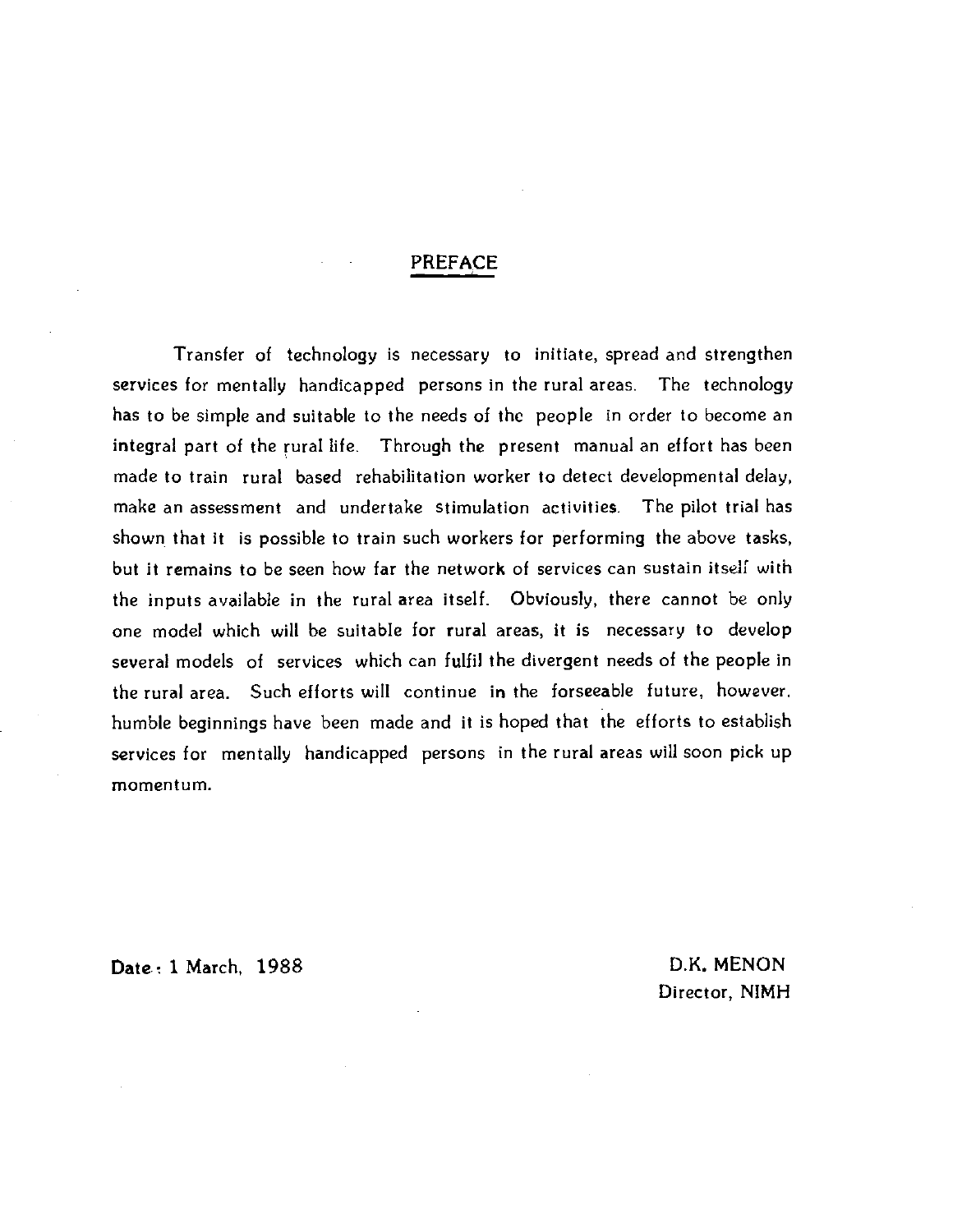## PREFACE

Transfer of technology is necessary to initiate, spread and strengthen services for mentally handicapped persons in the rural areas. The technology has to be simple and suitable to the needs of the people in order to become an integral part of the rural life. Through the present manual an effort has been made to train rural based rehabilitation worker to detect developmental delay, make an assessment and undertake stimulation activities. The pilot trial has shown that it is possible to train such workers for performing the above tasks, but it remains to be seen how far the network of services can sustain itself with the inputs available in the rural area itself. Obviously, there cannot be only one model which will be suitable for rural areas, it is necessary to develop several models of services which can fulfil the divergent needs of the people in the rural area. Such efforts will continue in the forseeable future, however, humble beginnings have been made and it is hoped that the efforts to establish services for mentally handicapped persons in the rural areas will soon pick up momentum.

Date : 1 March, 1988

D.K. MENON
Director, NIMH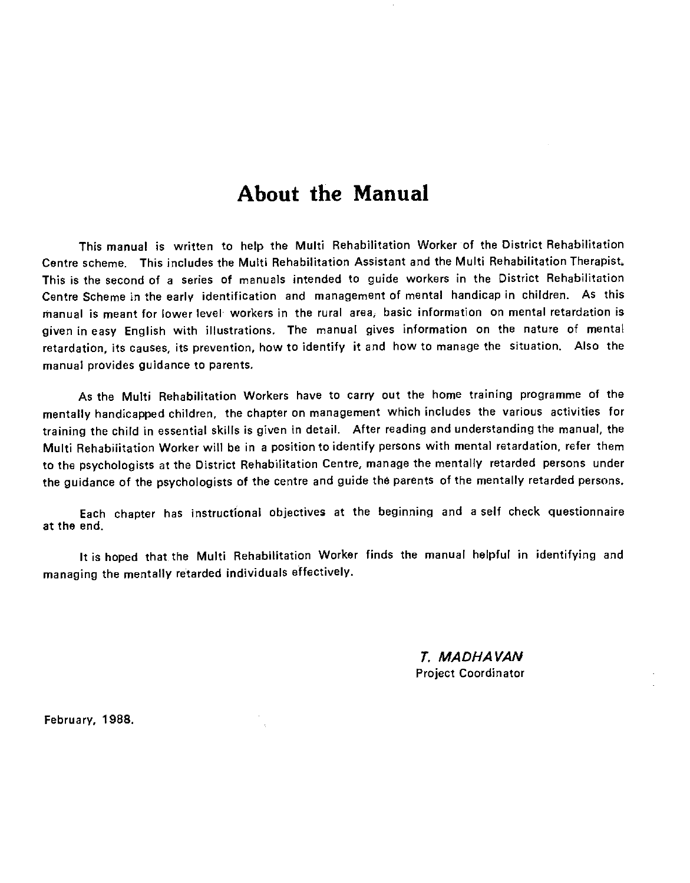# About the Manual

This manual is written to help the Multi Rehabilitation Worker of the District Rehabilitation Centre scheme. This includes the Multi Rehabilitation Assistant and the Multi Rehabilitation Therapist. This is the second of a series of manuals intended to guide workers in the District Rehabilitation Centre Scheme in the early identification and management of mental handicap in children. As this manual is meant for lower level workers in the rural area, basic information on mental retardation is given in easy English with illustrations. The manual gives information on the nature of mental retardation, its causes, its prevention, how to identify it and how to manage the situation. Also the manual provides guidance to parents.

As the Multi Rehabilitation Workers have to carry out the home training programme of the mentally handicapped children, the chapter on management which includes the various activities for training the child in essential skills is given in detail. After reading and understanding the manual, the Multi Rehabilitation Worker will be in a position to identify persons with mental retardation, refer them to the psychologists at the District Rehabilitation Centre, manage the mentally retarded persons under the guidance of the psychologists of the centre and guide the parents of the mentally retarded persons.

Each chapter has instructional objectives at the beginning and a self check questionnaire at the end.

It is hoped that the Multi Rehabilitation Worker finds the manual helpful in identifying and managing the mentally retarded individuals effectively.

*T. MADHAVAN*
Project Coordinator

February, 1988.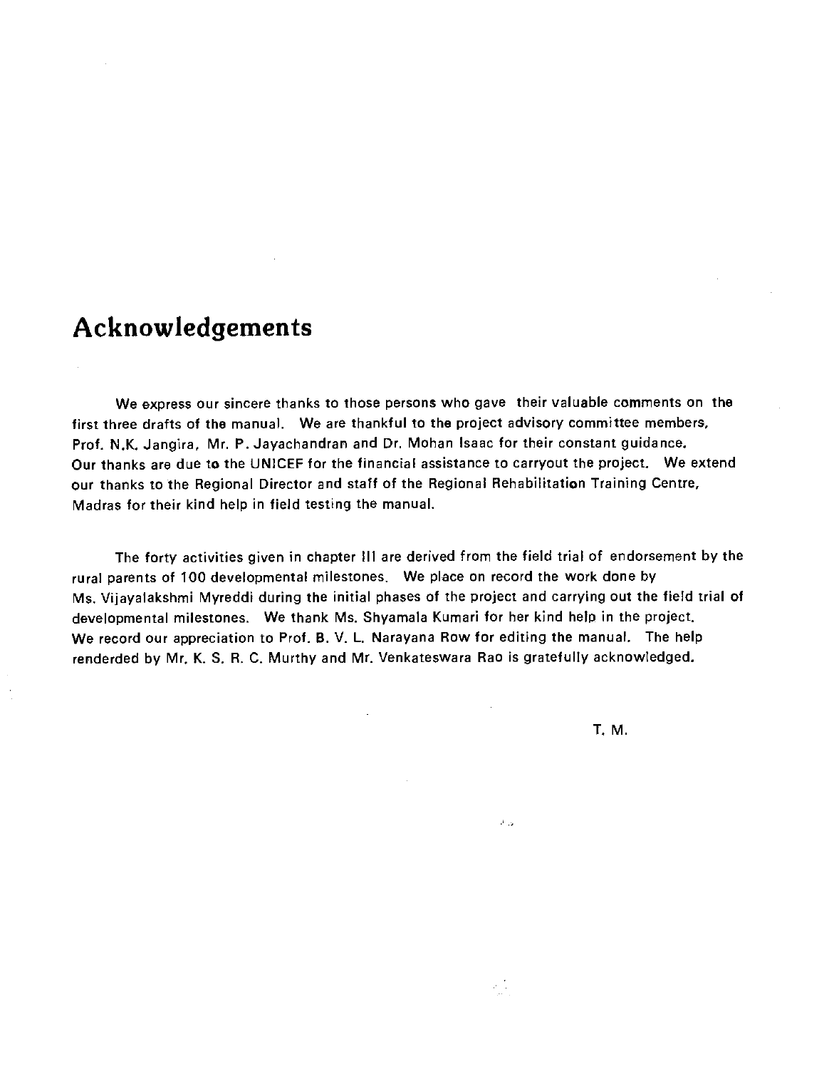# Acknowledgements

We express our sincere thanks to those persons who gave their valuable comments on the first three drafts of the manual. We are thankful to the project advisory committee members, Prof. N.K. Jangira, Mr. P. Jayachandran and Dr. Mohan Isaac for their constant guidance. Our thanks are due to the UNICEF for the financial assistance to carryout the project. We extend our thanks to the Regional Director and staff of the Regional Rehabilitation Training Centre, Madras for their kind help in field testing the manual.

The forty activities given in chapter III are derived from the field trial of endorsement by the rural parents of 100 developmental milestones. We place on record the work done by Ms. Vijayalakshmi Myreddi during the initial phases of the project and carrying out the field trial of developmental milestones. We thank Ms. Shyamala Kumari for her kind help in the project. We record our appreciation to Prof. B. V. L. Narayana Row for editing the manual. The help renderded by Mr. K. S. R. C. Murthy and Mr. Venkateswara Rao is gratefully acknowledged.

T. M.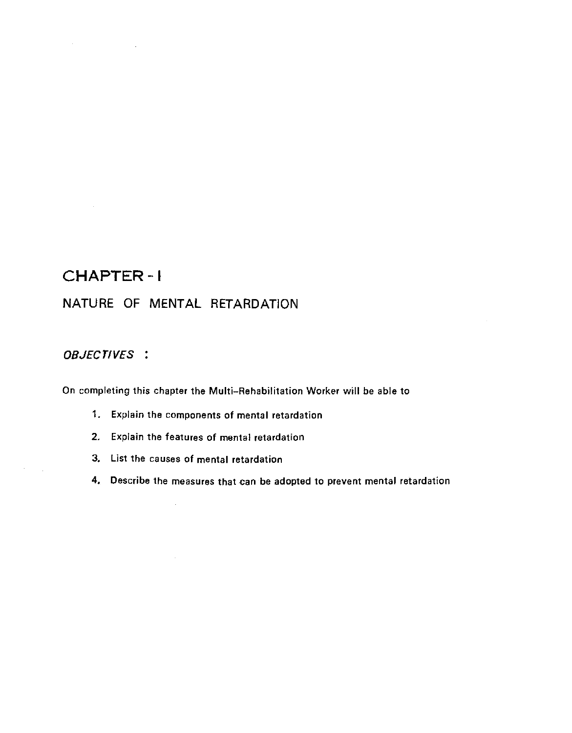# CHAPTER - I

## NATURE OF MENTAL RETARDATION

### *OBJECTIVES* :

On completing this chapter the Multi-Rehabilitation Worker will be able to

1. Explain the components of mental retardation
2. Explain the features of mental retardation
3. List the causes of mental retardation
4. Describe the measures that can be adopted to prevent mental retardation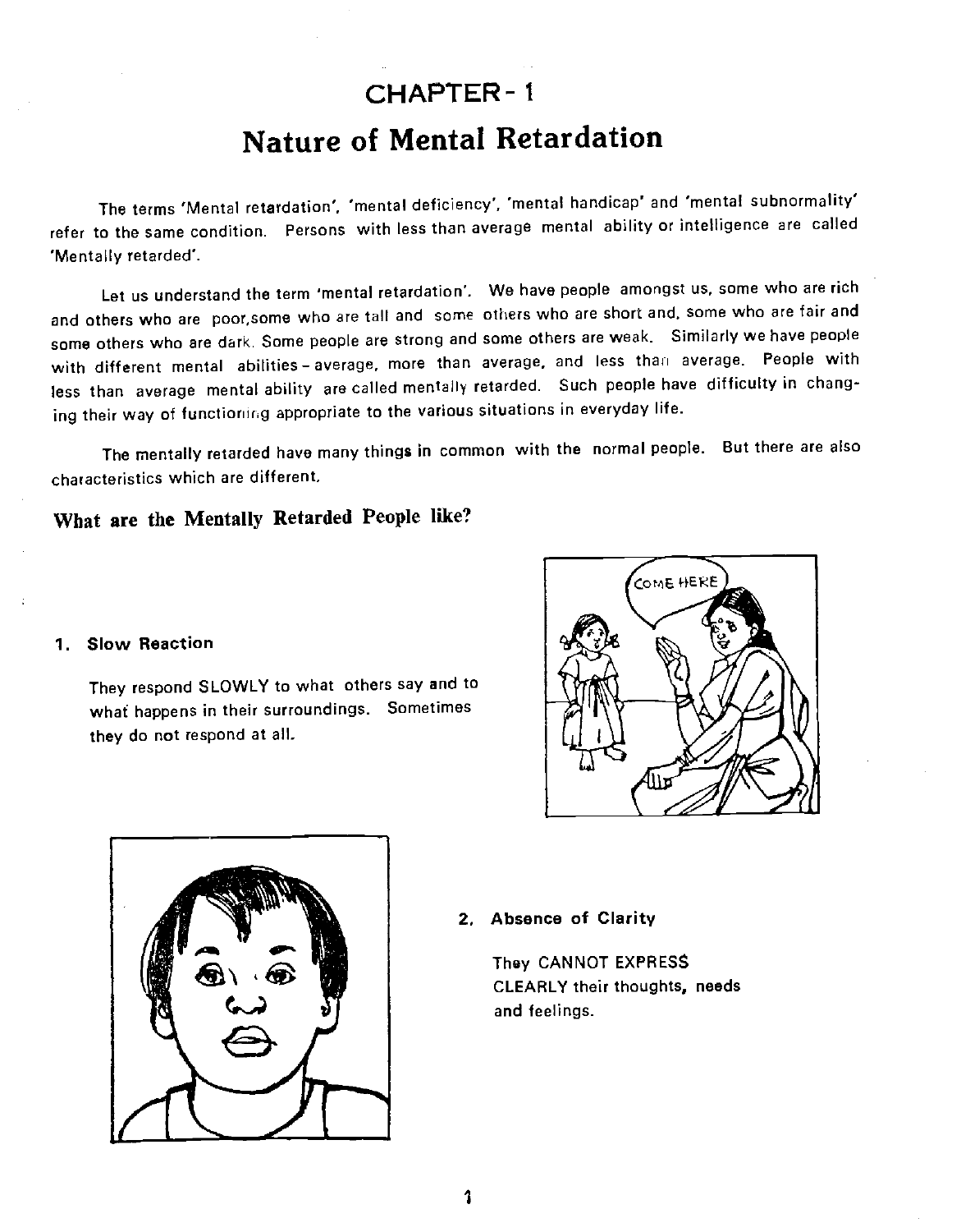# CHAPTER - 1

## Nature of Mental Retardation

The terms 'Mental retardation', 'mental deficiency', 'mental handicap' and 'mental subnormality' refer to the same condition. Persons with less than average mental ability or intelligence are called 'Mentally retarded'.

Let us understand the term 'mental retardation'. We have people amongst us, some who are rich and others who are poor,some who are tall and some others who are short and, some who are fair and some others who are dark. Some people are strong and some others are weak. Similarly we have people with different mental abilities - average, more than average, and less than average. People with less than average mental ability are called mentally retarded. Such people have difficulty in changing their way of functioning appropriate to the various situations in everyday life.

The mentally retarded have many things in common with the normal people. But there are also characteristics which are different.

### What are the Mentally Retarded People like?

**1. Slow Reaction**

They respond SLOWLY to what others say and to what happens in their surroundings. Sometimes they do not respond at all.

**2. Absence of Clarity**

They CANNOT EXPRESS CLEARLY their thoughts, needs and feelings.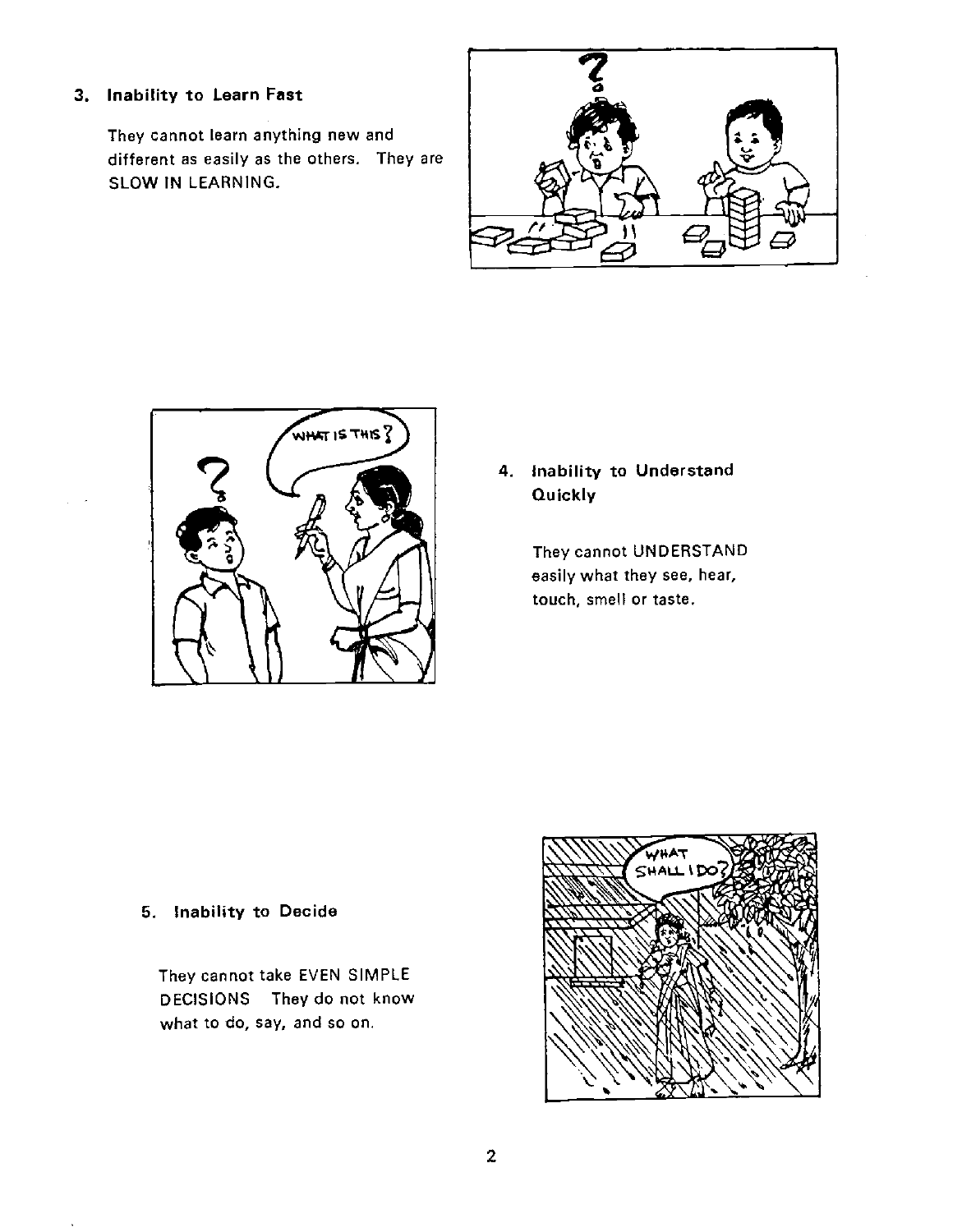### 3. Inability to Learn Fast

They cannot learn anything new and different as easily as the others. They are SLOW IN LEARNING.

### 4. Inability to Understand Quickly

They cannot UNDERSTAND easily what they see, hear, touch, smell or taste.

### 5. Inability to Decide

They cannot take EVEN SIMPLE DECISIONS They do not know what to do, say, and so on.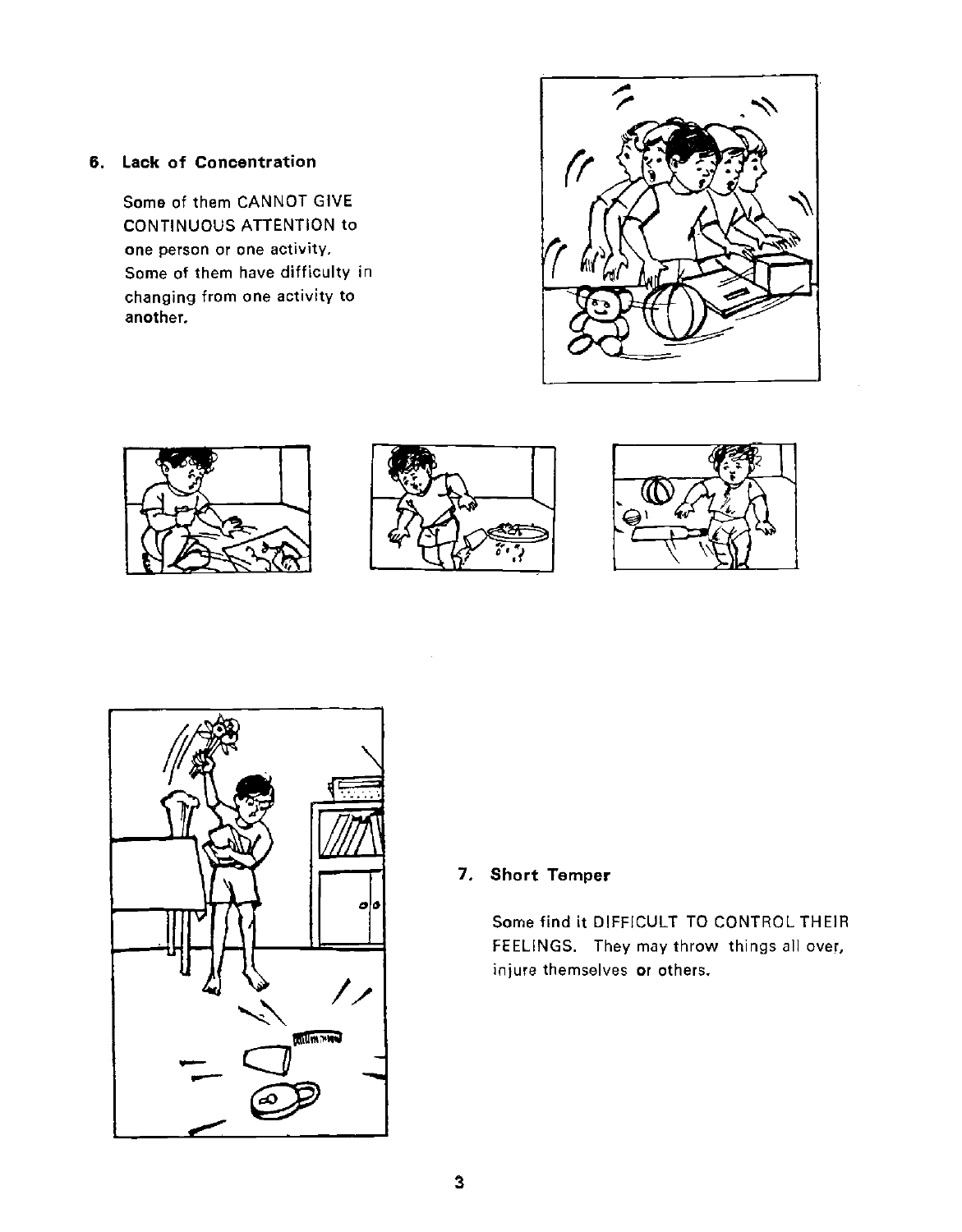## 6. Lack of Concentration

Some of them CANNOT GIVE CONTINUOUS ATTENTION to one person or one activity. Some of them have difficulty in changing from one activity to another.

## 7. Short Temper

Some find it DIFFICULT TO CONTROL THEIR FEELINGS. They may throw things all over, injure themselves or others.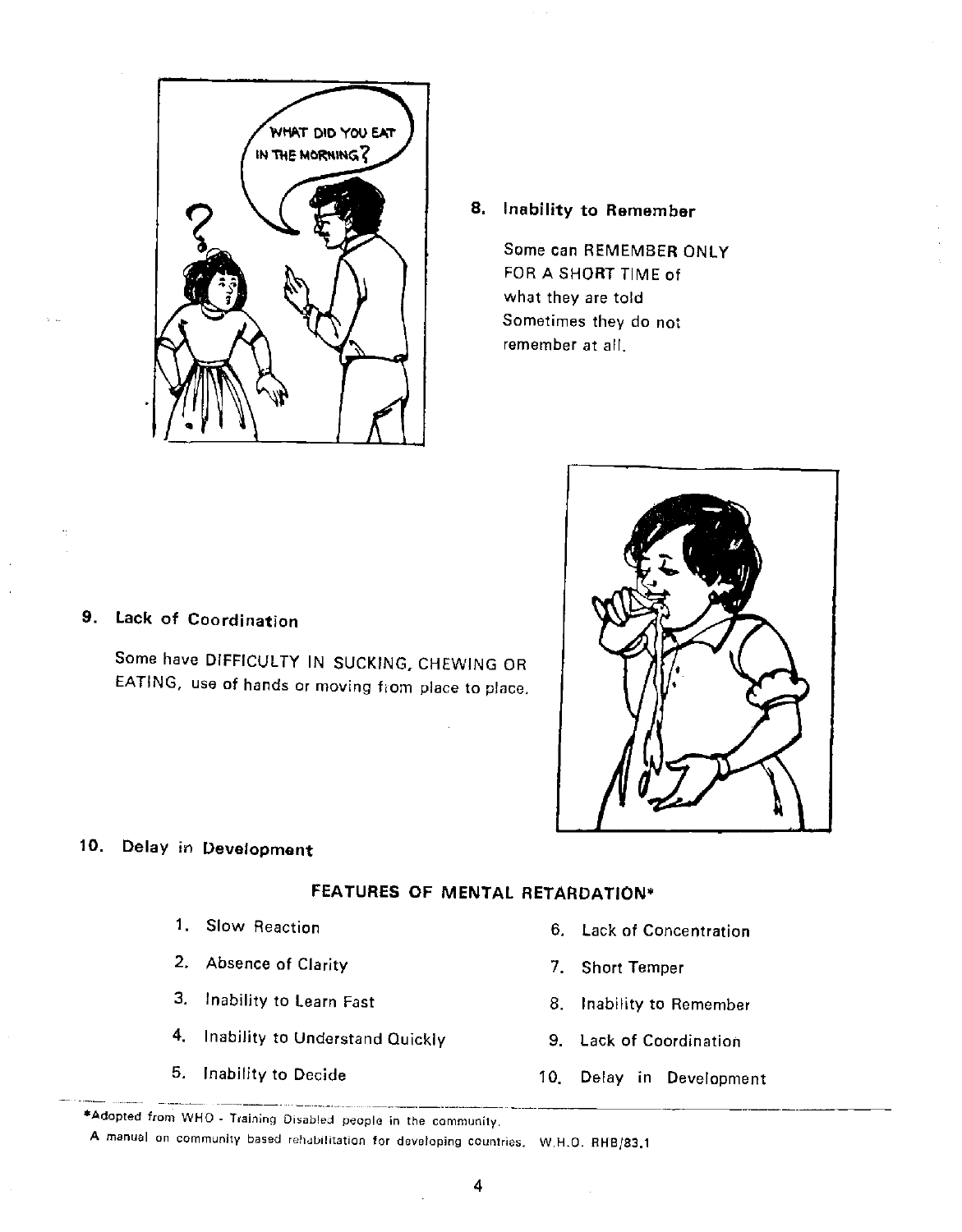**8. Inability to Remember**

Some can REMEMBER ONLY FOR A SHORT TIME of what they are told Sometimes they do not remember at all.

**9. Lack of Coordination**

Some have DIFFICULTY IN SUCKING, CHEWING OR EATING, use of hands or moving from place to place.

**10. Delay in Development**

## FEATURES OF MENTAL RETARDATION*

1. Slow Reaction
2. Absence of Clarity
3. Inability to Learn Fast
4. Inability to Understand Quickly
5. Inability to Decide
6. Lack of Concentration
7. Short Temper
8. Inability to Remember
9. Lack of Coordination
10. Delay in Development

*Adopted from WHO - Training Disabled people in the community.
A manual on community based rehabilitation for developing countries. W.H.O. RHB/83.1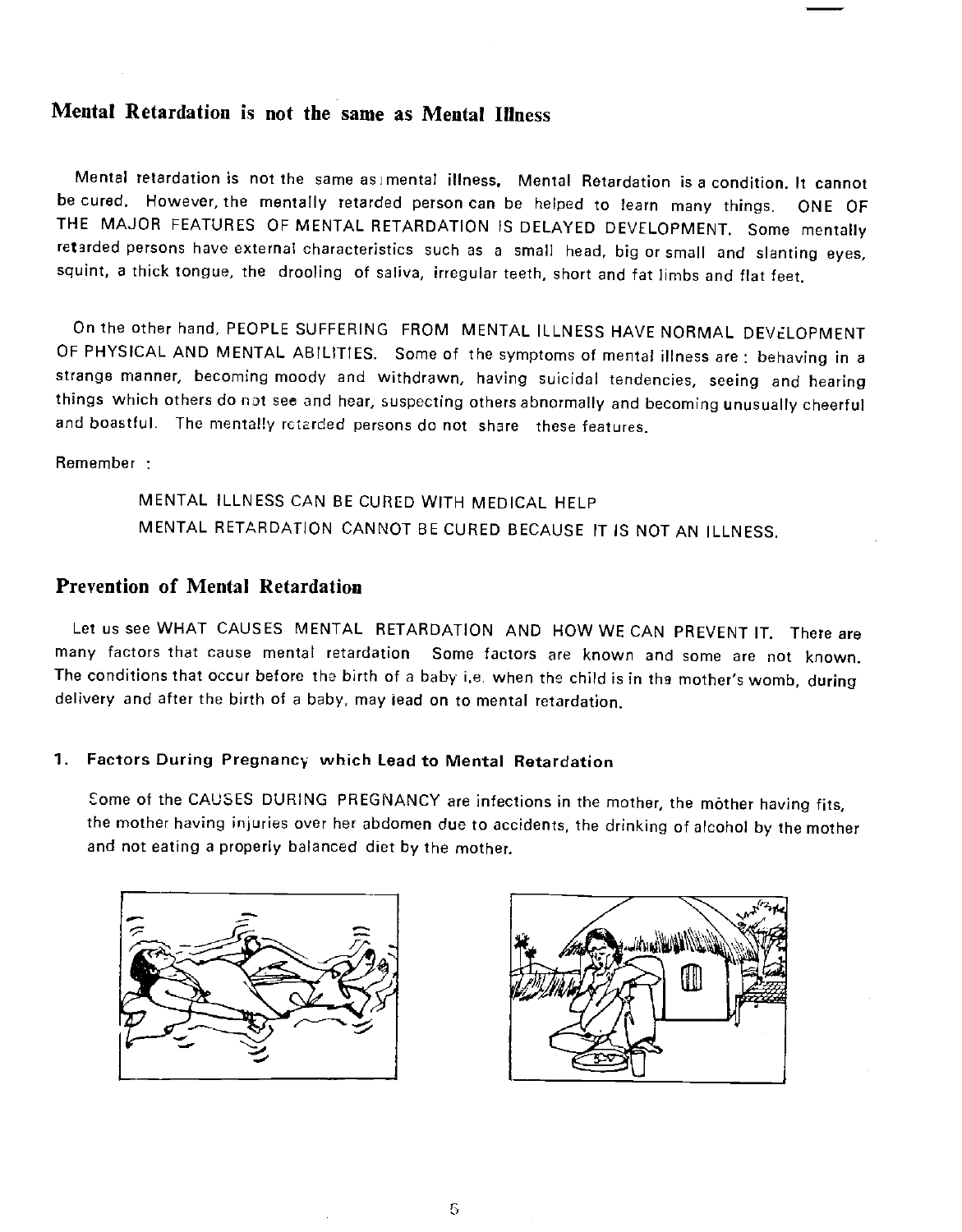## Mental Retardation is not the same as Mental Illness

Mental retardation is not the same as mental illness. Mental Retardation is a condition. It cannot be cured. However, the mentally retarded person can be helped to learn many things. ONE OF THE MAJOR FEATURES OF MENTAL RETARDATION IS DELAYED DEVELOPMENT. Some mentally retarded persons have external characteristics such as a small head, big or small and slanting eyes, squint, a thick tongue, the drooling of saliva, irregular teeth, short and fat limbs and flat feet.

On the other hand, PEOPLE SUFFERING FROM MENTAL ILLNESS HAVE NORMAL DEVELOPMENT OF PHYSICAL AND MENTAL ABILITIES. Some of the symptoms of mental illness are: behaving in a strange manner, becoming moody and withdrawn, having suicidal tendencies, seeing and hearing things which others do not see and hear, suspecting others abnormally and becoming unusually cheerful and boastful. The mentally retarded persons do not share these features.

Remember :

MENTAL ILLNESS CAN BE CURED WITH MEDICAL HELP
MENTAL RETARDATION CANNOT BE CURED BECAUSE IT IS NOT AN ILLNESS.

## Prevention of Mental Retardation

Let us see WHAT CAUSES MENTAL RETARDATION AND HOW WE CAN PREVENT IT. There are many factors that cause mental retardation Some factors are known and some are not known. The conditions that occur before the birth of a baby i.e. when the child is in the mother's womb, during delivery and after the birth of a baby, may lead on to mental retardation.

### 1. Factors During Pregnancy which Lead to Mental Retardation

Some of the CAUSES DURING PREGNANCY are infections in the mother, the mother having fits, the mother having injuries over her abdomen due to accidents, the drinking of alcohol by the mother and not eating a properly balanced diet by the mother.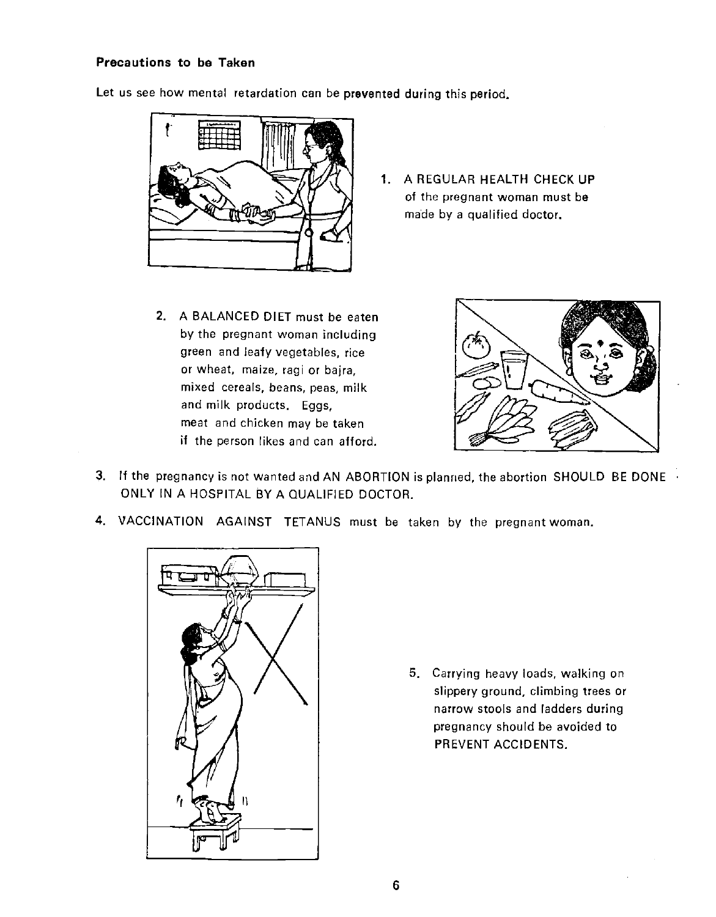**Precautions to be Taken**

Let us see how mental retardation can be prevented during this period.

1. A REGULAR HEALTH CHECK UP of the pregnant woman must be made by a qualified doctor.

2. A BALANCED DIET must be eaten by the pregnant woman including green and leafy vegetables, rice or wheat, maize, ragi or bajra, mixed cereals, beans, peas, milk and milk products. Eggs, meat and chicken may be taken if the person likes and can afford.

3. If the pregnancy is not wanted and AN ABORTION is planned, the abortion SHOULD BE DONE ONLY IN A HOSPITAL BY A QUALIFIED DOCTOR.

4. VACCINATION AGAINST TETANUS must be taken by the pregnant woman.

5. Carrying heavy loads, walking on slippery ground, climbing trees or narrow stools and ladders during pregnancy should be avoided to PREVENT ACCIDENTS.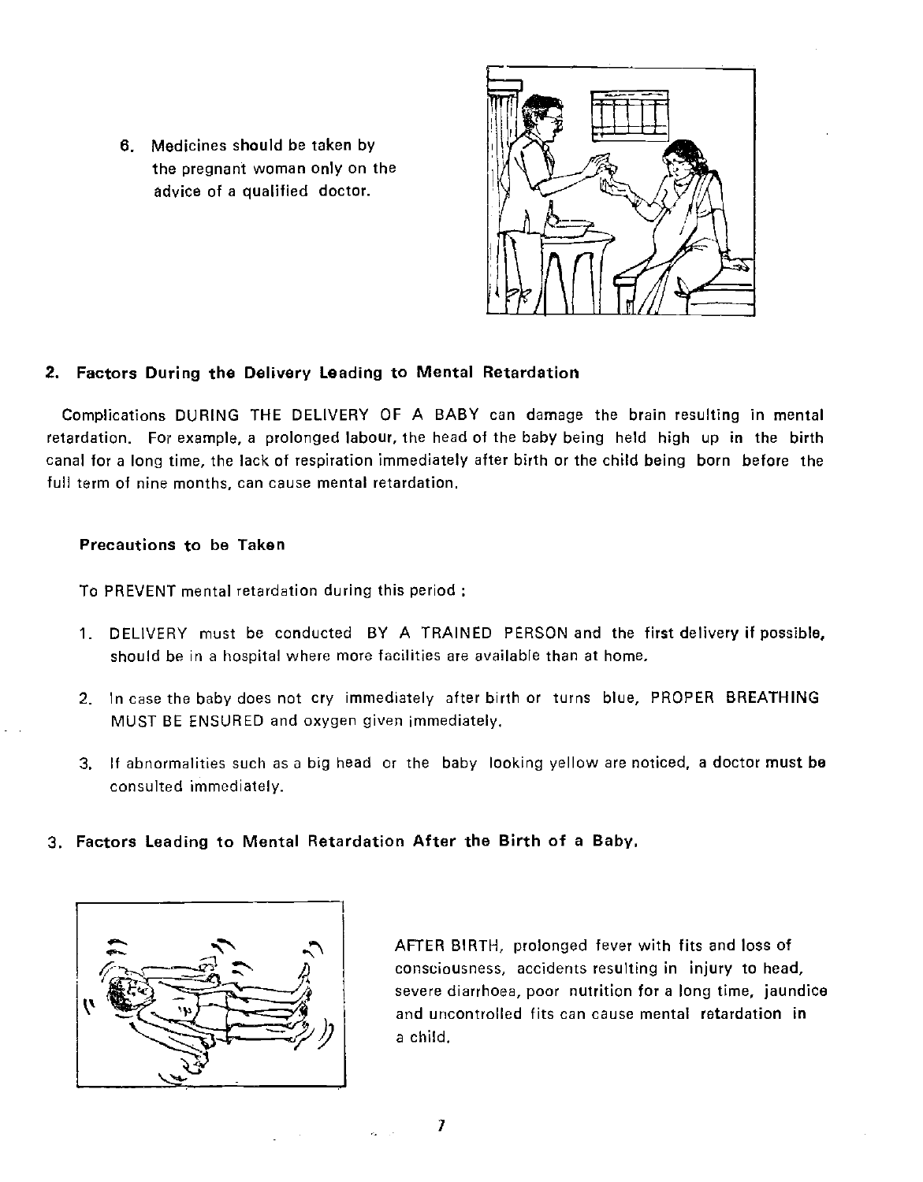6. Medicines should be taken by the pregnant woman only on the advice of a qualified doctor.

## 2. Factors During the Delivery Leading to Mental Retardation

Complications DURING THE DELIVERY OF A BABY can damage the brain resulting in mental retardation. For example, a prolonged labour, the head of the baby being held high up in the birth canal for a long time, the lack of respiration immediately after birth or the child being born before the full term of nine months, can cause mental retardation.

### Precautions to be Taken

To PREVENT mental retardation during this period :

1. DELIVERY must be conducted BY A TRAINED PERSON and the first delivery if possible, should be in a hospital where more facilities are available than at home.

2. In case the baby does not cry immediately after birth or turns blue, PROPER BREATHING MUST BE ENSURED and oxygen given immediately.

3. If abnormalities such as a big head or the baby looking yellow are noticed, a doctor must be consulted immediately.

## 3. Factors Leading to Mental Retardation After the Birth of a Baby.

AFTER BIRTH, prolonged fever with fits and loss of consciousness, accidents resulting in injury to head, severe diarrhoea, poor nutrition for a long time, jaundice and uncontrolled fits can cause mental retardation in a child.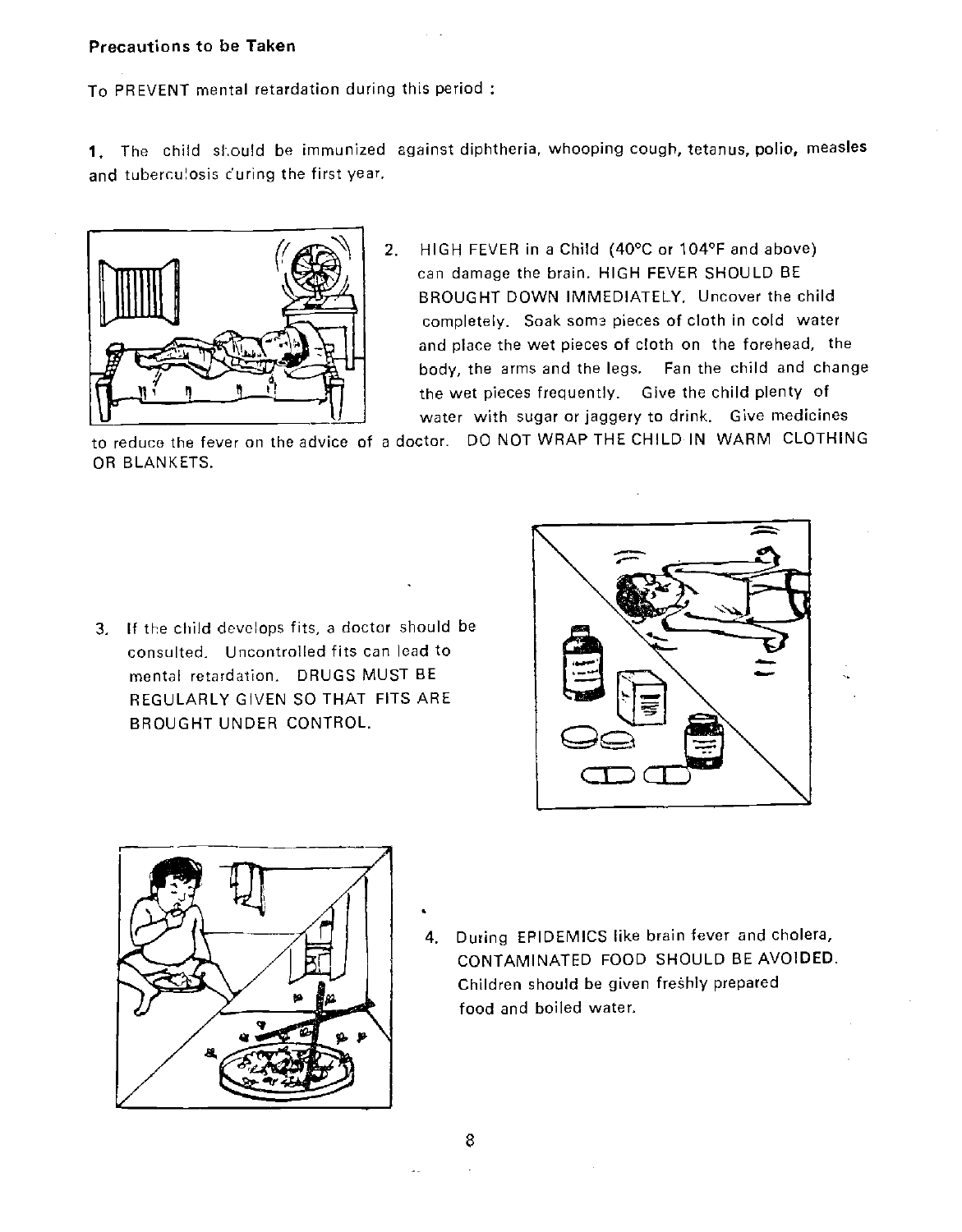**Precautions to be Taken**

To PREVENT mental retardation during this period :

1. The child should be immunized against diphtheria, whooping cough, tetanus, polio, measles and tuberculosis during the first year.

2. HIGH FEVER in a Child (40°C or 104°F and above) can damage the brain. HIGH FEVER SHOULD BE BROUGHT DOWN IMMEDIATELY. Uncover the child completely. Soak some pieces of cloth in cold water and place the wet pieces of cloth on the forehead, the body, the arms and the legs. Fan the child and change the wet pieces frequently. Give the child plenty of water with sugar or jaggery to drink. Give medicines to reduce the fever on the advice of a doctor. DO NOT WRAP THE CHILD IN WARM CLOTHING OR BLANKETS.

3. If the child develops fits, a doctor should be consulted. Uncontrolled fits can lead to mental retardation. DRUGS MUST BE REGULARLY GIVEN SO THAT FITS ARE BROUGHT UNDER CONTROL.

4. During EPIDEMICS like brain fever and cholera, CONTAMINATED FOOD SHOULD BE AVOIDED. Children should be given freshly prepared food and boiled water.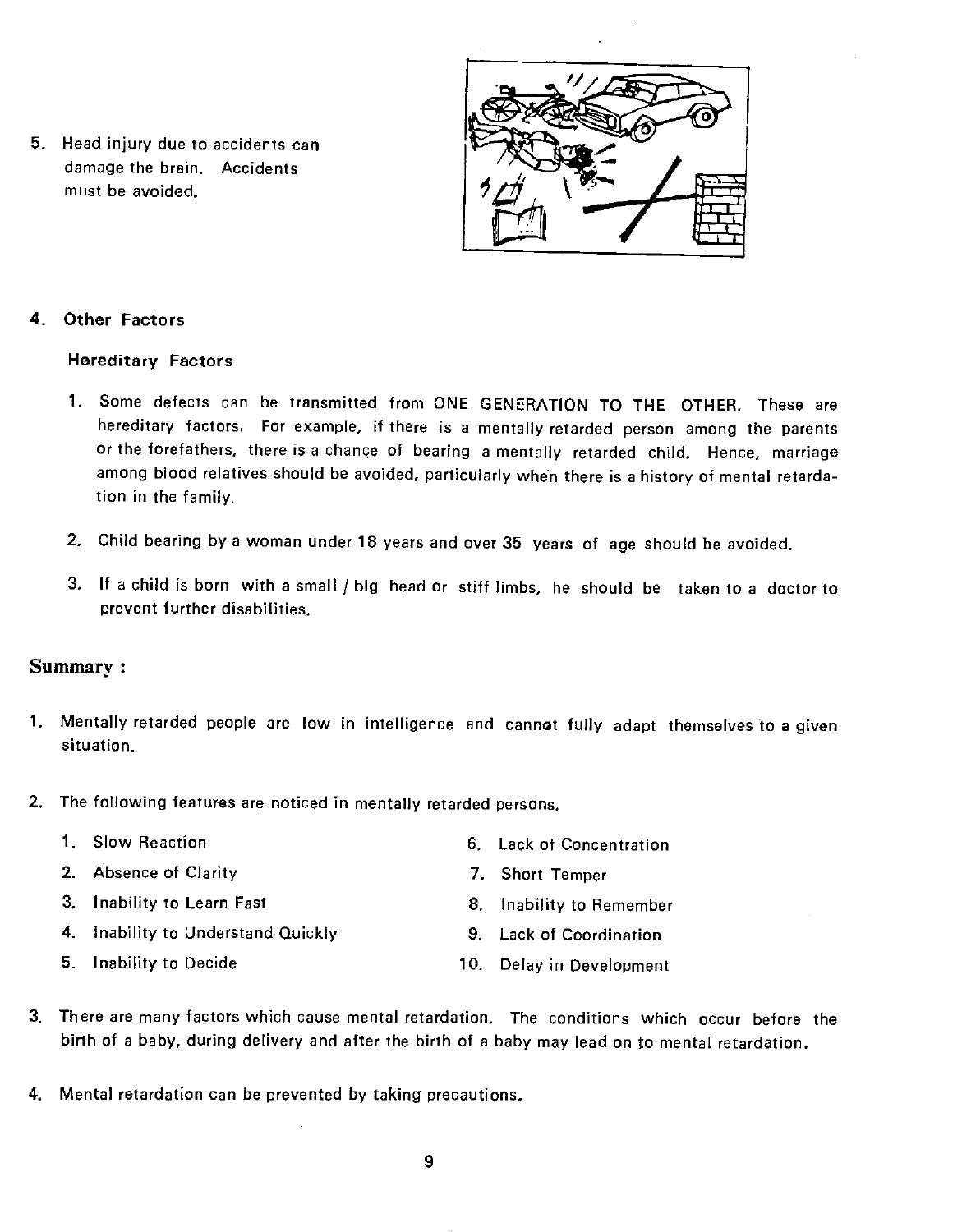5. Head injury due to accidents can damage the brain. Accidents must be avoided.

## 4. Other Factors

### Hereditary Factors

1. Some defects can be transmitted from ONE GENERATION TO THE OTHER. These are hereditary factors. For example, if there is a mentally retarded person among the parents or the forefathers, there is a chance of bearing a mentally retarded child. Hence, marriage among blood relatives should be avoided, particularly when there is a history of mental retardation in the family.

2. Child bearing by a woman under 18 years and over 35 years of age should be avoided.

3. If a child is born with a small / big head or stiff limbs, he should be taken to a doctor to prevent further disabilities.

## Summary :

1. Mentally retarded people are low in intelligence and cannot fully adapt themselves to a given situation.

2. The following features are noticed in mentally retarded persons.

   1. Slow Reaction
   2. Absence of Clarity
   3. Inability to Learn Fast
   4. Inability to Understand Quickly
   5. Inability to Decide
   6. Lack of Concentration
   7. Short Temper
   8. Inability to Remember
   9. Lack of Coordination
   10. Delay in Development

3. There are many factors which cause mental retardation. The conditions which occur before the birth of a baby, during delivery and after the birth of a baby may lead on to mental retardation.

4. Mental retardation can be prevented by taking precautions.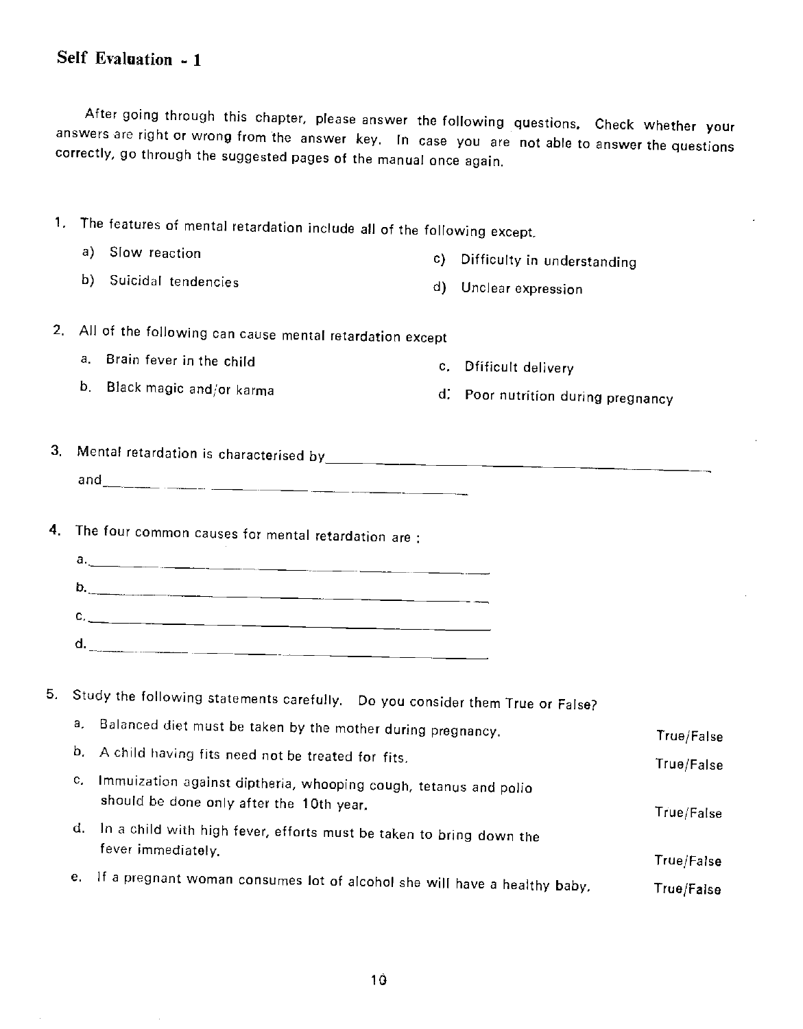## Self Evaluation - 1

After going through this chapter, please answer the following questions. Check whether your answers are right or wrong from the answer key. In case you are not able to answer the questions correctly, go through the suggested pages of the manual once again.

1. The features of mental retardation include all of the following except.

   a) Slow reaction
   b) Suicidal tendencies
   c) Difficulty in understanding
   d) Unclear expression

2. All of the following can cause mental retardation except

   a. Brain fever in the child
   b. Black magic and/or karma
   c. Dfificult delivery
   d. Poor nutrition during pregnancy

3. Mental retardation is characterised by\_\_\_\_\_\_\_\_\_\_\_\_\_\_\_\_\_\_\_\_\_\_\_\_\_\_\_\_\_\_\_\_\_\_\_\_\_\_\_\_
   and\_\_\_\_\_\_\_\_\_\_\_\_\_\_\_\_\_\_\_\_\_\_\_\_\_\_\_\_\_\_\_\_\_\_\_\_\_\_\_\_

4. The four common causes for mental retardation are :

   a.\_\_\_\_\_\_\_\_\_\_\_\_\_\_\_\_\_\_\_\_\_\_\_\_\_\_\_\_\_\_\_\_\_\_\_\_\_\_\_\_
   b.\_\_\_\_\_\_\_\_\_\_\_\_\_\_\_\_\_\_\_\_\_\_\_\_\_\_\_\_\_\_\_\_\_\_\_\_\_\_\_\_
   c.\_\_\_\_\_\_\_\_\_\_\_\_\_\_\_\_\_\_\_\_\_\_\_\_\_\_\_\_\_\_\_\_\_\_\_\_\_\_\_\_
   d.\_\_\_\_\_\_\_\_\_\_\_\_\_\_\_\_\_\_\_\_\_\_\_\_\_\_\_\_\_\_\_\_\_\_\_\_\_\_\_\_

5. Study the following statements carefully. Do you consider them True or False?

   a. Balanced diet must be taken by the mother during pregnancy. True/False
   b. A child having fits need not be treated for fits. True/False
   c. Immuization against diptheria, whooping cough, tetanus and polio should be done only after the 10th year. True/False
   d. In a child with high fever, efforts must be taken to bring down the fever immediately. True/False
   e. If a pregnant woman consumes lot of alcohol she will have a healthy baby. True/False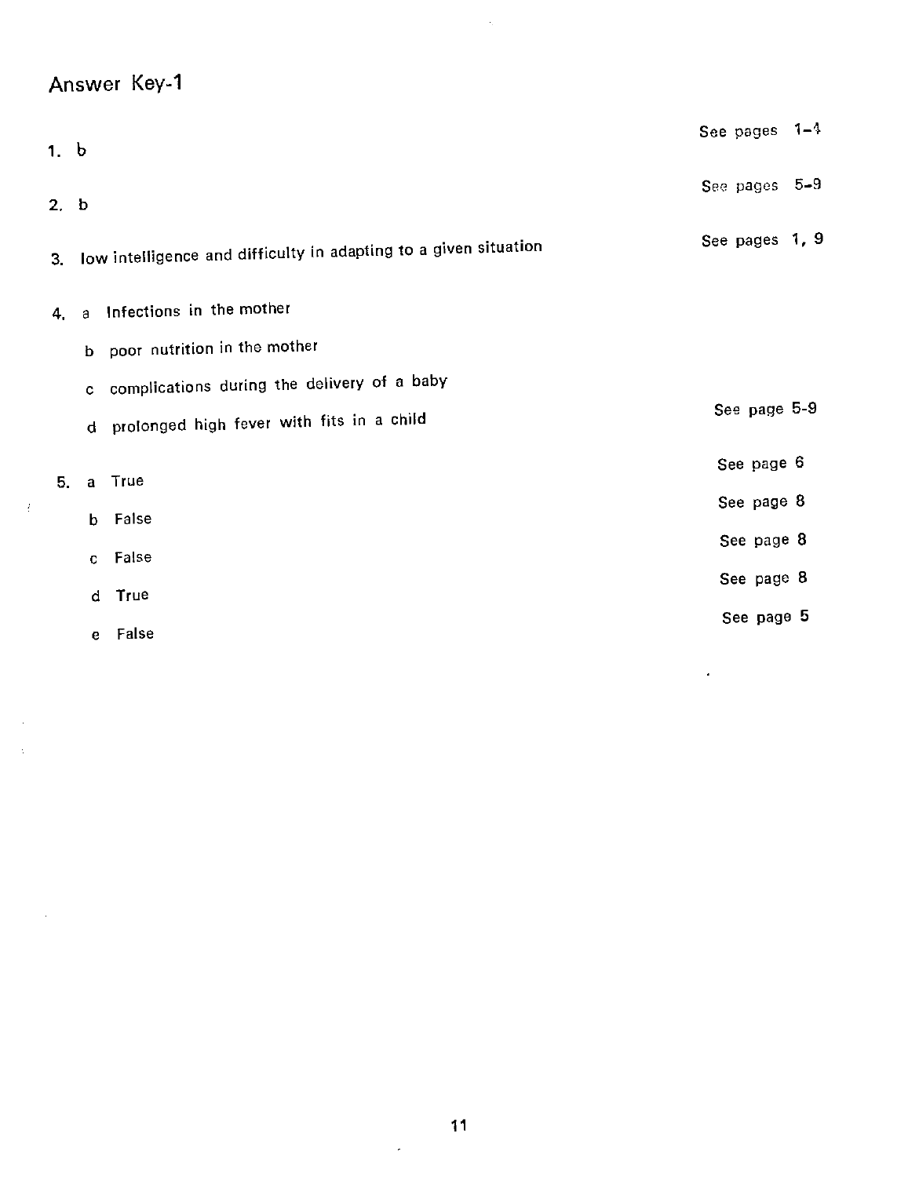## Answer Key-1

1. b — See pages 1–4

2. b — See pages 5–9

3. low intelligence and difficulty in adapting to a given situation — See pages 1, 9

4. a Infections in the mother

   b poor nutrition in the mother

   c complications during the delivery of a baby

   d prolonged high fever with fits in a child — See page 5-9

5. a True — See page 6

   b False — See page 8

   c False — See page 8

   d True — See page 8

   e False — See page 5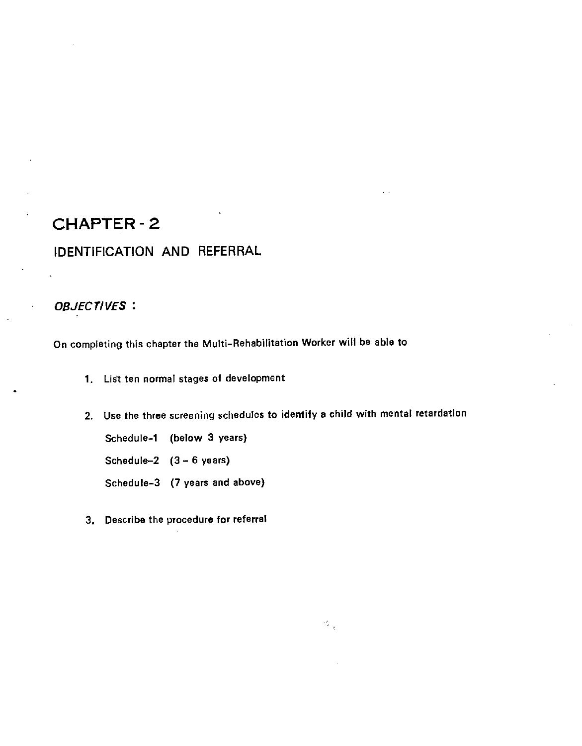# CHAPTER - 2

## IDENTIFICATION AND REFERRAL

### *OBJECTIVES* :

On completing this chapter the Multi-Rehabilitation Worker will be able to

1. List ten normal stages of development
2. Use the three screening schedules to identify a child with mental retardation

   Schedule-1 (below 3 years)

   Schedule-2 (3 - 6 years)

   Schedule-3 (7 years and above)
3. Describe the procedure for referral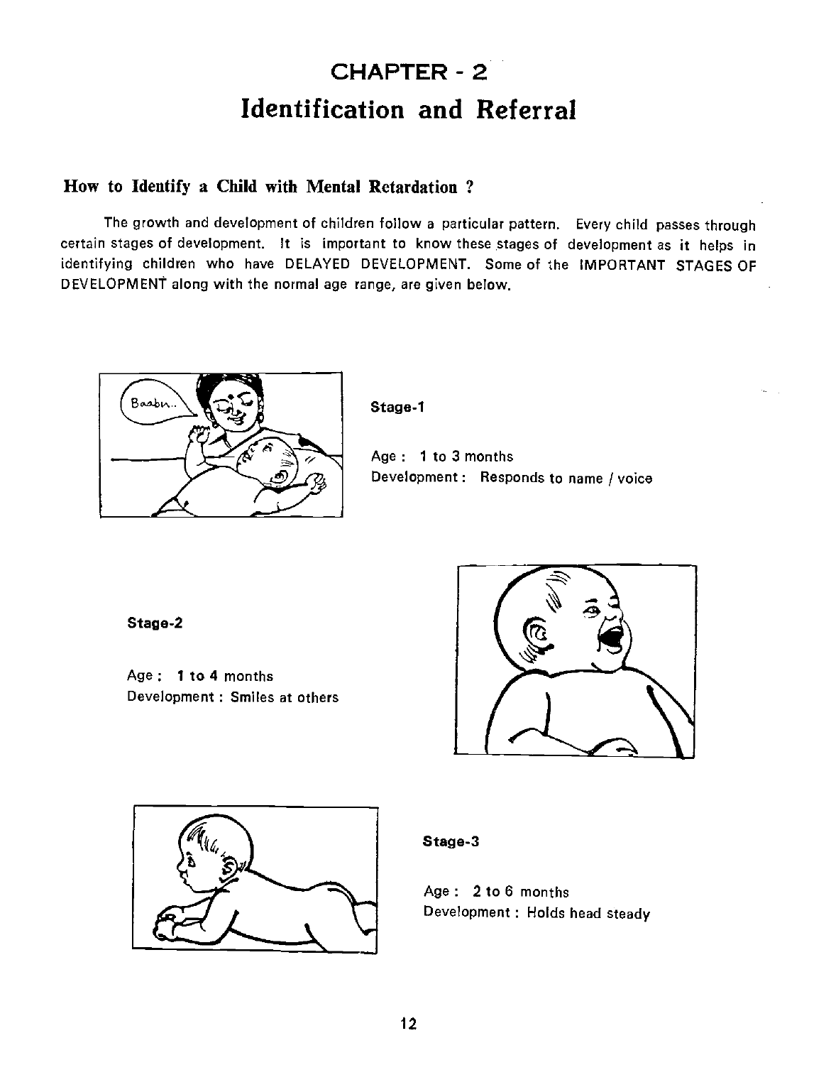# CHAPTER - 2

# Identification and Referral

## How to Identify a Child with Mental Retardation ?

The growth and development of children follow a particular pattern. Every child passes through certain stages of development. It is important to know these stages of development as it helps in identifying children who have DELAYED DEVELOPMENT. Some of the IMPORTANT STAGES OF DEVELOPMENT along with the normal age range, are given below.

**Stage-1**

Age : 1 to 3 months
Development : Responds to name / voice

**Stage-2**

Age : **1 to 4** months
Development : Smiles at others

**Stage-3**

Age : 2 to 6 months
Development : Holds head steady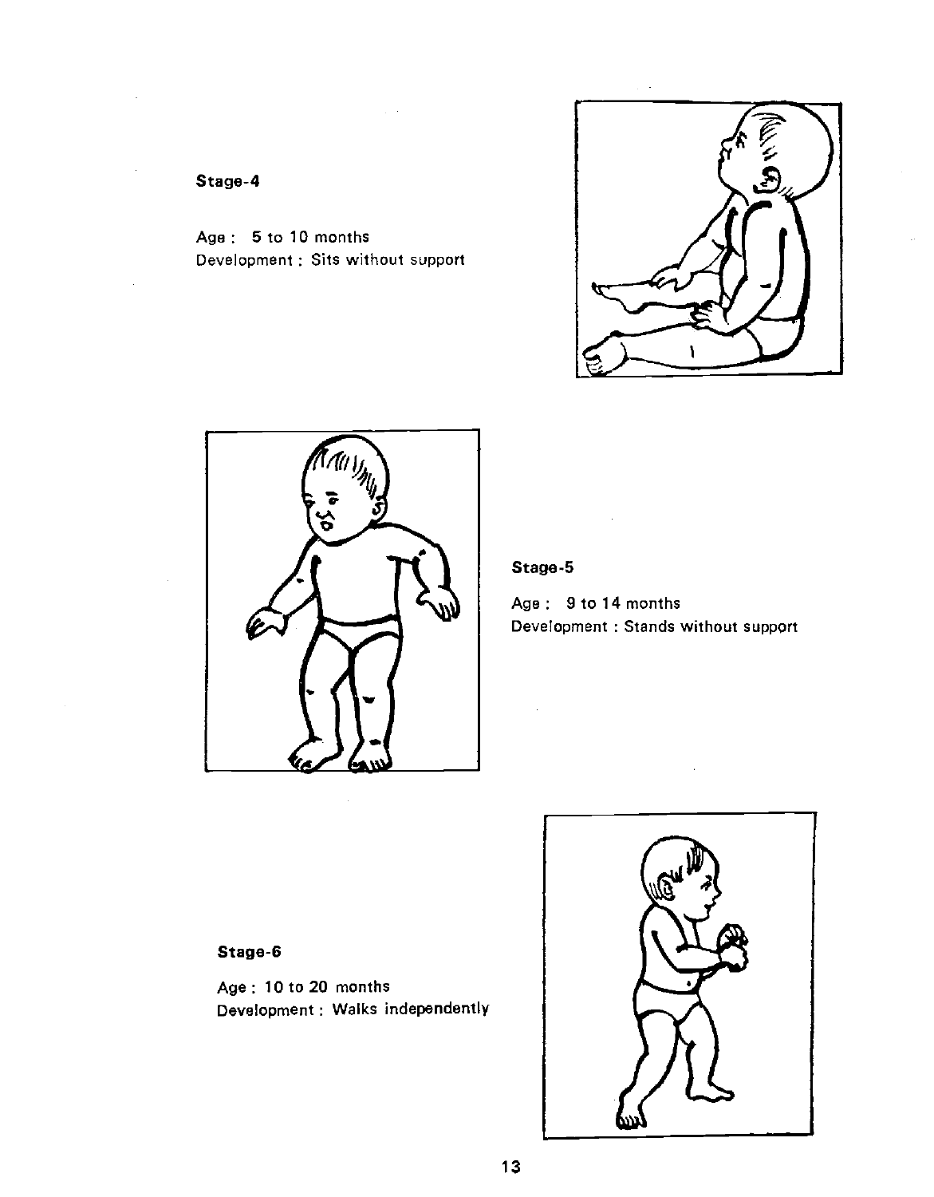**Stage-4**

Age : 5 to 10 months
Development : Sits without support

**Stage-5**

Age : 9 to 14 months
Development : Stands without support

**Stage-6**

Age : 10 to 20 months
Development : Walks independently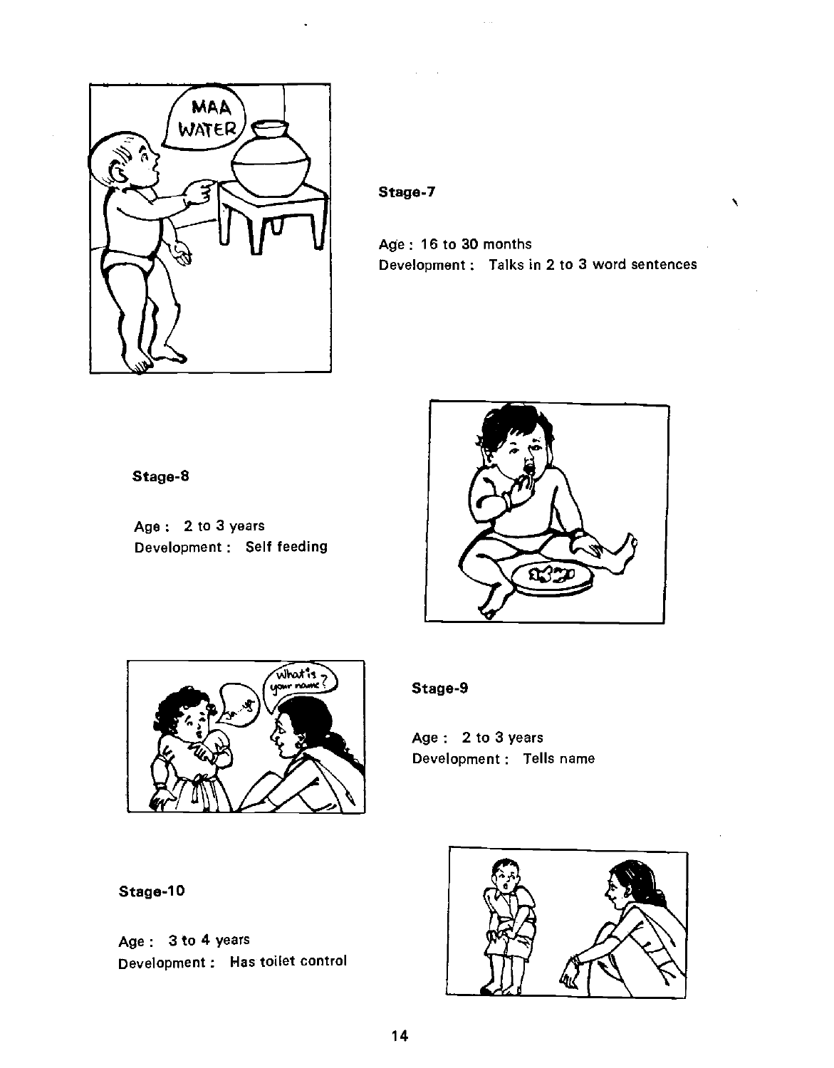**Stage-7**

Age : 16 to 30 months
Development : Talks in 2 to 3 word sentences

**Stage-8**

Age : 2 to 3 years
Development : Self feeding

**Stage-9**

Age : 2 to 3 years
Development : Tells name

**Stage-10**

Age : 3 to 4 years
Development : Has toilet control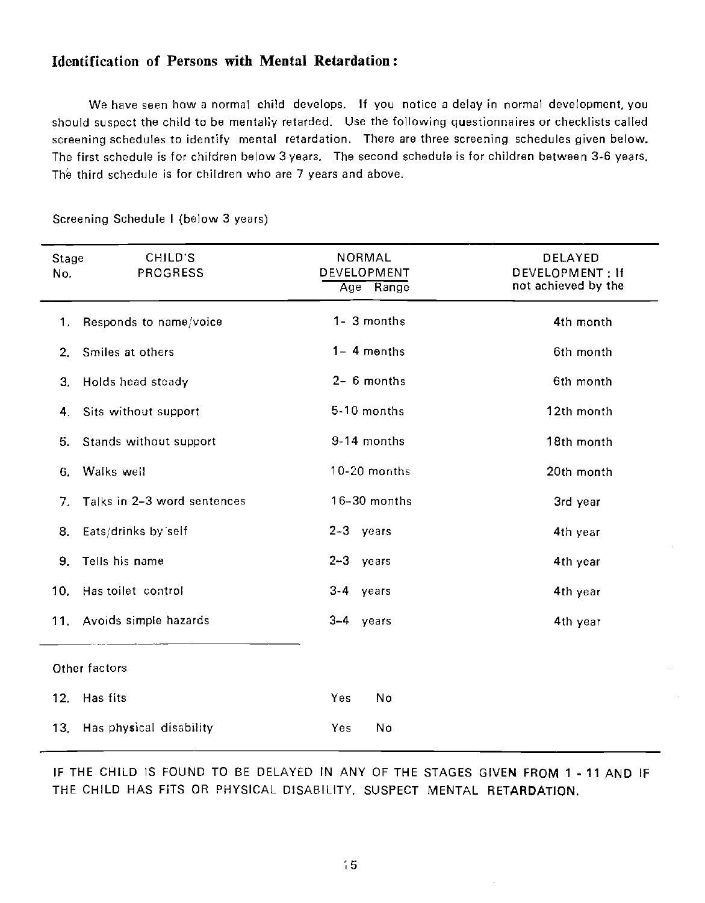## Identification of Persons with Mental Retardation:

We have seen how a normal child develops. If you notice a delay in normal development, you should suspect the child to be mentally retarded. Use the following questionnaires or checklists called screening schedules to identify mental retardation. There are three screening schedules given below. The first schedule is for children below 3 years. The second schedule is for children between 3-6 years. The third schedule is for children who are 7 years and above.

Screening Schedule I (below 3 years)

| Stage No. | CHILD'S PROGRESS | NORMAL DEVELOPMENT Age Range | DELAYED DEVELOPMENT : If not achieved by the |
|---|---|---|---|
| 1. | Responds to name/voice | 1- 3 months | 4th month |
| 2. | Smiles at others | 1- 4 months | 6th month |
| 3. | Holds head steady | 2- 6 months | 6th month |
| 4. | Sits without support | 5-10 months | 12th month |
| 5. | Stands without support | 9-14 months | 18th month |
| 6. | Walks well | 10-20 months | 20th month |
| 7. | Talks in 2-3 word sentences | 16-30 months | 3rd year |
| 8. | Eats/drinks by self | 2-3 years | 4th year |
| 9. | Tells his name | 2-3 years | 4th year |
| 10. | Has toilet control | 3-4 years | 4th year |
| 11. | Avoids simple hazards | 3-4 years | 4th year |
| | Other factors | | |
| 12. | Has fits | Yes No | |
| 13. | Has physical disability | Yes No | |

IF THE CHILD IS FOUND TO BE DELAYED IN ANY OF THE STAGES GIVEN FROM 1 - 11 AND IF THE CHILD HAS FITS OR PHYSICAL DISABILITY, SUSPECT MENTAL RETARDATION.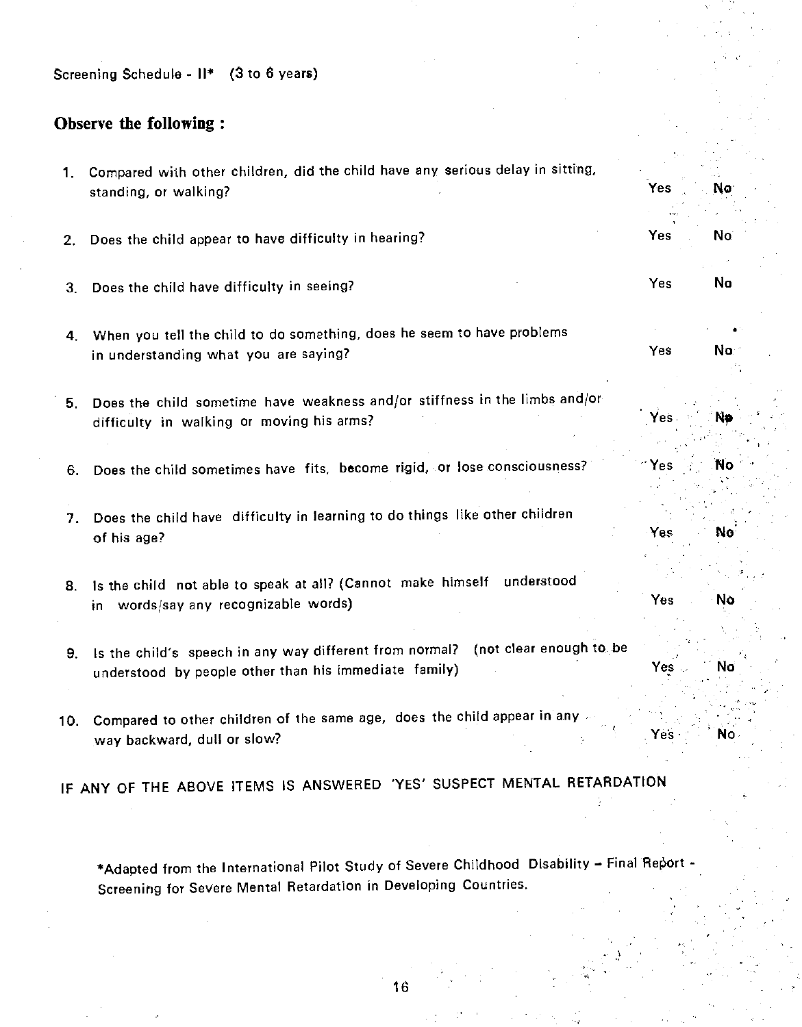Screening Schedule - II* (3 to 6 years)

## Observe the following :

1. Compared with other children, did the child have any serious delay in sitting, standing, or walking? Yes No
2. Does the child appear to have difficulty in hearing? Yes No
3. Does the child have difficulty in seeing? Yes No
4. When you tell the child to do something, does he seem to have problems in understanding what you are saying? Yes No
5. Does the child sometime have weakness and/or stiffness in the limbs and/or difficulty in walking or moving his arms? Yes No
6. Does the child sometimes have fits, become rigid, or lose consciousness? Yes No
7. Does the child have difficulty in learning to do things like other children of his age? Yes No
8. Is the child not able to speak at all? (Cannot make himself understood in words/say any recognizable words) Yes No
9. Is the child's speech in any way different from normal? (not clear enough to be understood by people other than his immediate family) Yes No
10. Compared to other children of the same age, does the child appear in any way backward, dull or slow? Yes No

IF ANY OF THE ABOVE ITEMS IS ANSWERED 'YES' SUSPECT MENTAL RETARDATION

*Adapted from the International Pilot Study of Severe Childhood Disability – Final Report - Screening for Severe Mental Retardation in Developing Countries.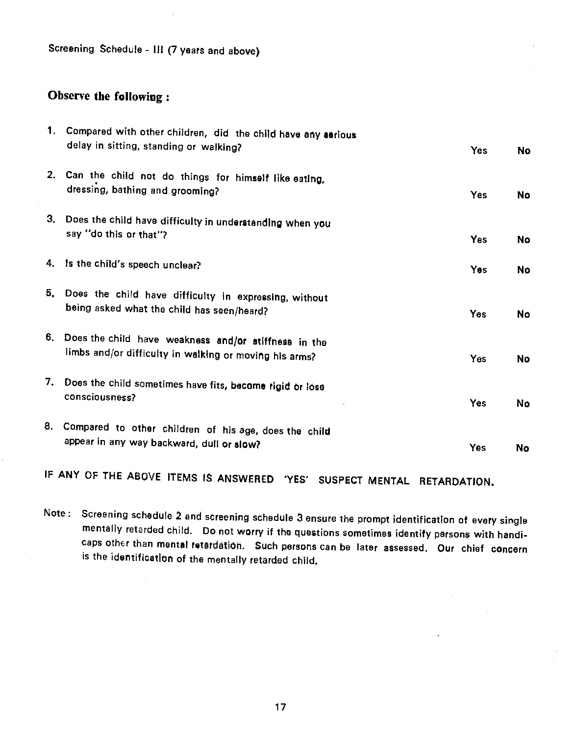Screening Schedule - III (7 years and above)

## Observe the following :

| | | | |
|---|---|---|---|
| 1. | Compared with other children, did the child have any serious delay in sitting, standing or walking? | Yes | No |
| 2. | Can the child not do things for himself like eating, dressing, bathing and grooming? | Yes | No |
| 3. | Does the child have difficulty in understanding when you say "do this or that"? | Yes | No |
| 4. | Is the child's speech unclear? | Yes | No |
| 5. | Does the child have difficulty in expressing, without being asked what the child has seen/heard? | Yes | No |
| 6. | Does the child have weakness and/or stiffness in the limbs and/or difficulty in walking or moving his arms? | Yes | No |
| 7. | Does the child sometimes have fits, become rigid or lose consciousness? | Yes | No |
| 8. | Compared to other children of his age, does the child appear in any way backward, dull or slow? | Yes | No |

IF ANY OF THE ABOVE ITEMS IS ANSWERED 'YES' SUSPECT MENTAL RETARDATION.

Note : Screening schedule 2 and screening schedule 3 ensure the prompt identification of every single mentally retarded child. Do not worry if the questions sometimes identify persons with handicaps other than mental retardation. Such persons can be later assessed. Our chief concern is the identification of the mentally retarded child.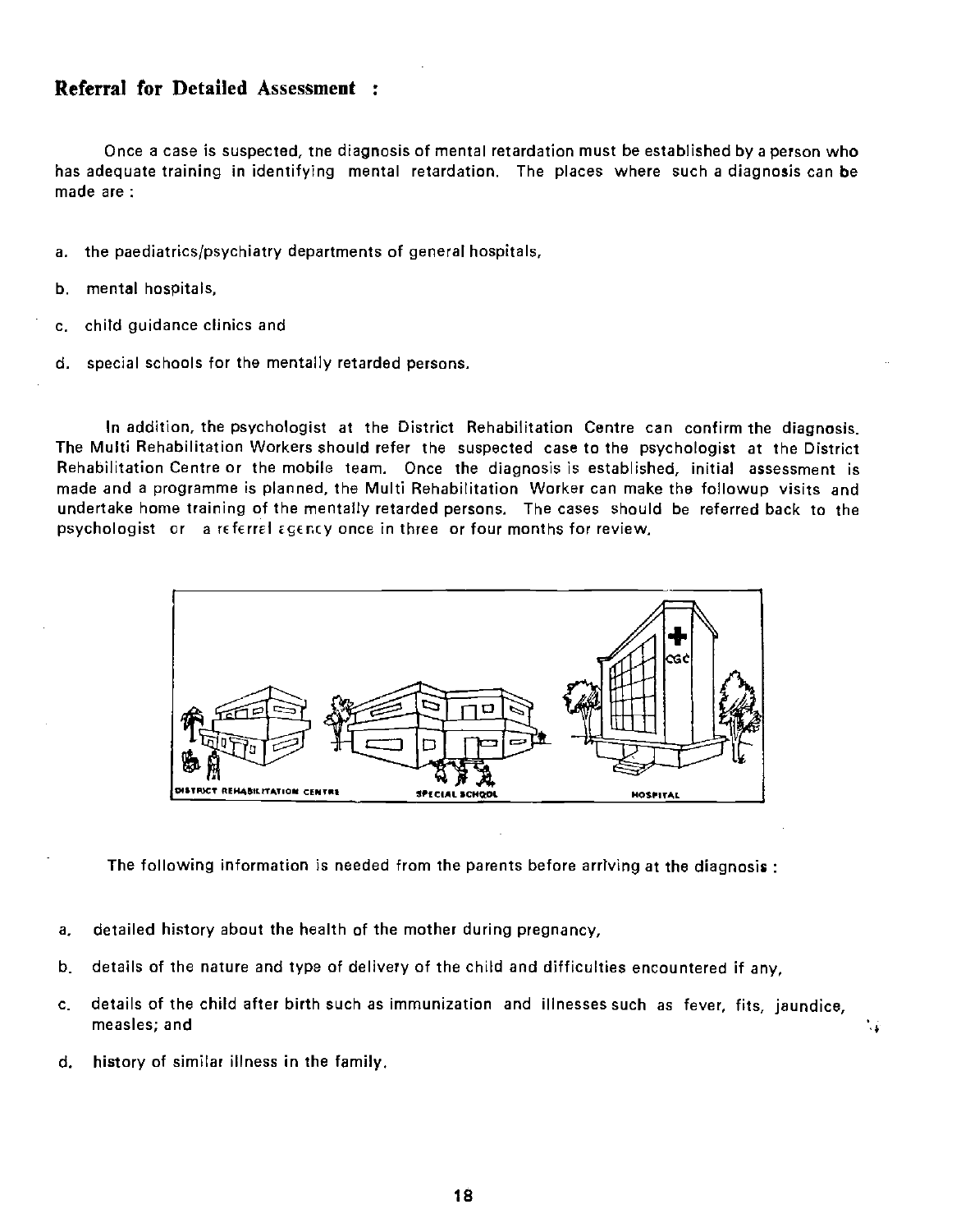## Referral for Detailed Assessment :

Once a case is suspected, the diagnosis of mental retardation must be established by a person who has adequate training in identifying mental retardation. The places where such a diagnosis can be made are :

a. the paediatrics/psychiatry departments of general hospitals,

b. mental hospitals,

c. child guidance clinics and

d. special schools for the mentally retarded persons.

In addition, the psychologist at the District Rehabilitation Centre can confirm the diagnosis. The Multi Rehabilitation Workers should refer the suspected case to the psychologist at the District Rehabilitation Centre or the mobile team. Once the diagnosis is established, initial assessment is made and a programme is planned, the Multi Rehabilitation Worker can make the followup visits and undertake home training of the mentally retarded persons. The cases should be referred back to the psychologist or a referral agency once in three or four months for review.

DISTRICT REHABILITATION CENTRE SPECIAL SCHOOL HOSPITAL

The following information is needed from the parents before arriving at the diagnosis :

a. detailed history about the health of the mother during pregnancy,

b. details of the nature and type of delivery of the child and difficulties encountered if any,

c. details of the child after birth such as immunization and illnesses such as fever, fits, jaundice, measles; and

d. history of similar illness in the family.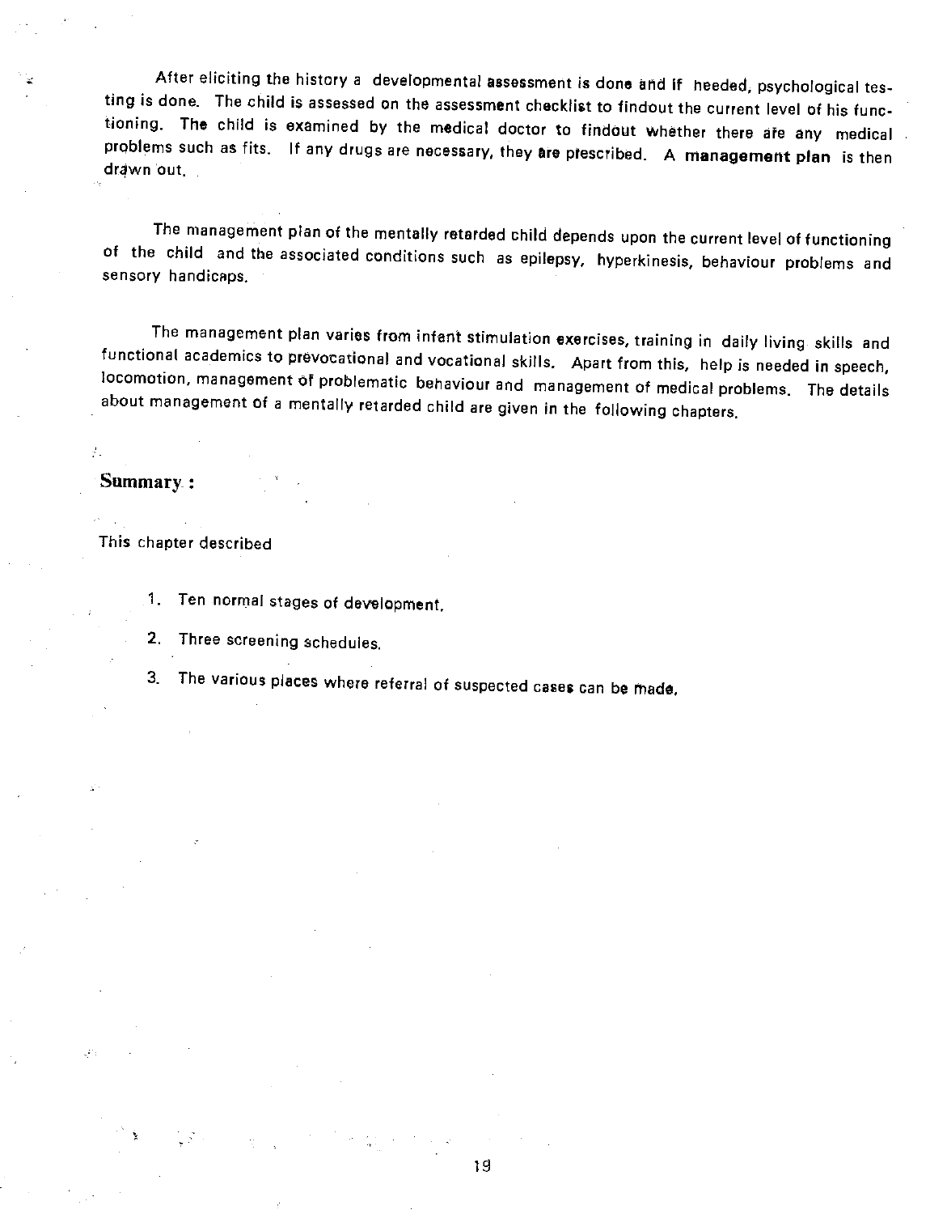After eliciting the history a developmental assessment is done and if needed, psychological testing is done. The child is assessed on the assessment checklist to findout the current level of his functioning. The child is examined by the medical doctor to findout whether there are any medical problems such as fits. If any drugs are necessary, they are prescribed. A **management plan** is then drawn out.

The management plan of the mentally retarded child depends upon the current level of functioning of the child and the associated conditions such as epilepsy, hyperkinesis, behaviour problems and sensory handicaps.

The management plan varies from infant stimulation exercises, training in daily living skills and functional academics to prevocational and vocational skills. Apart from this, help is needed in speech, locomotion, management of problematic behaviour and management of medical problems. The details about management of a mentally retarded child are given in the following chapters.

## Summary :

This chapter described

1. Ten normal stages of development.
2. Three screening schedules.
3. The various places where referral of suspected cases can be made.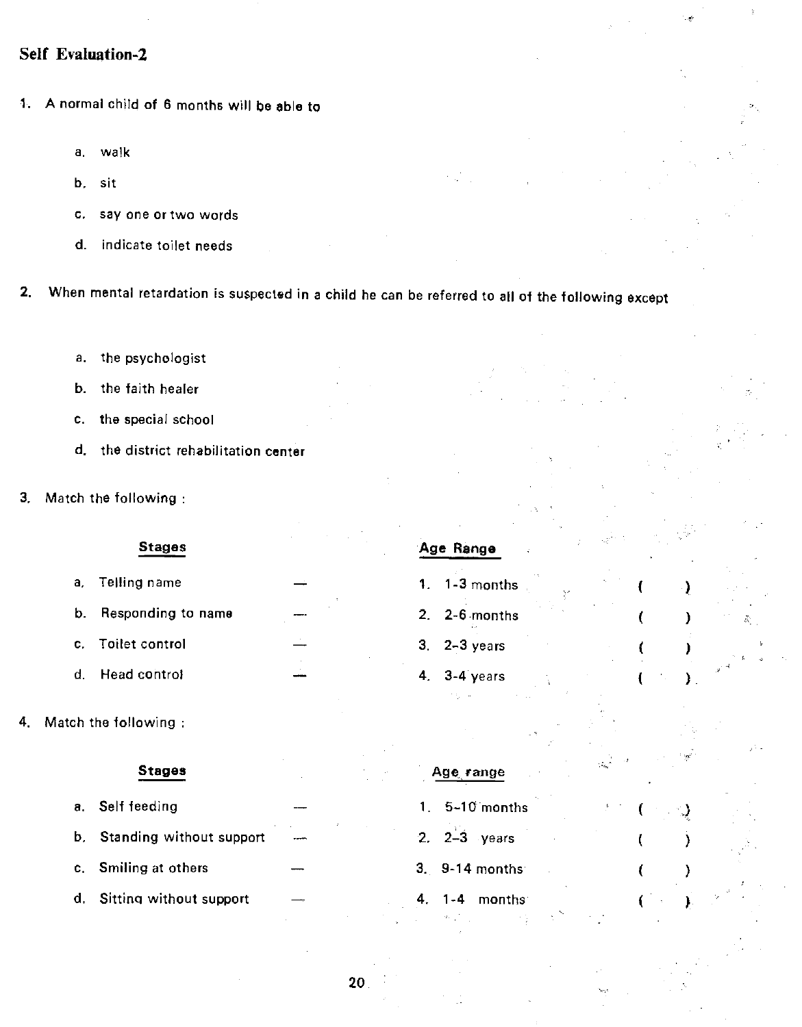## Self Evaluation-2

1. A normal child of 6 months will be able to

   a. walk

   b. sit

   c. say one or two words

   d. indicate toilet needs

2. When mental retardation is suspected in a child he can be referred to all of the following except

   a. the psychologist

   b. the faith healer

   c. the special school

   d. the district rehabilitation center

3. Match the following :

| Stages | | Age Range | |
|---|---|---|---|
| a. Telling name | — | 1. 1-3 months | ( ) |
| b. Responding to name | — | 2. 2-6 months | ( ) |
| c. Toilet control | — | 3. 2-3 years | ( ) |
| d. Head control | — | 4. 3-4 years | ( ) |

4. Match the following :

| Stages | | Age range | |
|---|---|---|---|
| a. Self feeding | — | 1. 5-10 months | ( ) |
| b. Standing without support | — | 2. 2-3 years | ( ) |
| c. Smiling at others | — | 3. 9-14 months | ( ) |
| d. Sitting without support | — | 4. 1-4 months | ( ) |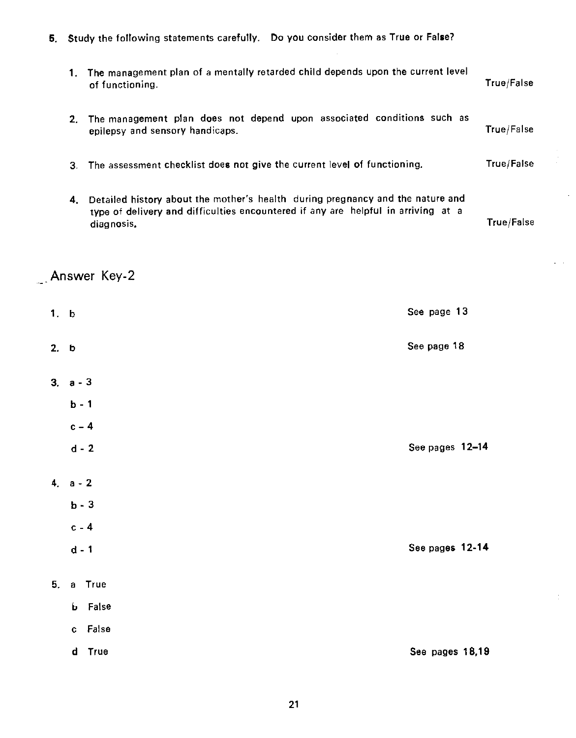5. Study the following statements carefully. Do you consider them as True or False?

   1. The management plan of a mentally retarded child depends upon the current level of functioning. True/False

   2. The management plan does not depend upon associated conditions such as epilepsy and sensory handicaps. True/False

   3. The assessment checklist does not give the current level of functioning. True/False

   4. Detailed history about the mother's health during pregnancy and the nature and type of delivery and difficulties encountered if any are helpful in arriving at a diagnosis. True/False

## Answer Key-2

1. b — See page 13

2. b — See page 18

3. a - 3
   b - 1
   c - 4
   d - 2 — See pages 12–14

4. a - 2
   b - 3
   c - 4
   d - 1 — See pages 12-14

5. a True
   b False
   c False
   d True — See pages 18,19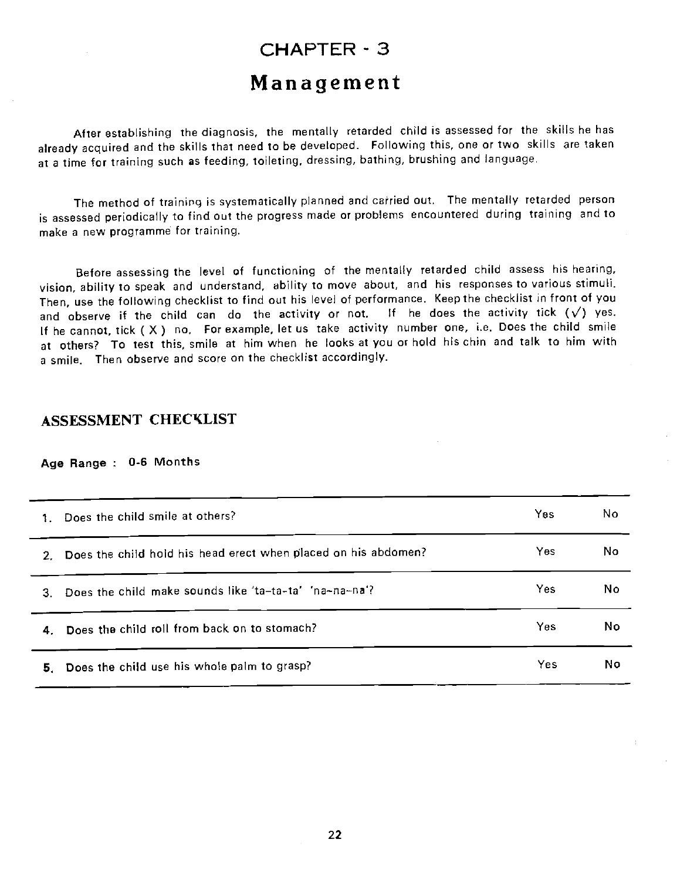# CHAPTER - 3

# Management

After establishing the diagnosis, the mentally retarded child is assessed for the skills he has already acquired and the skills that need to be developed. Following this, one or two skills are taken at a time for training such as feeding, toileting, dressing, bathing, brushing and language.

The method of training is systematically planned and carried out. The mentally retarded person is assessed periodically to find out the progress made or problems encountered during training and to make a new programme for training.

Before assessing the level of functioning of the mentally retarded child assess his hearing, vision, ability to speak and understand, ability to move about, and his responses to various stimuli. Then, use the following checklist to find out his level of performance. Keep the checklist in front of you and observe if the child can do the activity or not. If he does the activity tick (√) yes. If he cannot, tick ( X ) no. For example, let us take activity number one, i.e. Does the child smile at others? To test this, smile at him when he looks at you or hold his chin and talk to him with a smile. Then observe and score on the checklist accordingly.

## ASSESSMENT CHECKLIST

**Age Range : 0-6 Months**

| | | |
|---|---|---|
| 1. Does the child smile at others? | Yes | No |
| 2. Does the child hold his head erect when placed on his abdomen? | Yes | No |
| 3. Does the child make sounds like 'ta-ta-ta' 'na-na-na'? | Yes | No |
| 4. Does the child roll from back on to stomach? | Yes | No |
| 5. Does the child use his whole palm to grasp? | Yes | No |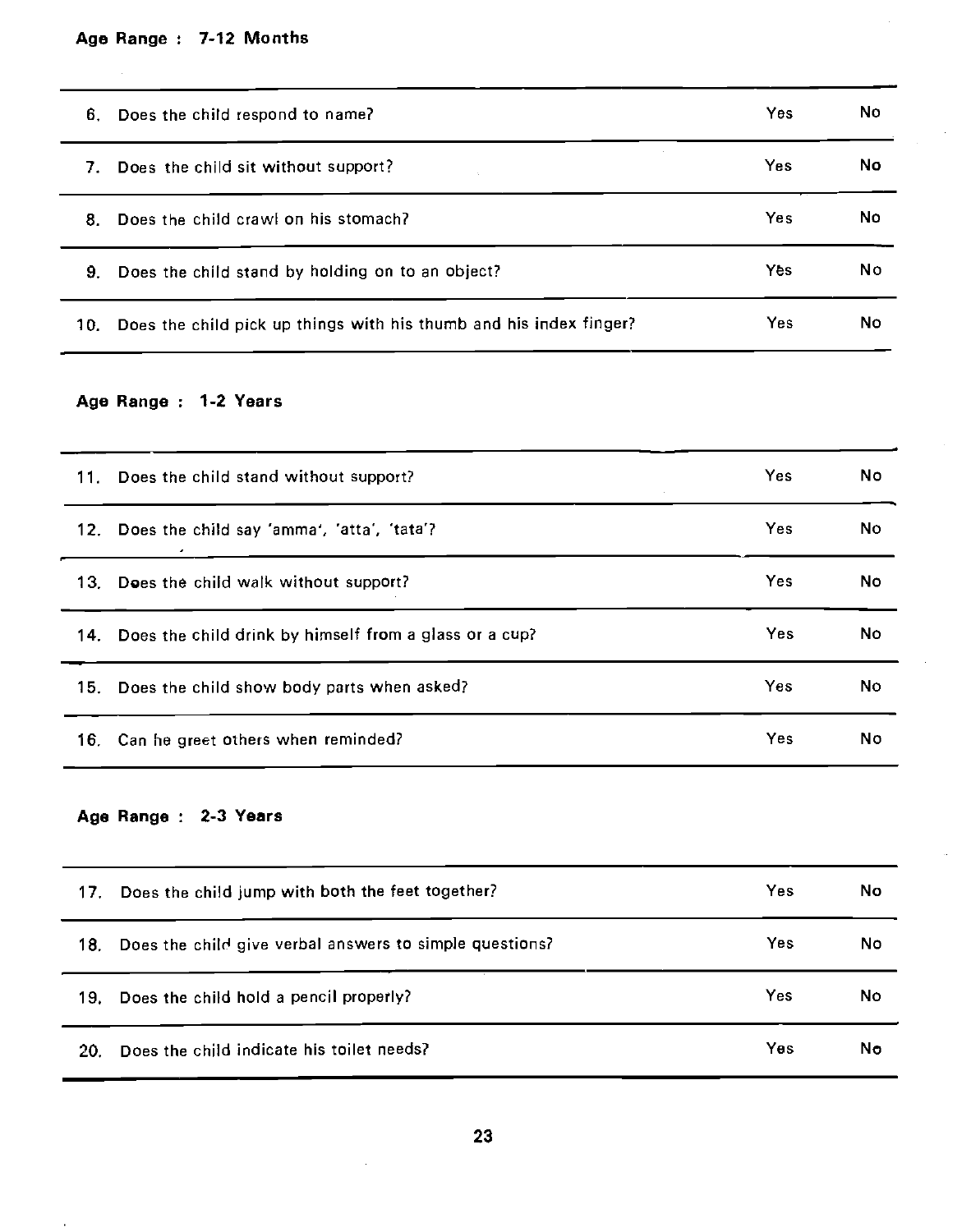**Age Range : 7-12 Months**

| | | | |
|---|---|---|---|
| 6. | Does the child respond to name? | Yes | No |
| 7. | Does the child sit without support? | Yes | No |
| 8. | Does the child crawl on his stomach? | Yes | No |
| 9. | Does the child stand by holding on to an object? | Yes | No |
| 10. | Does the child pick up things with his thumb and his index finger? | Yes | No |

**Age Range : 1-2 Years**

| | | | |
|---|---|---|---|
| 11. | Does the child stand without support? | Yes | No |
| 12. | Does the child say 'amma', 'atta', 'tata'? | Yes | No |
| 13. | Does the child walk without support? | Yes | No |
| 14. | Does the child drink by himself from a glass or a cup? | Yes | No |
| 15. | Does the child show body parts when asked? | Yes | No |
| 16. | Can he greet others when reminded? | Yes | No |

**Age Range : 2-3 Years**

| | | | |
|---|---|---|---|
| 17. | Does the child jump with both the feet together? | Yes | No |
| 18. | Does the child give verbal answers to simple questions? | Yes | No |
| 19. | Does the child hold a pencil properly? | Yes | No |
| 20. | Does the child indicate his toilet needs? | Yes | No |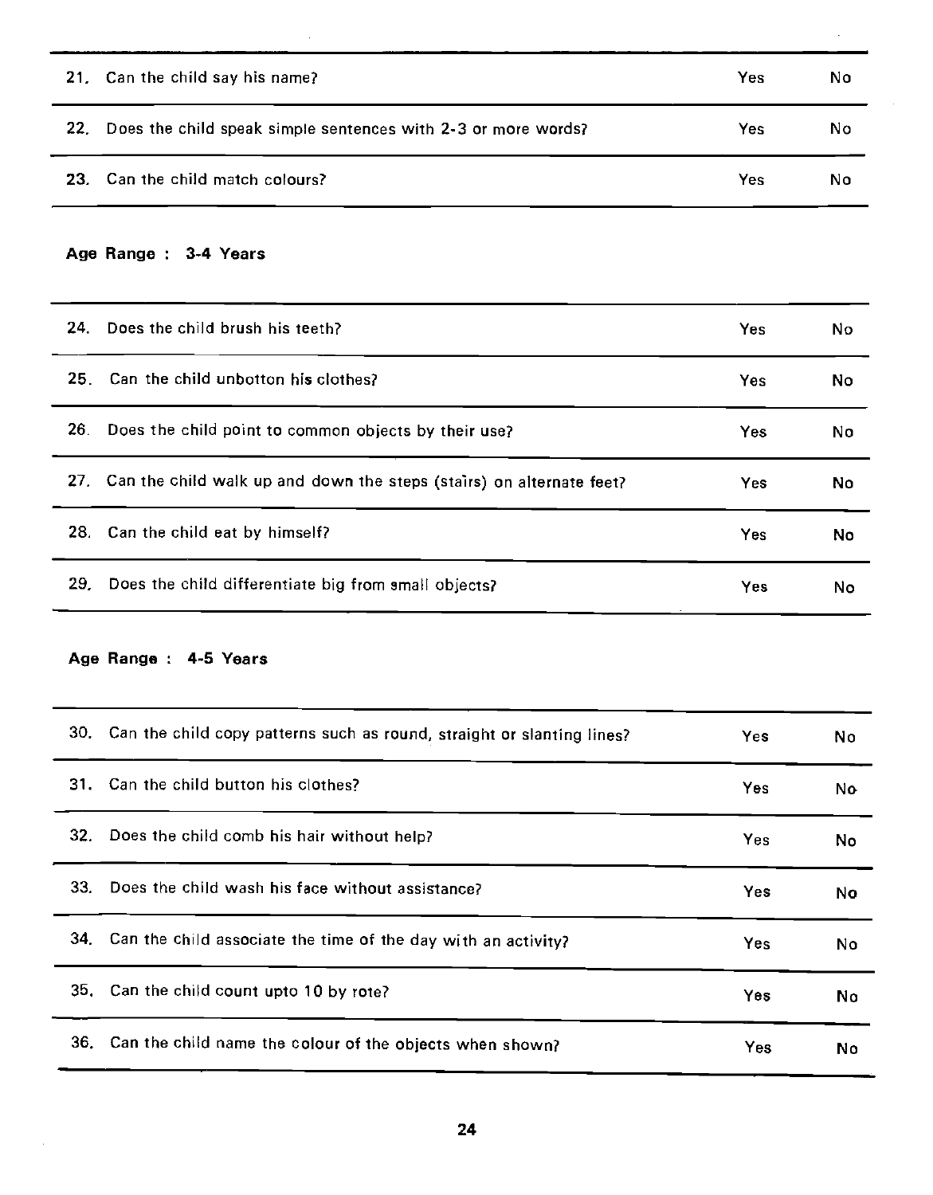| | | | |
|---|---|---|---|
| 21. | Can the child say his name? | Yes | No |
| 22. | Does the child speak simple sentences with 2-3 or more words? | Yes | No |
| 23. | Can the child match colours? | Yes | No |

**Age Range : 3-4 Years**

| | | | |
|---|---|---|---|
| 24. | Does the child brush his teeth? | Yes | No |
| 25. | Can the child unbotton his clothes? | Yes | No |
| 26. | Does the child point to common objects by their use? | Yes | No |
| 27. | Can the child walk up and down the steps (stairs) on alternate feet? | Yes | No |
| 28. | Can the child eat by himself? | Yes | No |
| 29. | Does the child differentiate big from small objects? | Yes | No |

**Age Range : 4-5 Years**

| | | | |
|---|---|---|---|
| 30. | Can the child copy patterns such as round, straight or slanting lines? | Yes | No |
| 31. | Can the child button his clothes? | Yes | No |
| 32. | Does the child comb his hair without help? | Yes | No |
| 33. | Does the child wash his face without assistance? | Yes | No |
| 34. | Can the child associate the time of the day with an activity? | Yes | No |
| 35. | Can the child count upto 10 by rote? | Yes | No |
| 36. | Can the child name the colour of the objects when shown? | Yes | No |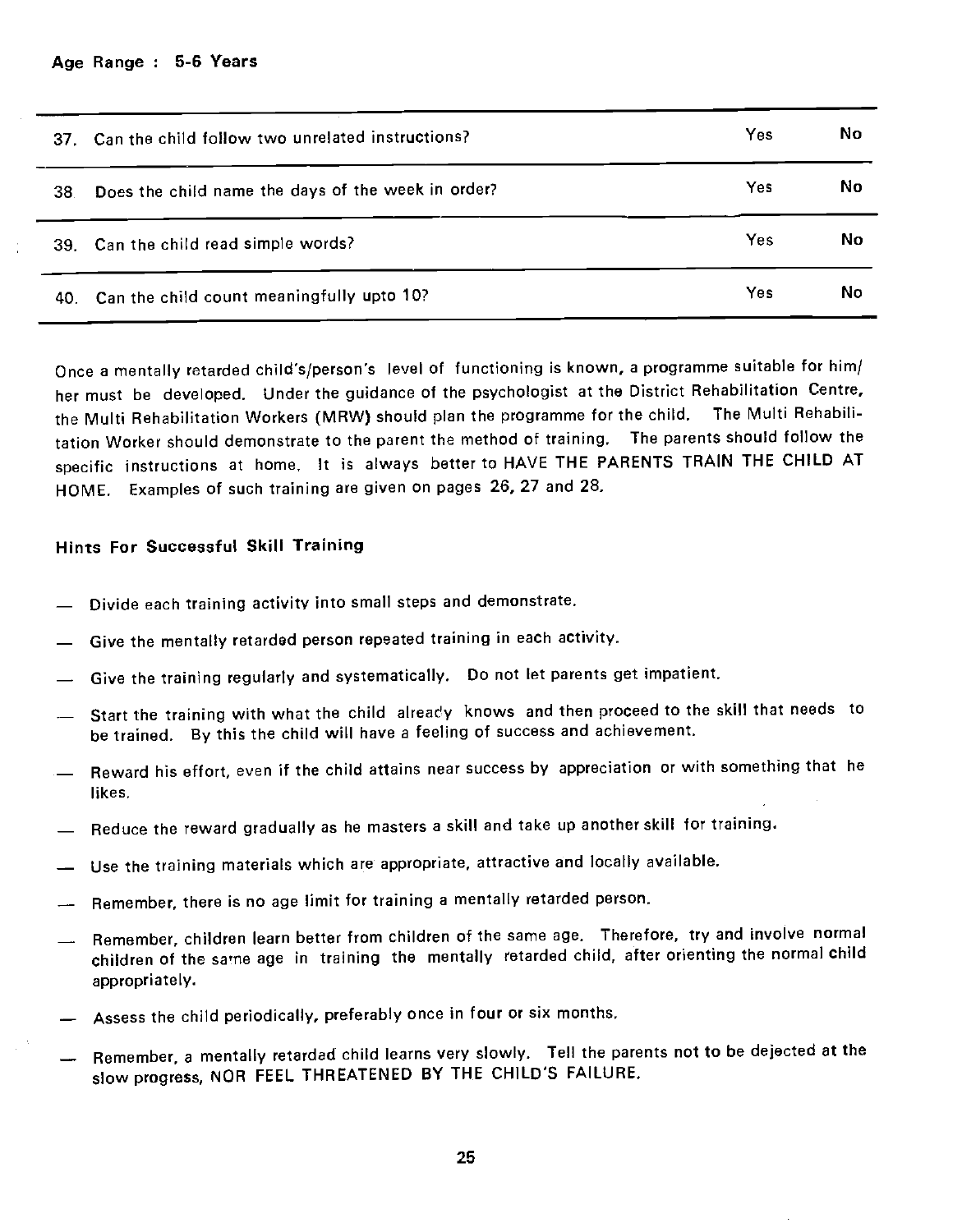**Age Range : 5-6 Years**

| | | | |
|---|---|---|---|
| 37. | Can the child follow two unrelated instructions? | Yes | No |
| 38 | Does the child name the days of the week in order? | Yes | No |
| 39. | Can the child read simple words? | Yes | No |
| 40. | Can the child count meaningfully upto 10? | Yes | No |

Once a mentally retarded child's/person's level of functioning is known, a programme suitable for him/her must be developed. Under the guidance of the psychologist at the District Rehabilitation Centre, the Multi Rehabilitation Workers (MRW) should plan the programme for the child. The Multi Rehabilitation Worker should demonstrate to the parent the method of training. The parents should follow the specific instructions at home. It is always better to HAVE THE PARENTS TRAIN THE CHILD AT HOME. Examples of such training are given on pages 26, 27 and 28.

### Hints For Successful Skill Training

- Divide each training activity into small steps and demonstrate.
- Give the mentally retarded person repeated training in each activity.
- Give the training regularly and systematically. Do not let parents get impatient.
- Start the training with what the child already knows and then proceed to the skill that needs to be trained. By this the child will have a feeling of success and achievement.
- Reward his effort, even if the child attains near success by appreciation or with something that he likes.
- Reduce the reward gradually as he masters a skill and take up another skill for training.
- Use the training materials which are appropriate, attractive and locally available.
- Remember, there is no age limit for training a mentally retarded person.
- Remember, children learn better from children of the same age. Therefore, try and involve normal children of the same age in training the mentally retarded child, after orienting the normal child appropriately.
- Assess the child periodically, preferably once in four or six months.
- Remember, a mentally retarded child learns very slowly. Tell the parents not to be dejected at the slow progress, NOR FEEL THREATENED BY THE CHILD'S FAILURE.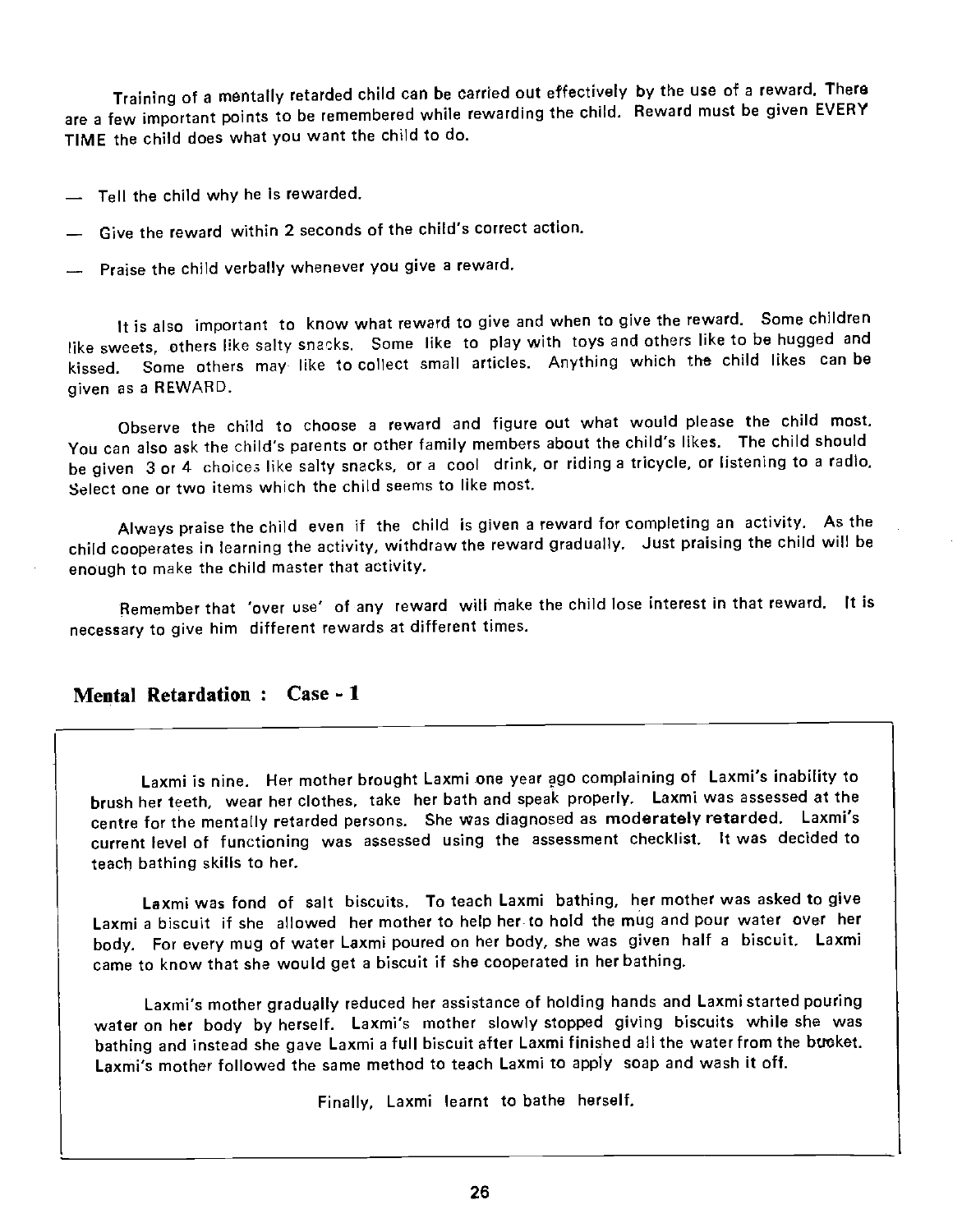Training of a mentally retarded child can be carried out effectively by the use of a reward. There are a few important points to be remembered while rewarding the child. Reward must be given EVERY TIME the child does what you want the child to do.

— Tell the child why he is rewarded.

— Give the reward within 2 seconds of the child's correct action.

— Praise the child verbally whenever you give a reward.

It is also important to know what reward to give and when to give the reward. Some children like sweets, others like salty snacks. Some like to play with toys and others like to be hugged and kissed. Some others may like to collect small articles. Anything which the child likes can be given as a REWARD.

Observe the child to choose a reward and figure out what would please the child most. You can also ask the child's parents or other family members about the child's likes. The child should be given 3 or 4 choices like salty snacks, or a cool drink, or riding a tricycle, or listening to a radio. Select one or two items which the child seems to like most.

Always praise the child even if the child is given a reward for completing an activity. As the child cooperates in learning the activity, withdraw the reward gradually. Just praising the child will be enough to make the child master that activity.

Remember that 'over use' of any reward will make the child lose interest in that reward. It is necessary to give him different rewards at different times.

## Mental Retardation : Case - 1

Laxmi is nine. Her mother brought Laxmi one year ago complaining of Laxmi's inability to brush her teeth, wear her clothes, take her bath and speak properly. Laxmi was assessed at the centre for the mentally retarded persons. She was diagnosed as **moderately retarded.** Laxmi's current level of functioning was assessed using the assessment checklist. It was decided to teach bathing skills to her.

Laxmi was fond of salt biscuits. To teach Laxmi bathing, her mother was asked to give Laxmi a biscuit if she allowed her mother to help her to hold the mug and pour water over her body. For every mug of water Laxmi poured on her body, she was given half a biscuit. Laxmi came to know that she would get a biscuit if she cooperated in her bathing.

Laxmi's mother gradually reduced her assistance of holding hands and Laxmi started pouring water on her body by herself. Laxmi's mother slowly stopped giving biscuits while she was bathing and instead she gave Laxmi a full biscuit after Laxmi finished all the water from the bucket. Laxmi's mother followed the same method to teach Laxmi to apply soap and wash it off.

Finally, Laxmi learnt to bathe herself.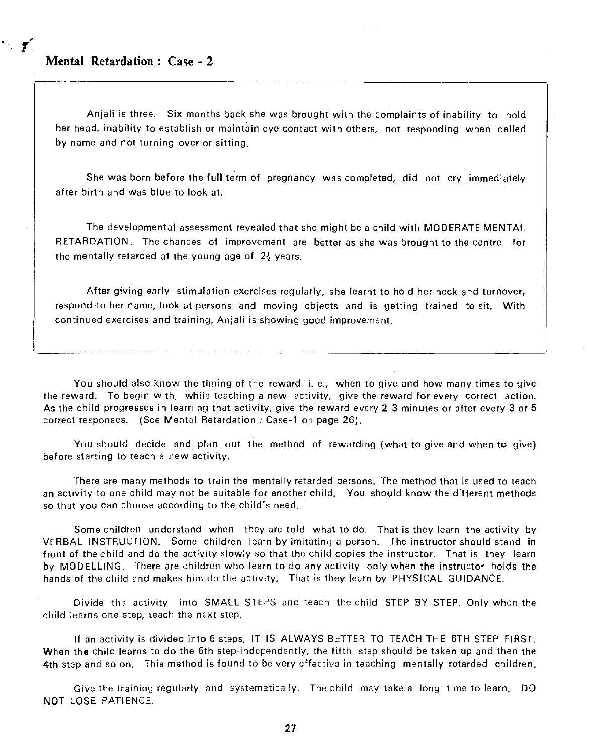## Mental Retardation : Case - 2

Anjali is three. Six months back she was brought with the complaints of inability to hold her head, inability to establish or maintain eye contact with others, not responding when called by name and not turning over or sitting.

She was born before the full term of pregnancy was completed, did not cry immediately after birth and was blue to look at.

The developmental assessment revealed that she might be a child with MODERATE MENTAL RETARDATION. The chances of improvement are better as she was brought to the centre for the mentally retarded at the young age of $2\frac{1}{2}$ years.

After giving early stimulation exercises regularly, she learnt to hold her neck and turnover, respond to her name, look at persons and moving objects and is getting trained to sit. With continued exercises and training, Anjali is showing good improvement.

---

You should also know the timing of the reward i. e., when to give and how many times to give the reward. To begin with, while teaching a new activity, give the reward for every correct action. As the child progresses in learning that activity, give the reward every 2-3 minutes or after every 3 or 5 correct responses. (See Mental Retardation : Case-1 on page 26).

You should decide and plan out the method of rewarding (what to give and when to give) before starting to teach a new activity.

There are many methods to train the mentally retarded persons. The method that is used to teach an activity to one child may not be suitable for another child. You should know the different methods so that you can choose according to the child's need.

Some children understand when they are told what to do. That is they learn the activity by VERBAL INSTRUCTION. Some children learn by imitating a person. The instructor should stand in front of the child and do the activity slowly so that the child copies the instructor. That is they learn by MODELLING. There are children who learn to do any activity only when the instructor holds the hands of the child and makes him do the activity. That is they learn by PHYSICAL GUIDANCE.

Divide the activity into SMALL STEPS and teach the child STEP BY STEP. Only when the child learns one step, teach the next step.

If an activity is divided into 6 steps, IT IS ALWAYS BETTER TO TEACH THE 6TH STEP FIRST. When the child learns to do the 6th step independently, the fifth step should be taken up and then the 4th step and so on. This method is found to be very effective in teaching mentally retarded children.

Give the training regularly and systematically. The child may take a long time to learn. DO NOT LOSE PATIENCE.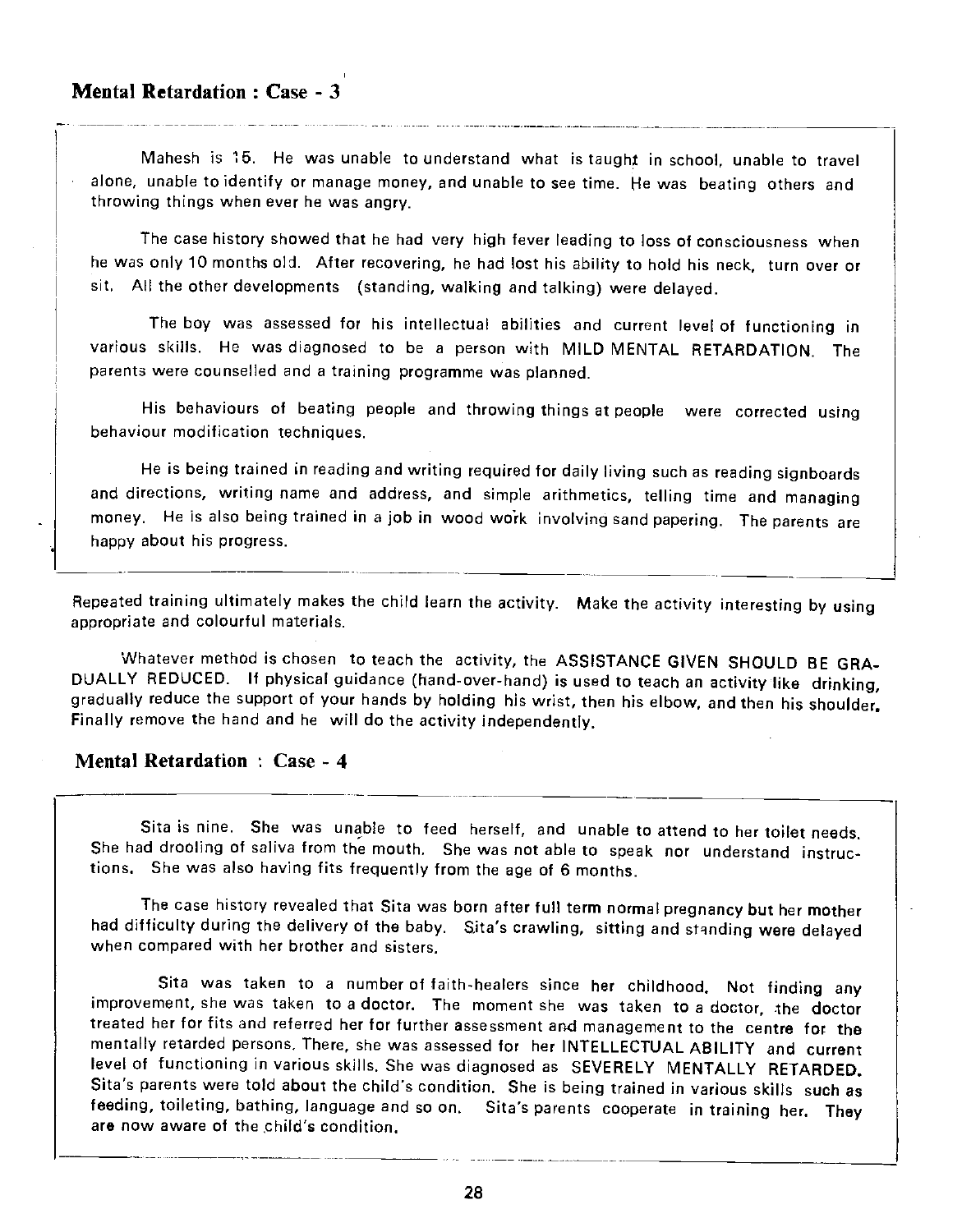## Mental Retardation : Case - 3

Mahesh is 15. He was unable to understand what is taught in school, unable to travel alone, unable to identify or manage money, and unable to see time. He was beating others and throwing things when ever he was angry.

The case history showed that he had very high fever leading to loss of consciousness when he was only 10 months old. After recovering, he had lost his ability to hold his neck, turn over or sit. All the other developments (standing, walking and talking) were delayed.

The boy was assessed for his intellectual abilities and current level of functioning in various skills. He was diagnosed to be a person with MILD MENTAL RETARDATION. The parents were counselled and a training programme was planned.

His behaviours of beating people and throwing things at people were corrected using behaviour modification techniques.

He is being trained in reading and writing required for daily living such as reading signboards and directions, writing name and address, and simple arithmetics, telling time and managing money. He is also being trained in a job in wood work involving sand papering. The parents are happy about his progress.

Repeated training ultimately makes the child learn the activity. Make the activity interesting by using appropriate and colourful materials.

Whatever method is chosen to teach the activity, the ASSISTANCE GIVEN SHOULD BE GRADUALLY REDUCED. If physical guidance (hand-over-hand) is used to teach an activity like drinking, gradually reduce the support of your hands by holding his wrist, then his elbow, and then his shoulder. Finally remove the hand and he will do the activity independently.

## Mental Retardation : Case - 4

Sita is nine. She was unable to feed herself, and unable to attend to her toilet needs. She had drooling of saliva from the mouth. She was not able to speak nor understand instructions. She was also having fits frequently from the age of 6 months.

The case history revealed that Sita was born after full term normal pregnancy but her mother had difficulty during the delivery of the baby. Sita's crawling, sitting and standing were delayed when compared with her brother and sisters.

Sita was taken to a number of faith-healers since her childhood. Not finding any improvement, she was taken to a doctor. The moment she was taken to a doctor, the doctor treated her for fits and referred her for further assessment and management to the centre for the mentally retarded persons. There, she was assessed for her INTELLECTUAL ABILITY and current level of functioning in various skills. She was diagnosed as SEVERELY MENTALLY RETARDED. Sita's parents were told about the child's condition. She is being trained in various skills such as feeding, toileting, bathing, language and so on. Sita's parents cooperate in training her. They are now aware of the child's condition.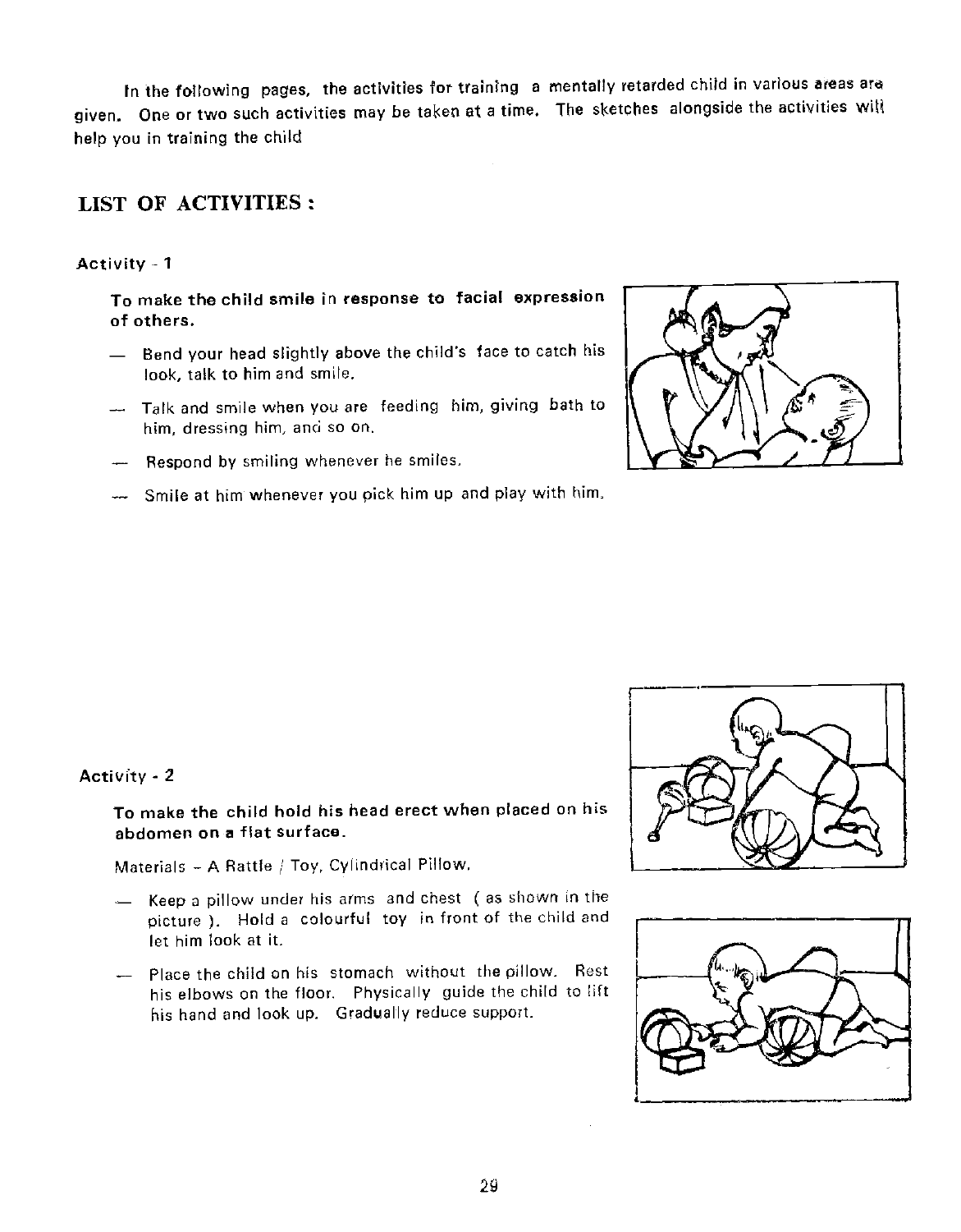In the following pages, the activities for training a mentally retarded child in various areas are given. One or two such activities may be taken at a time. The sketches alongside the activities will help you in training the child

## LIST OF ACTIVITIES :

### Activity - 1

**To make the child smile in response to facial expression of others.**

- Bend your head slightly above the child's face to catch his look, talk to him and smile.
- Talk and smile when you are feeding him, giving bath to him, dressing him, and so on.
- Respond by smiling whenever he smiles.
- Smile at him whenever you pick him up and play with him.

### Activity - 2

**To make the child hold his head erect when placed on his abdomen on a flat surface.**

Materials - A Rattle / Toy, Cylindrical Pillow.

- Keep a pillow under his arms and chest ( as shown in the picture ). Hold a colourful toy in front of the child and let him look at it.
- Place the child on his stomach without the pillow. Rest his elbows on the floor. Physically guide the child to lift his hand and look up. Gradually reduce support.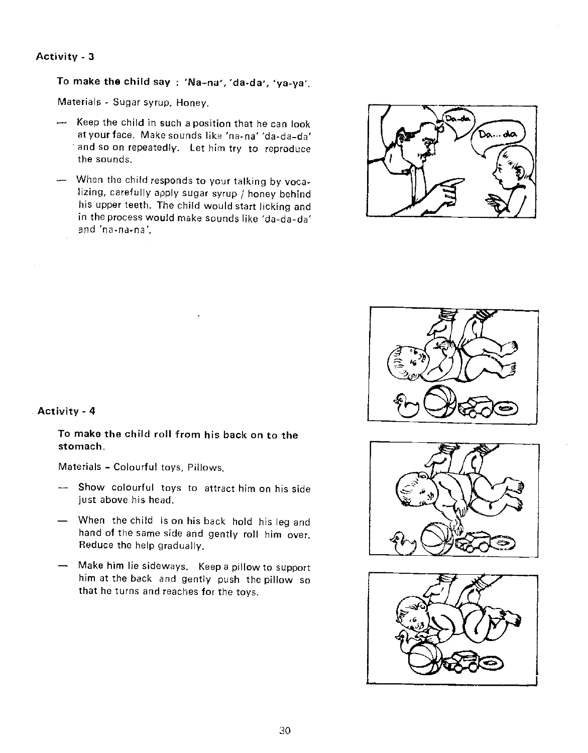## Activity - 3

**To make the child say : 'Na-na', 'da-da', 'ya-ya'.**

Materials - Sugar syrup, Honey.

- Keep the child in such a position that he can look at your face. Make sounds like 'na-na' 'da-da-da' and so on repeatedly. Let him try to reproduce the sounds.
- When the child responds to your talking by vocalizing, carefully apply sugar syrup / honey behind his upper teeth. The child would start licking and in the process would make sounds like 'da-da-da' and 'na-na-na'.

## Activity - 4

**To make the child roll from his back on to the stomach.**

Materials - Colourful toys, Pillows.

- Show colourful toys to attract him on his side just above his head.
- When the child is on his back hold his leg and hand of the same side and gently roll him over. Reduce the help gradually.
- Make him lie sideways. Keep a pillow to support him at the back and gently push the pillow so that he turns and reaches for the toys.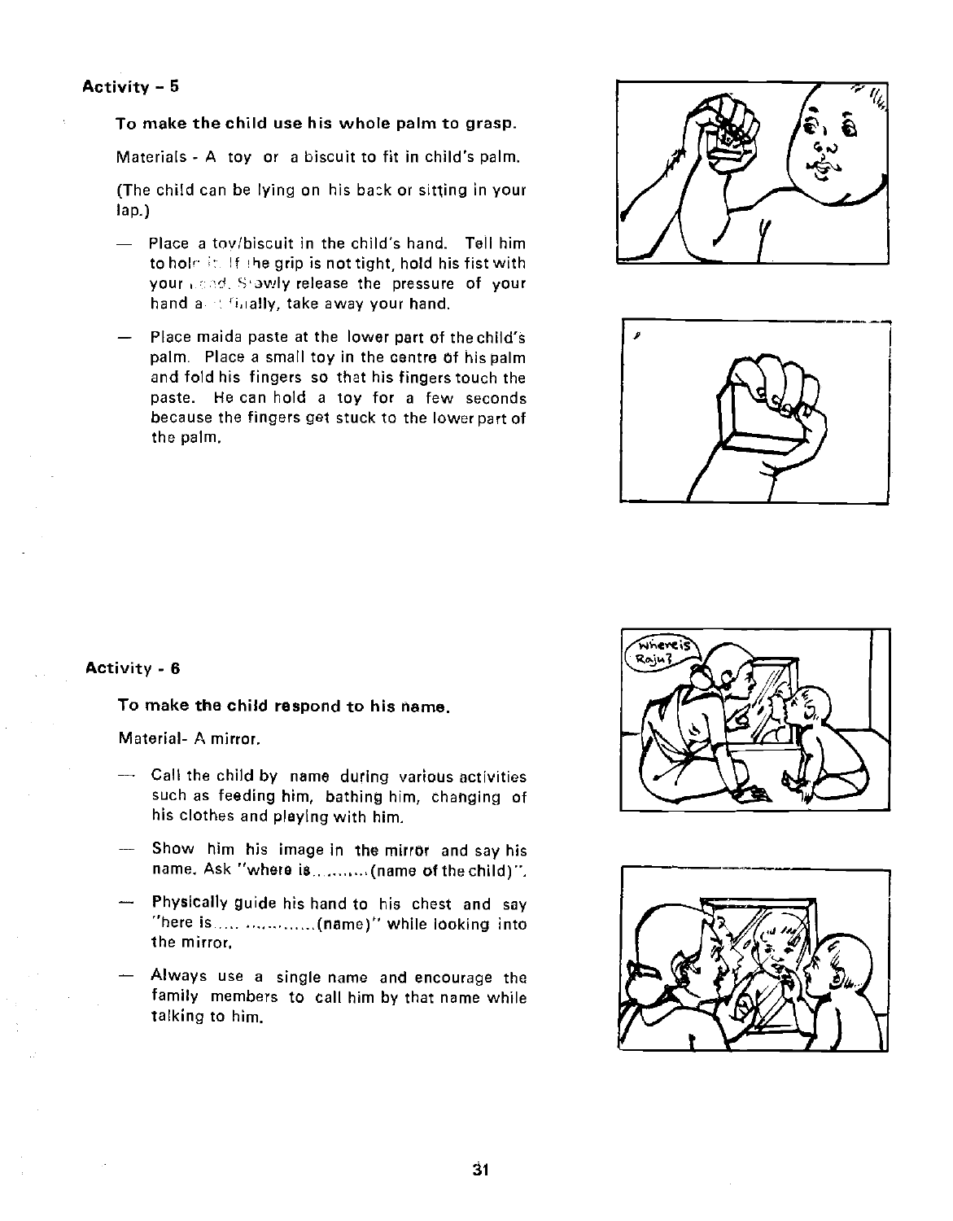## Activity - 5

**To make the child use his whole palm to grasp.**

Materials - A toy or a biscuit to fit in child's palm.

(The child can be lying on his back or sitting in your lap.)

- Place a toy/biscuit in the child's hand. Tell him to hold it. If the grip is not tight, hold his fist with your hand. Slowly release the pressure of your hand and finally, take away your hand.
- Place maida paste at the lower part of the child's palm. Place a small toy in the centre of his palm and fold his fingers so that his fingers touch the paste. He can hold a toy for a few seconds because the fingers get stuck to the lower part of the palm.

## Activity - 6

**To make the child respond to his name.**

Material- A mirror.

- Call the child by name during various activities such as feeding him, bathing him, changing of his clothes and playing with him.
- Show him his image in the mirror and say his name. Ask "where is..........(name of the child)".
- Physically guide his hand to his chest and say "here is..... .............(name)" while looking into the mirror.
- Always use a single name and encourage the family members to call him by that name while talking to him.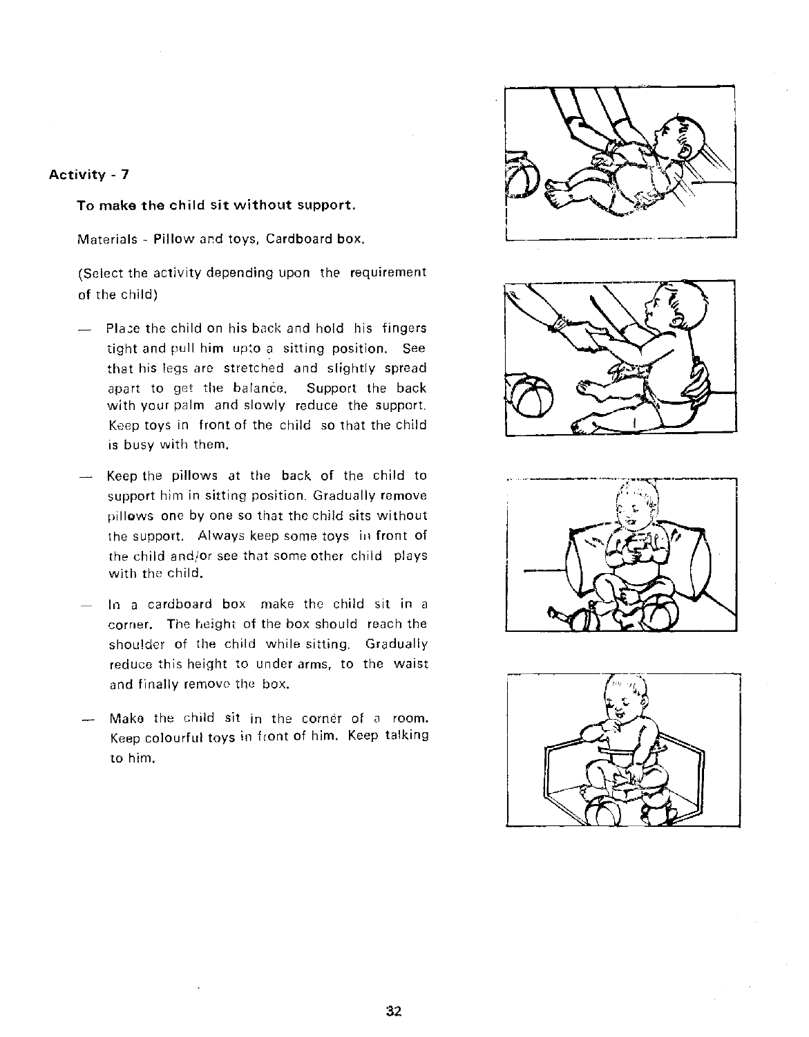## Activity - 7

**To make the child sit without support.**

Materials - Pillow and toys, Cardboard box.

(Select the activity depending upon the requirement of the child)

- Place the child on his back and hold his fingers tight and pull him upto a sitting position. See that his legs are stretched and slightly spread apart to get the balance. Support the back with your palm and slowly reduce the support. Keep toys in front of the child so that the child is busy with them.
- Keep the pillows at the back of the child to support him in sitting position. Gradually remove pillows one by one so that the child sits without the support. Always keep some toys in front of the child and/or see that some other child plays with the child.
- In a cardboard box make the child sit in a corner. The height of the box should reach the shoulder of the child while sitting. Gradually reduce this height to under arms, to the waist and finally remove the box.
- Make the child sit in the corner of a room. Keep colourful toys in front of him. Keep talking to him.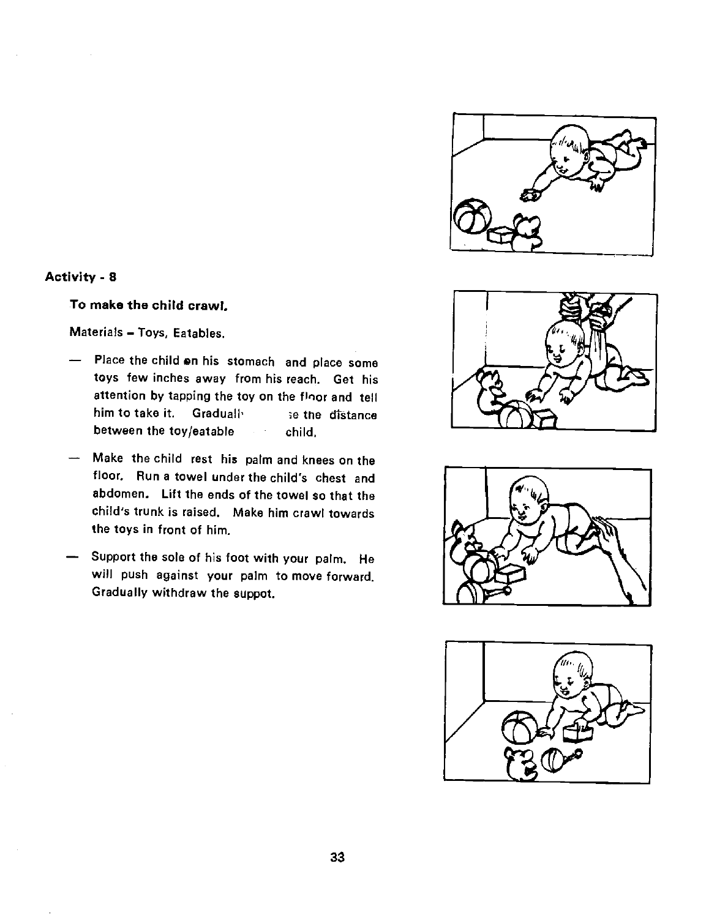## Activity - 8

**To make the child crawl.**

Materials – Toys, Eatables.

- Place the child on his stomach and place some toys few inches away from his reach. Get his attention by tapping the toy on the floor and tell him to take it. Graduall· ;e the distance between the toy/eatable child.
- Make the child rest his palm and knees on the floor. Run a towel under the child's chest and abdomen. Lift the ends of the towel so that the child's trunk is raised. Make him crawl towards the toys in front of him.
- Support the sole of his foot with your palm. He will push against your palm to move forward. Gradually withdraw the suppot.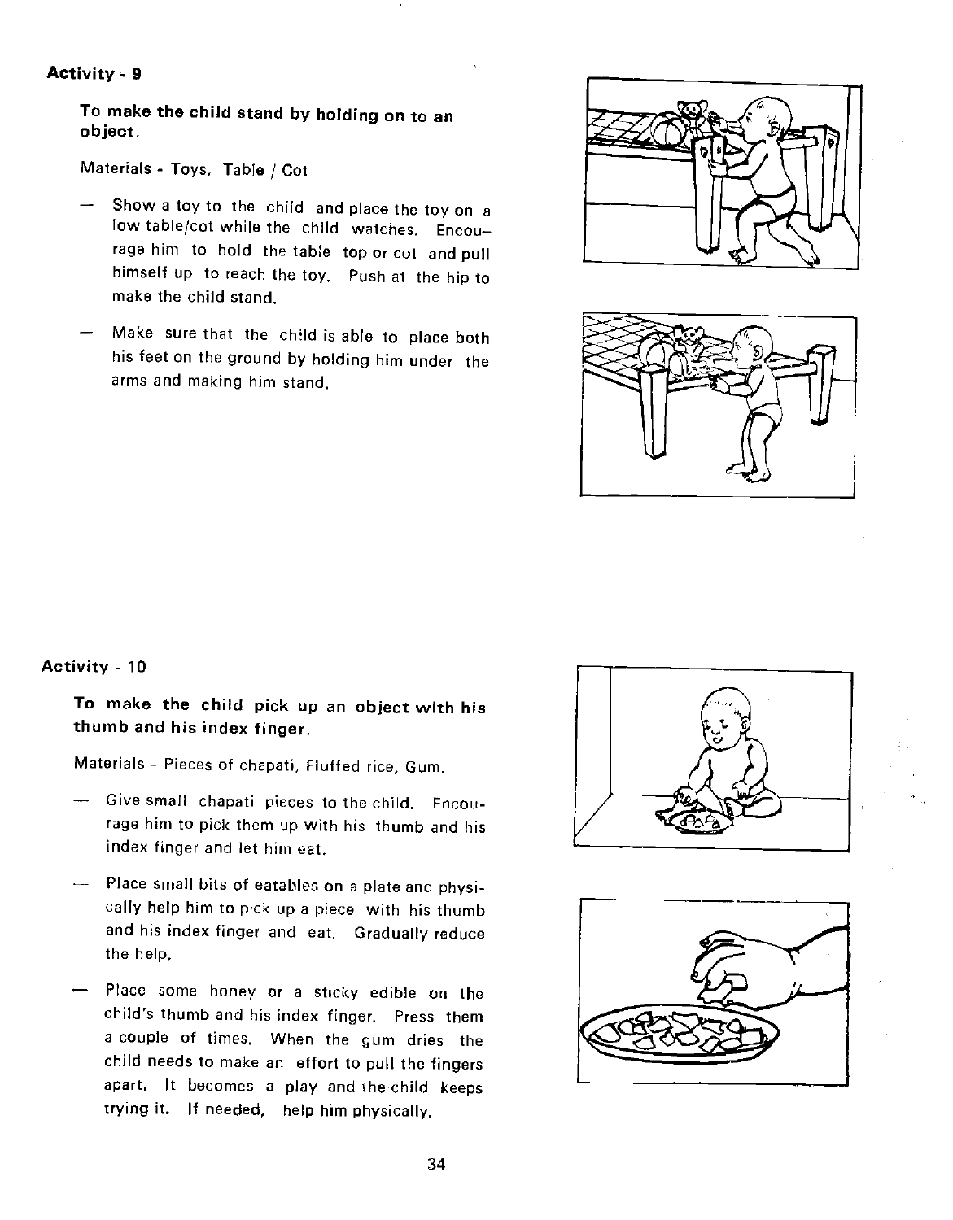## Activity - 9

**To make the child stand by holding on to an object.**

Materials - Toys, Table / Cot

- Show a toy to the child and place the toy on a low table/cot while the child watches. Encourage him to hold the table top or cot and pull himself up to reach the toy. Push at the hip to make the child stand.
- Make sure that the child is able to place both his feet on the ground by holding him under the arms and making him stand.

## Activity - 10

**To make the child pick up an object with his thumb and his index finger.**

Materials - Pieces of chapati, Fluffed rice, Gum.

- Give small chapati pieces to the child. Encourage him to pick them up with his thumb and his index finger and let him eat.
- Place small bits of eatables on a plate and physically help him to pick up a piece with his thumb and his index finger and eat. Gradually reduce the help.
- Place some honey or a sticky edible on the child's thumb and his index finger. Press them a couple of times. When the gum dries the child needs to make an effort to pull the fingers apart. It becomes a play and the child keeps trying it. If needed, help him physically.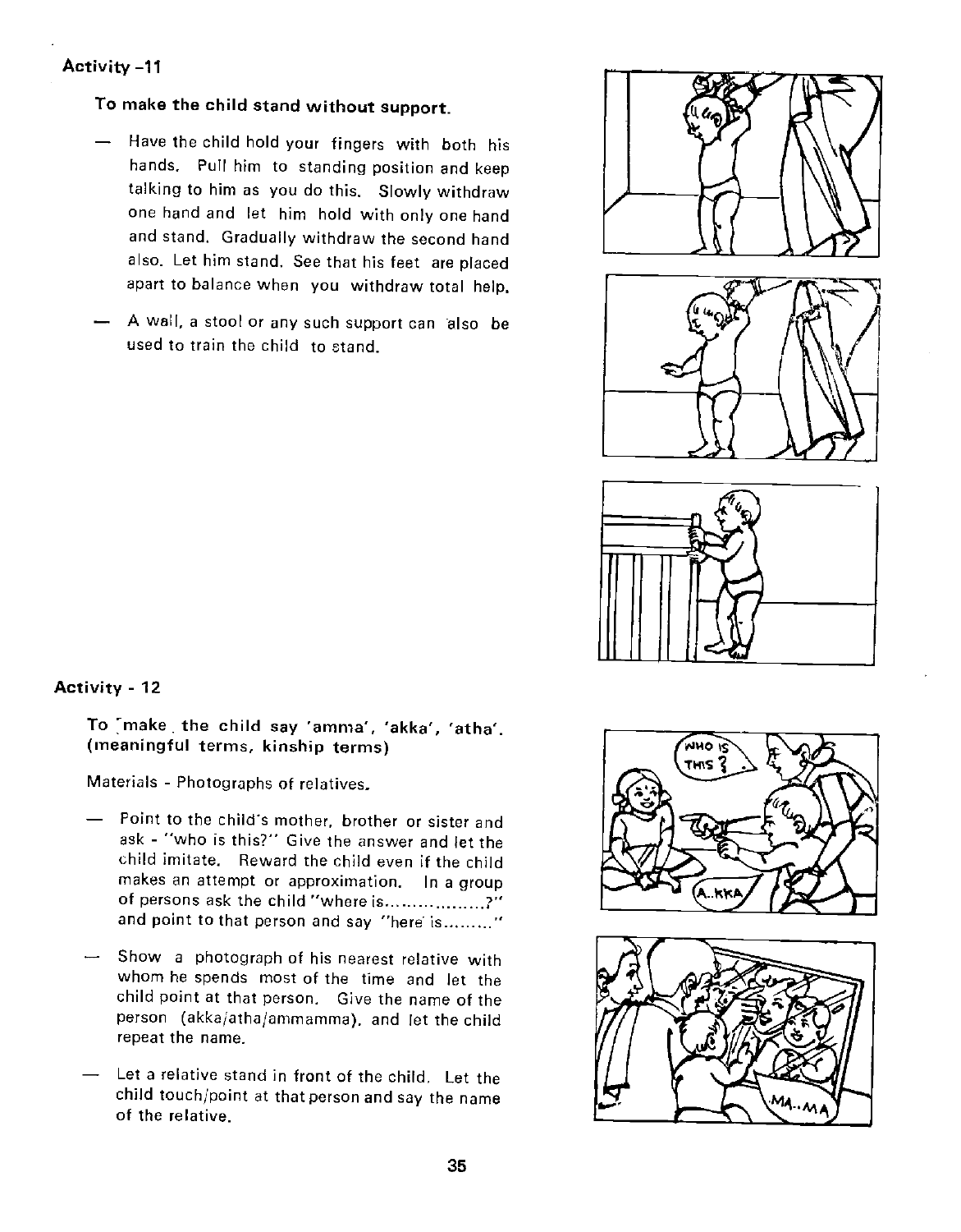### Activity -11

**To make the child stand without support.**

- Have the child hold your fingers with both his hands. Pull him to standing position and keep talking to him as you do this. Slowly withdraw one hand and let him hold with only one hand and stand. Gradually withdraw the second hand also. Let him stand. See that his feet are placed apart to balance when you withdraw total help.
- A wall, a stool or any such support can also be used to train the child to stand.

### Activity - 12

**To make the child say 'amma', 'akka', 'atha'. (meaningful terms, kinship terms)**

Materials - Photographs of relatives.

- Point to the child's mother, brother or sister and ask - "who is this?" Give the answer and let the child imitate. Reward the child even if the child makes an attempt or approximation. In a group of persons ask the child "where is.................?" and point to that person and say "here is........"
- Show a photograph of his nearest relative with whom he spends most of the time and let the child point at that person. Give the name of the person (akka/atha/ammamma). and let the child repeat the name.
- Let a relative stand in front of the child. Let the child touch/point at that person and say the name of the relative.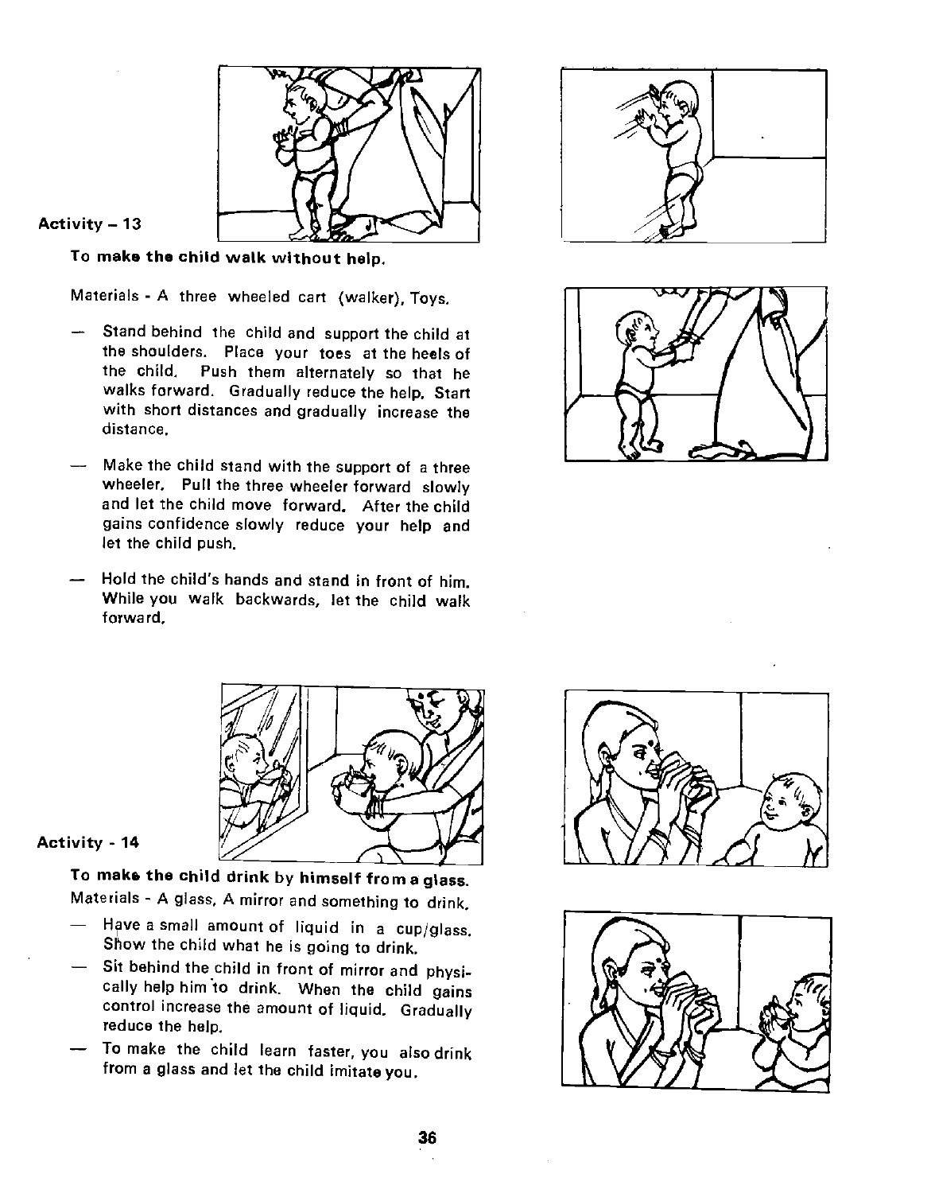**Activity – 13**

**To make the child walk without help.**

Materials - A three wheeled cart (walker), Toys.

- Stand behind the child and support the child at the shoulders. Place your toes at the heels of the child. Push them alternately so that he walks forward. Gradually reduce the help. Start with short distances and gradually increase the distance.
- Make the child stand with the support of a three wheeler. Pull the three wheeler forward slowly and let the child move forward. After the child gains confidence slowly reduce your help and let the child push.
- Hold the child's hands and stand in front of him. While you walk backwards, let the child walk forward.

**Activity - 14**

**To make the child drink by himself from a glass.**

Materials - A glass, A mirror and something to drink.

- Have a small amount of liquid in a cup/glass. Show the child what he is going to drink.
- Sit behind the child in front of mirror and physically help him to drink. When the child gains control increase the amount of liquid. Gradually reduce the help.
- To make the child learn faster, you also drink from a glass and let the child imitate you.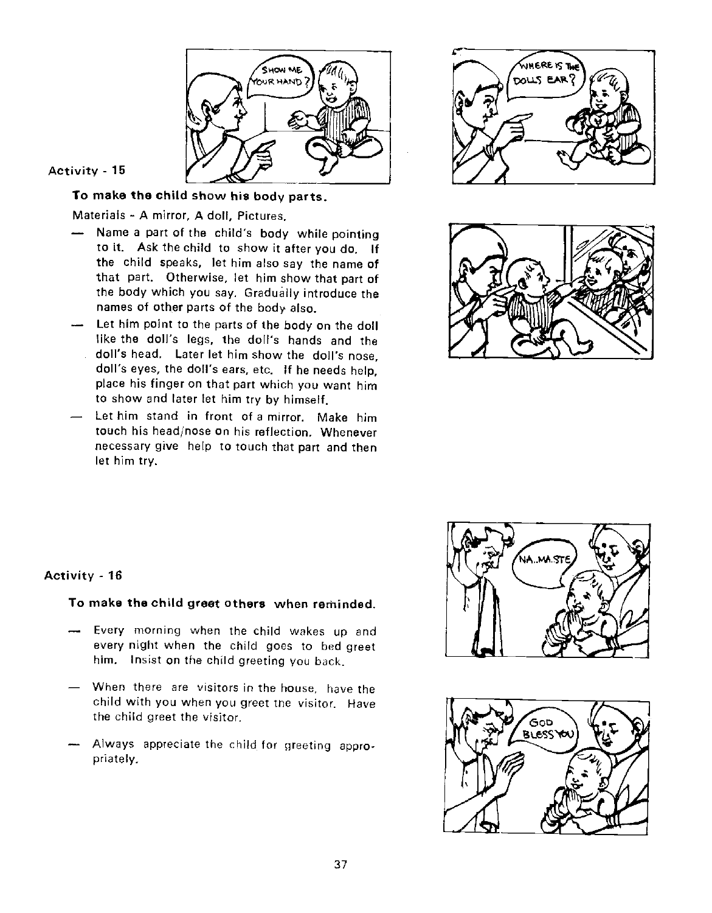Activity - 15

**To make the child show his body parts.**

Materials - A mirror, A doll, Pictures.

- Name a part of the child's body while pointing to it. Ask the child to show it after you do. If the child speaks, let him also say the name of that part. Otherwise, let him show that part of the body which you say. Gradually introduce the names of other parts of the body also.
- Let him point to the parts of the body on the doll like the doll's legs, the doll's hands and the doll's head. Later let him show the doll's nose, doll's eyes, the doll's ears, etc. If he needs help, place his finger on that part which you want him to show and later let him try by himself.
- Let him stand in front of a mirror. Make him touch his head/nose on his reflection. Whenever necessary give help to touch that part and then let him try.

Activity - 16

**To make the child greet others when reminded.**

- Every morning when the child wakes up and every night when the child goes to bed greet him. Insist on the child greeting you back.
- When there are visitors in the house, have the child with you when you greet the visitor. Have the child greet the visitor.
- Always appreciate the child for greeting appropriately.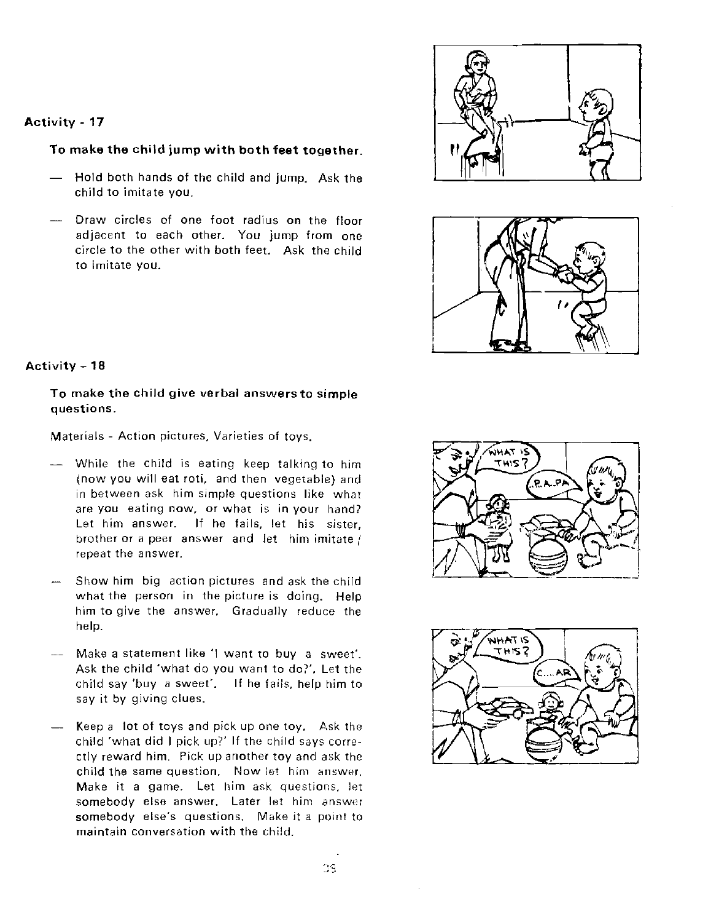### Activity - 17

**To make the child jump with both feet together.**

- Hold both hands of the child and jump. Ask the child to imitate you.
- Draw circles of one foot radius on the floor adjacent to each other. You jump from one circle to the other with both feet. Ask the child to imitate you.

### Activity - 18

**To make the child give verbal answers to simple questions.**

Materials - Action pictures, Varieties of toys.

- While the child is eating keep talking to him (now you will eat roti, and then vegetable) and in between ask him simple questions like what are you eating now, or what is in your hand? Let him answer. If he fails, let his sister, brother or a peer answer and let him imitate / repeat the answer.
- Show him big action pictures and ask the child what the person in the picture is doing. Help him to give the answer. Gradually reduce the help.
- Make a statement like 'I want to buy a sweet'. Ask the child 'what do you want to do?'. Let the child say 'buy a sweet'. If he fails, help him to say it by giving clues.
- Keep a lot of toys and pick up one toy. Ask the child 'what did I pick up?' If the child says correctly reward him. Pick up another toy and ask the child the same question. Now let him answer. Make it a game. Let him ask questions, let somebody else answer. Later let him answer somebody else's questions. Make it a point to maintain conversation with the child.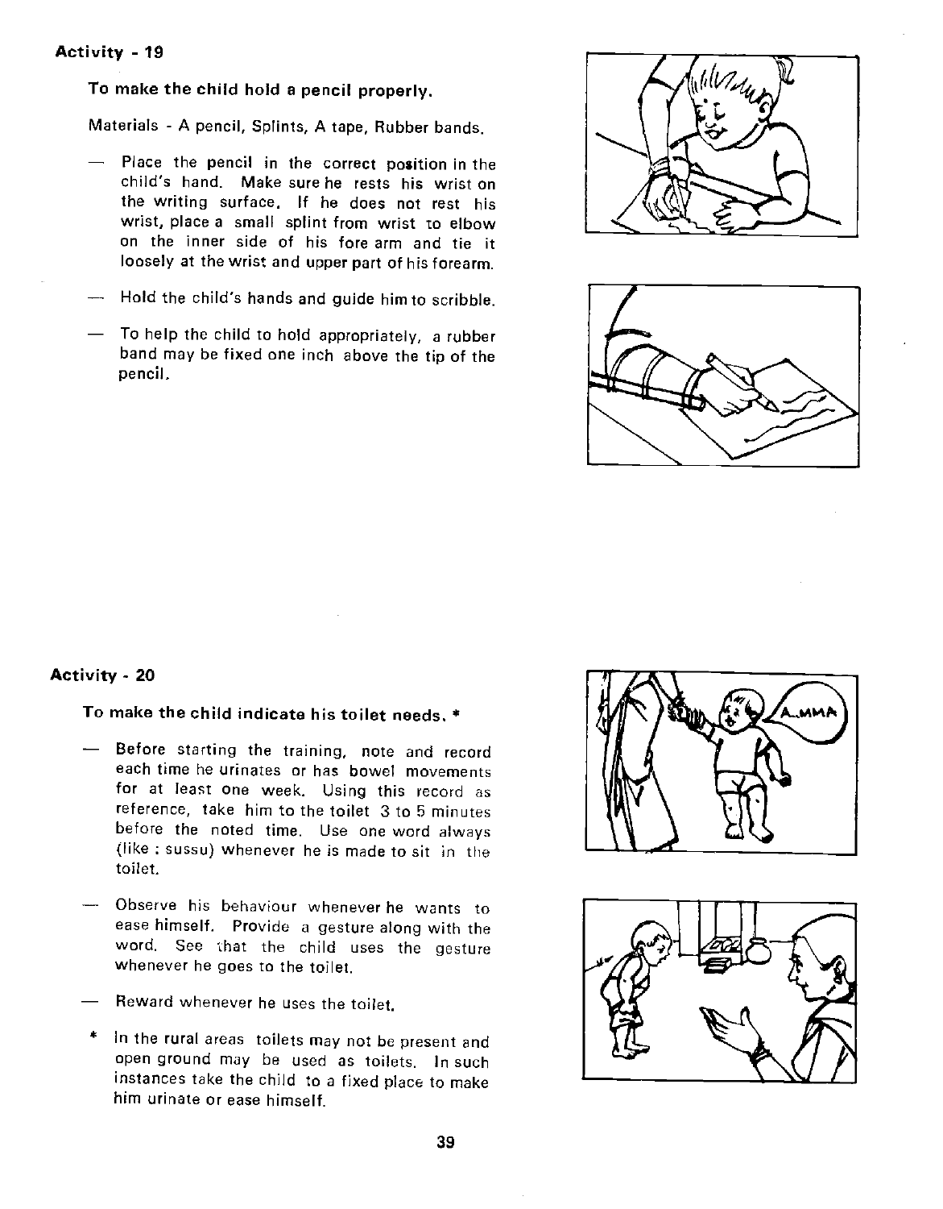## Activity - 19

**To make the child hold a pencil properly.**

Materials - A pencil, Splints, A tape, Rubber bands.

- Place the pencil in the correct position in the child's hand. Make sure he rests his wrist on the writing surface. If he does not rest his wrist, place a small splint from wrist to elbow on the inner side of his fore arm and tie it loosely at the wrist and upper part of his forearm.
- Hold the child's hands and guide him to scribble.
- To help the child to hold appropriately, a rubber band may be fixed one inch above the tip of the pencil.

## Activity - 20

**To make the child indicate his toilet needs. ***

- Before starting the training, note and record each time he urinates or has bowel movements for at least one week. Using this record as reference, take him to the toilet 3 to 5 minutes before the noted time. Use one word always (like : sussu) whenever he is made to sit in the toilet.
- Observe his behaviour whenever he wants to ease himself. Provide a gesture along with the word. See that the child uses the gesture whenever he goes to the toilet.
- Reward whenever he uses the toilet.

* In the rural areas toilets may not be present and open ground may be used as toilets. In such instances take the child to a fixed place to make him urinate or ease himself.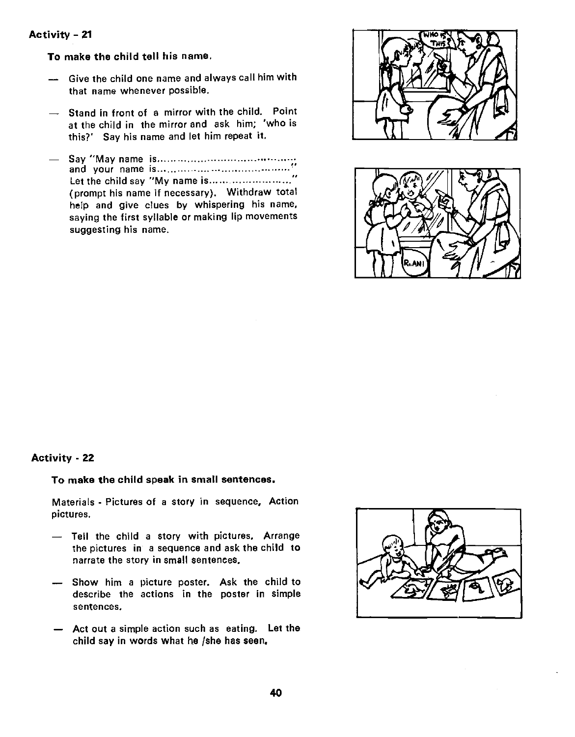## Activity - 21

**To make the child tell his name.**

- Give the child one name and always call him with that name whenever possible.
- Stand in front of a mirror with the child. Point at the child in the mirror and ask him; 'who is this?' Say his name and let him repeat it.
- Say "May name is........................................ and your name is........................................" Let the child say "My name is............................" (prompt his name if necessary). Withdraw total help and give clues by whispering his name, saying the first syllable or making lip movements suggesting his name.

## Activity - 22

**To make the child speak in small sentences.**

Materials - Pictures of a story in sequence, Action pictures.

- Tell the child a story with pictures. Arrange the pictures in a sequence and ask the child to narrate the story in small sentences.
- Show him a picture poster. Ask the child to describe the actions in the poster in simple sentences.
- **Act out a simple action such as eating. Let the child say in words what he /she has seen.**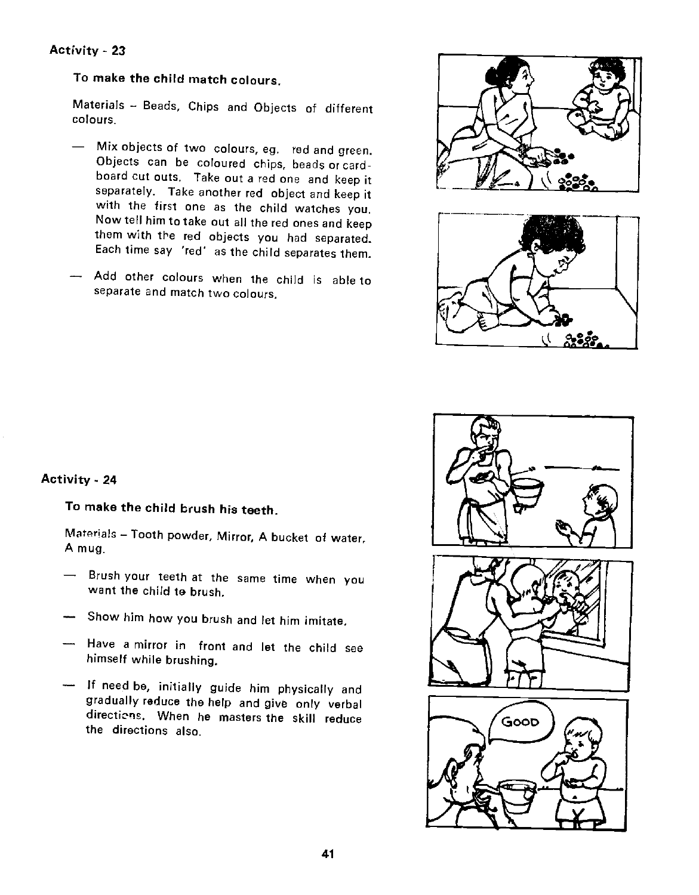## Activity - 23

**To make the child match colours.**

Materials – Beads, Chips and Objects of different colours.

- Mix objects of two colours, eg. red and green. Objects can be coloured chips, beads or card-board cut outs. Take out a red one and keep it separately. Take another red object and keep it with the first one as the child watches you. Now tell him to take out all the red ones and keep them with the red objects you had separated. Each time say 'red' as the child separates them.
- Add other colours when the child is able to separate and match two colours.

## Activity - 24

**To make the child brush his teeth.**

Materials – Tooth powder, Mirror, A bucket of water, A mug.

- Brush your teeth at the same time when you want the child to brush.
- Show him how you brush and let him imitate.
- Have a mirror in front and let the child see himself while brushing.
- If need be, initially guide him physically and gradually reduce the help and give only verbal directions. When he masters the skill reduce the directions also.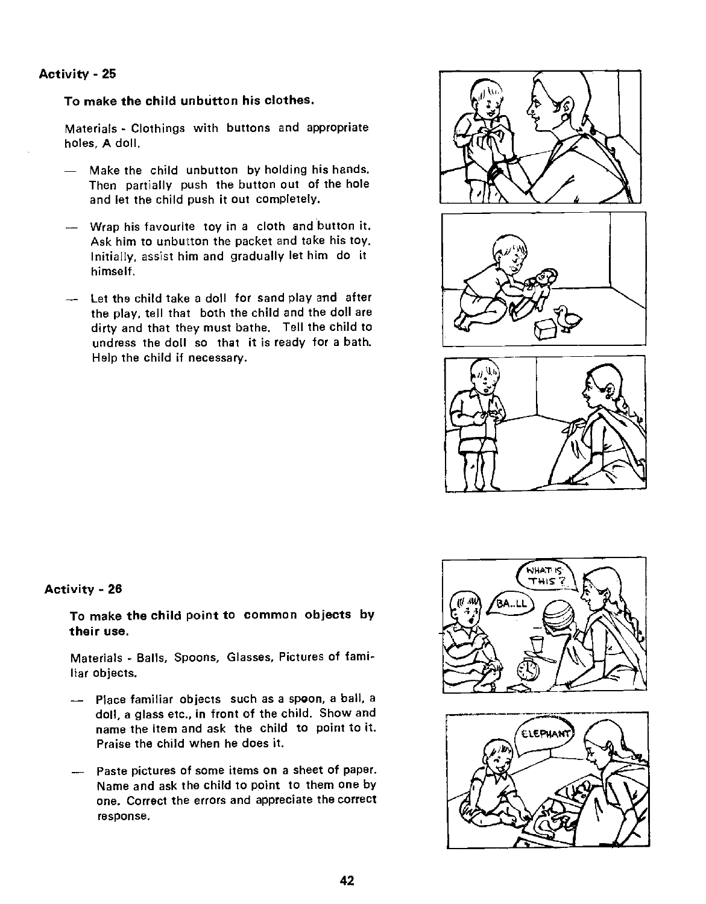## Activity - 25

**To make the child unbutton his clothes.**

Materials - Clothings with buttons and appropriate holes, A doll.

- Make the child unbutton by holding his hands. Then partially push the button out of the hole and let the child push it out completely.
- Wrap his favourite toy in a cloth and button it. Ask him to unbutton the packet and take his toy. Initially, assist him and gradually let him do it himself.
- Let the child take a doll for sand play and after the play, tell that both the child and the doll are dirty and that they must bathe. Tell the child to undress the doll so that it is ready for a bath. Help the child if necessary.

## Activity - 26

**To make the child point to common objects by their use.**

Materials - Balls, Spoons, Glasses, Pictures of familiar objects.

- Place familiar objects such as a spoon, a ball, a doll, a glass etc., in front of the child. Show and name the item and ask the child to point to it. Praise the child when he does it.
- Paste pictures of some items on a sheet of paper. Name and ask the child to point to them one by one. Correct the errors and appreciate the correct response.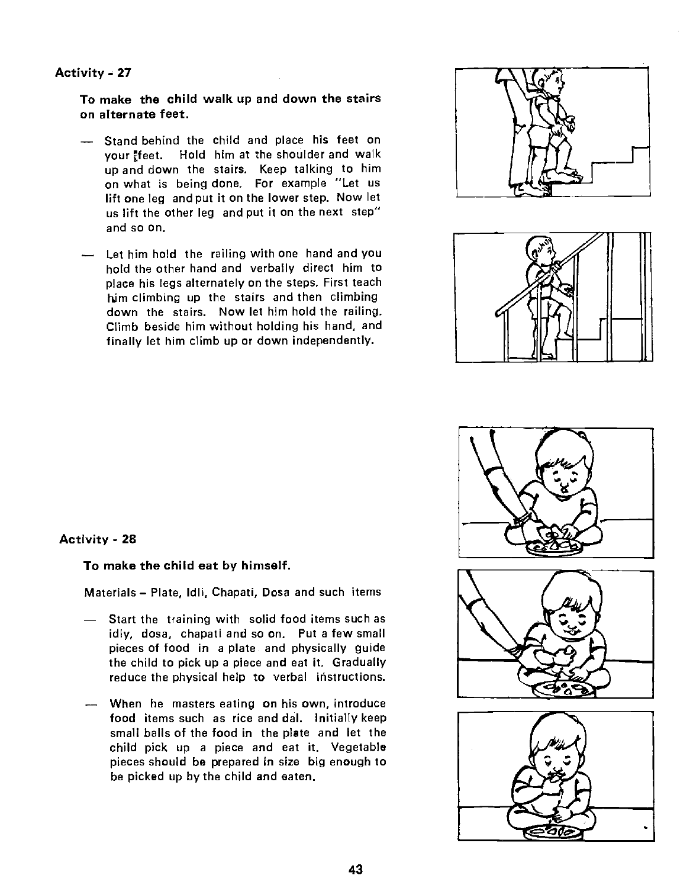### Activity - 27

**To make the child walk up and down the stairs on alternate feet.**

- Stand behind the child and place his feet on your feet. Hold him at the shoulder and walk up and down the stairs. Keep talking to him on what is being done. For example "Let us lift one leg and put it on the lower step. Now let us lift the other leg and put it on the next step" and so on.

- Let him hold the railing with one hand and you hold the other hand and verbally direct him to place his legs alternately on the steps. First teach him climbing up the stairs and then climbing down the stairs. Now let him hold the railing. Climb beside him without holding his hand, and finally let him climb up or down independently.

### Activity - 28

**To make the child eat by himself.**

Materials – Plate, Idli, Chapati, Dosa and such items

- Start the training with solid food items such as idly, dosa, chapati and so on. Put a few small pieces of food in a plate and physically guide the child to pick up a piece and eat it. Gradually reduce the physical help to verbal instructions.

- When he masters eating on his own, introduce food items such as rice and dal. Initially keep small balls of the food in the plate and let the child pick up a piece and eat it. Vegetable pieces should be prepared in size big enough to be picked up by the child and eaten.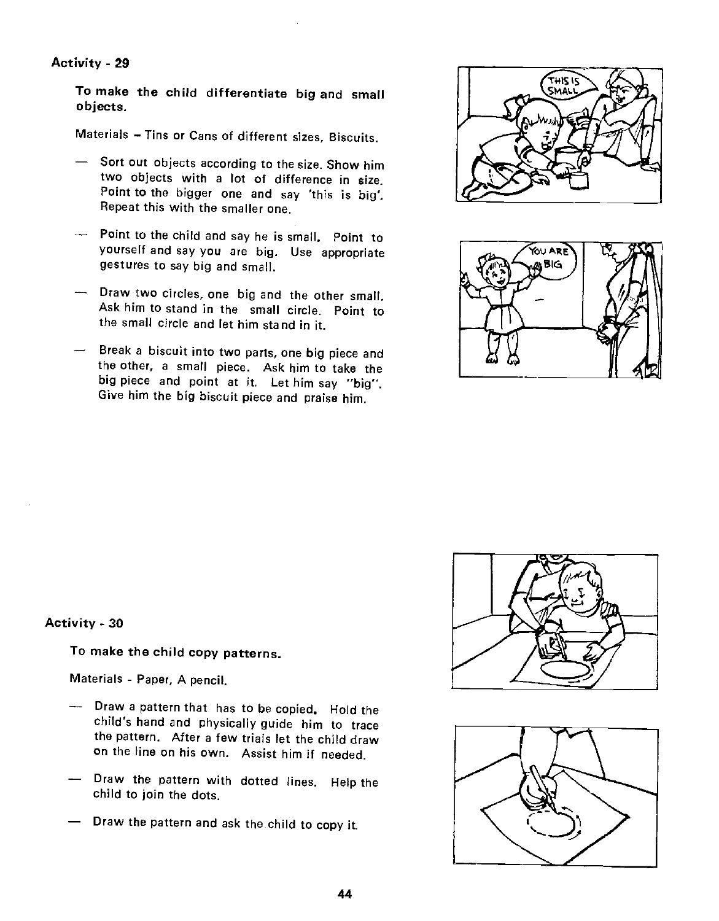## Activity - 29

**To make the child differentiate big and small objects.**

Materials – Tins or Cans of different sizes, Biscuits.

- Sort out objects according to the size. Show him two objects with a lot of difference in size. Point to the bigger one and say 'this is big'. Repeat this with the smaller one.
- Point to the child and say he is small. Point to yourself and say you are big. Use appropriate gestures to say big and small.
- Draw two circles, one big and the other small. Ask him to stand in the small circle. Point to the small circle and let him stand in it.
- Break a biscuit into two parts, one big piece and the other, a small piece. Ask him to take the big piece and point at it. Let him say "big". Give him the big biscuit piece and praise him.

## Activity - 30

**To make the child copy patterns.**

Materials - Paper, A pencil.

- Draw a pattern that has to be copied. Hold the child's hand and physically guide him to trace the pattern. After a few trials let the child draw on the line on his own. Assist him if needed.
- Draw the pattern with dotted lines. Help the child to join the dots.
- Draw the pattern and ask the child to copy it.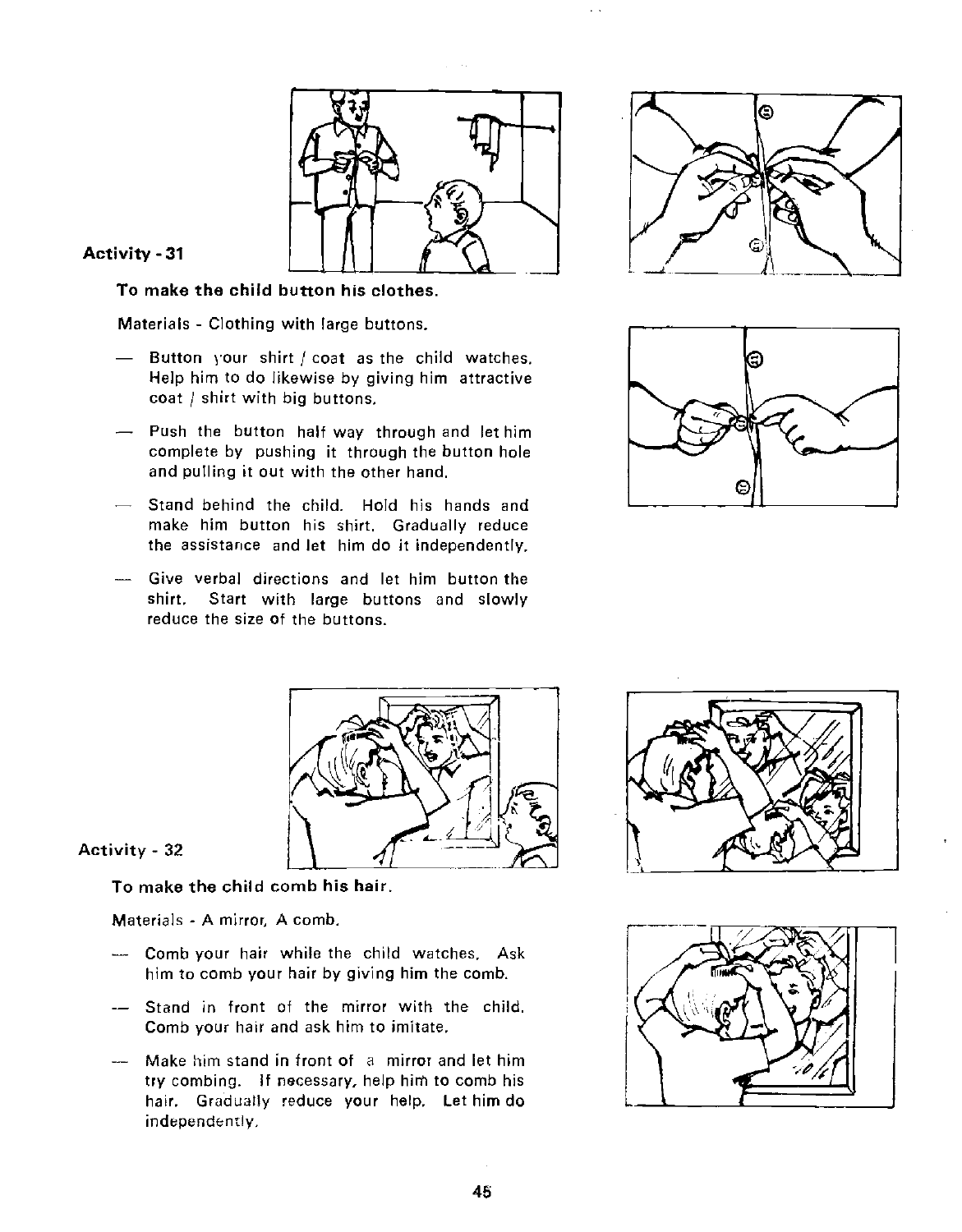**Activity - 31**

**To make the child button his clothes.**

Materials - Clothing with large buttons.

- Button your shirt / coat as the child watches. Help him to do likewise by giving him attractive coat / shirt with big buttons.
- Push the button half way through and let him complete by pushing it through the button hole and pulling it out with the other hand.
- Stand behind the child. Hold his hands and make him button his shirt. Gradually reduce the assistance and let him do it independently.
- Give verbal directions and let him button the shirt. Start with large buttons and slowly reduce the size of the buttons.

**Activity - 32**

**To make the child comb his hair.**

Materials - A mirror, A comb.

- Comb your hair while the child watches. Ask him to comb your hair by giving him the comb.
- Stand in front of the mirror with the child. Comb your hair and ask him to imitate.
- Make him stand in front of a mirror and let him try combing. If necessary, help him to comb his hair. Gradually reduce your help. Let him do independently.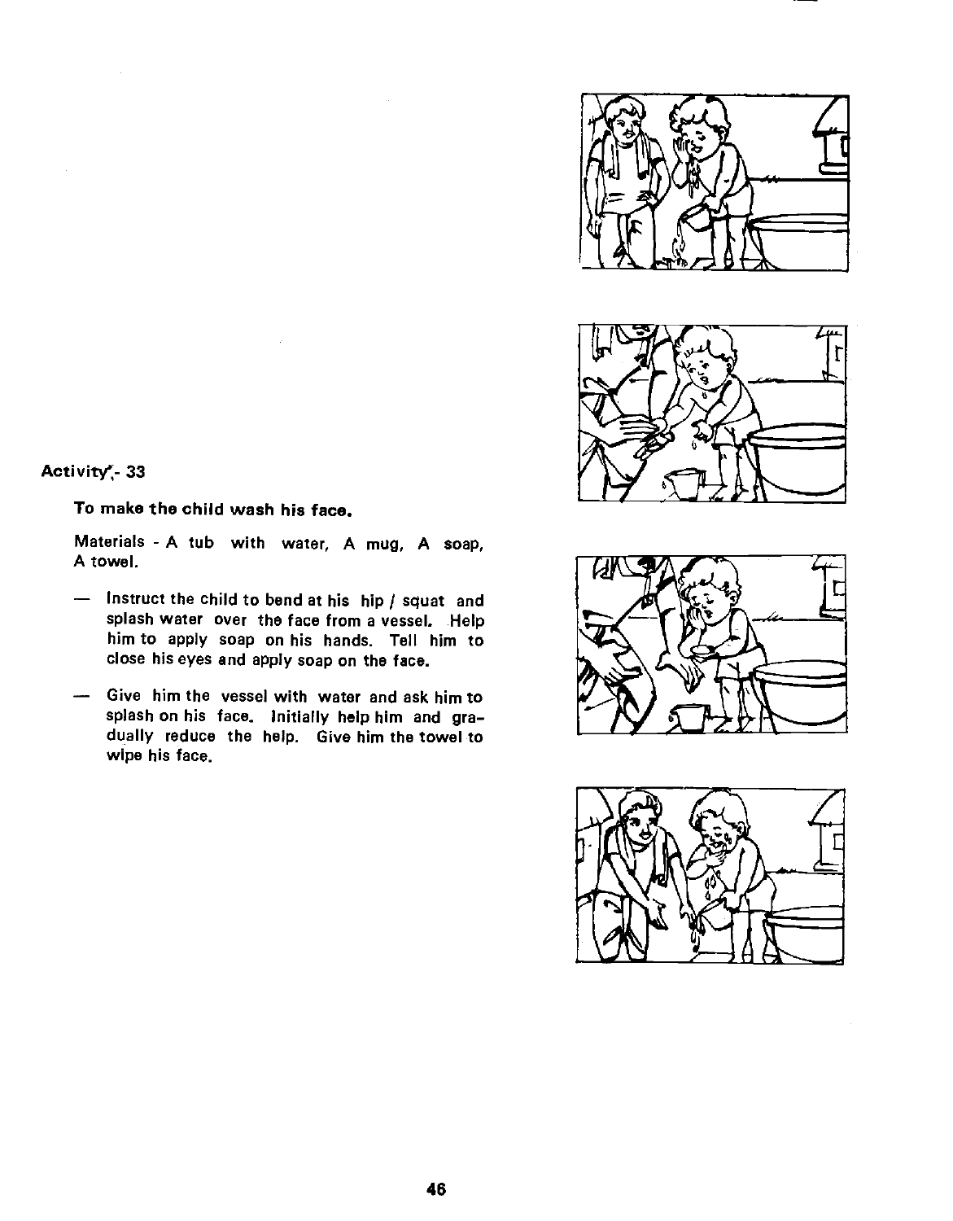Activity - 33

**To make the child wash his face.**

Materials - A tub with water, A mug, A soap, A towel.

- Instruct the child to bend at his hip / squat and splash water over the face from a vessel. Help him to apply soap on his hands. Tell him to close his eyes and apply soap on the face.
- Give him the vessel with water and ask him to splash on his face. Initially help him and gradually reduce the help. Give him the towel to wipe his face.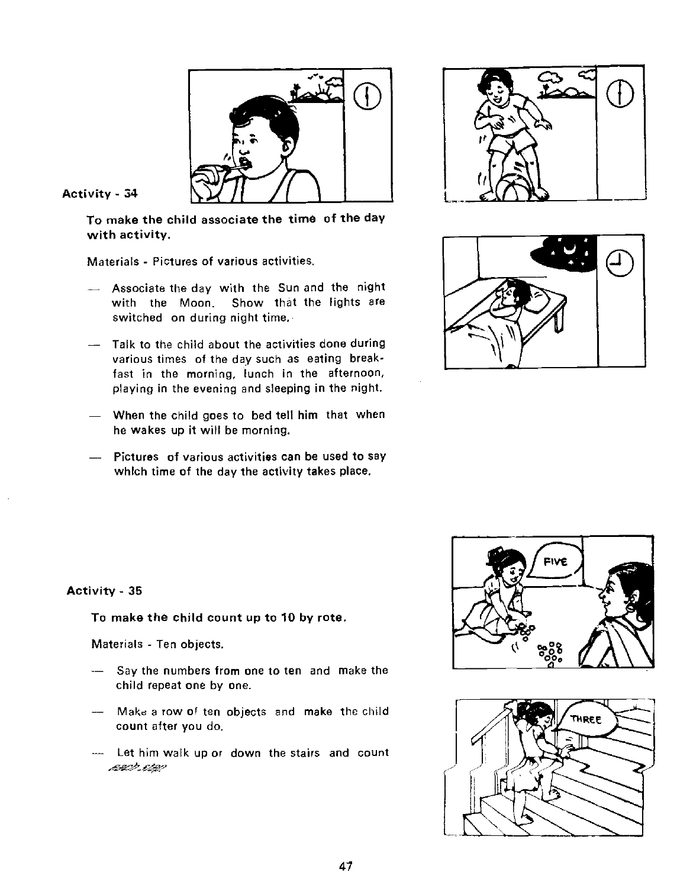## Activity - 34

**To make the child associate the time of the day with activity.**

Materials - Pictures of various activities.

- Associate the day with the Sun and the night with the Moon. Show that the lights are switched on during night time.
- Talk to the child about the activities done during various times of the day such as eating breakfast in the morning, lunch in the afternoon, playing in the evening and sleeping in the night.
- When the child goes to bed tell him that when he wakes up it will be morning.
- Pictures of various activities can be used to say which time of the day the activity takes place.

## Activity - 35

**To make the child count up to 10 by rote.**

Materials - Ten objects.

- Say the numbers from one to ten and make the child repeat one by one.
- Make a row of ten objects and make the child count after you do.
- Let him walk up or down the stairs and count each step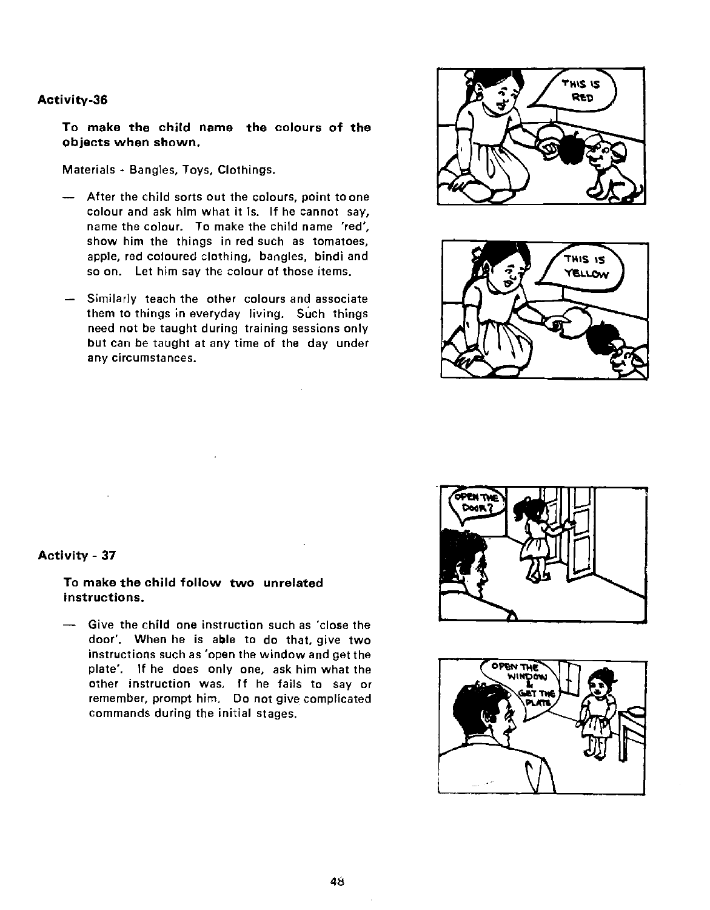## Activity-36

**To make the child name the colours of the objects when shown.**

Materials - Bangles, Toys, Clothings.

- After the child sorts out the colours, point to one colour and ask him what it is. If he cannot say, name the colour. To make the child name 'red', show him the things in red such as tomatoes, apple, red coloured clothing, bangles, bindi and so on. Let him say the colour of those items.
- Similarly teach the other colours and associate them to things in everyday living. Such things need not be taught during training sessions only but can be taught at any time of the day under any circumstances.

## Activity - 37

**To make the child follow two unrelated instructions.**

- Give the child one instruction such as 'close the door'. When he is able to do that, give two instructions such as 'open the window and get the plate'. If he does only one, ask him what the other instruction was. If he fails to say or remember, prompt him. Do not give complicated commands during the initial stages.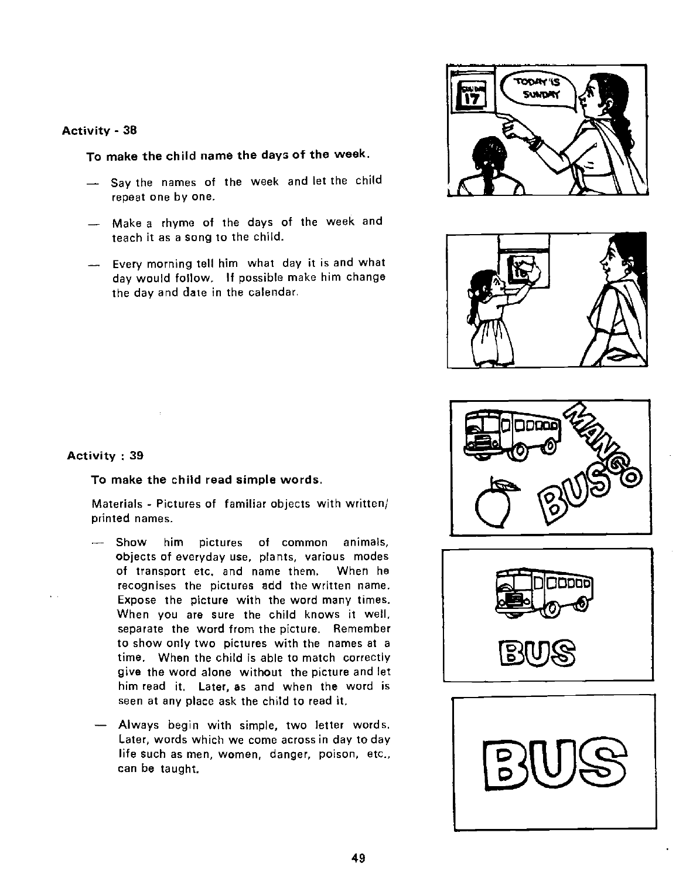### Activity - 38

**To make the child name the days of the week.**

- Say the names of the week and let the child repeat one by one.
- Make a rhyme of the days of the week and teach it as a song to the child.
- Every morning tell him what day it is and what day would follow. If possible make him change the day and date in the calendar.

### Activity : 39

**To make the child read simple words.**

Materials - Pictures of familiar objects with written/ printed names.

- Show him pictures of common animals, objects of everyday use, plants, various modes of transport etc. and name them. When he recognises the pictures add the written name. Expose the picture with the word many times. When you are sure the child knows it well, separate the word from the picture. Remember to show only two pictures with the names at a time. When the child is able to match correctly give the word alone without the picture and let him read it. Later, as and when the word is seen at any place ask the child to read it.
- Always begin with simple, two letter words. Later, words which we come across in day to day life such as men, women, danger, poison, etc., can be taught.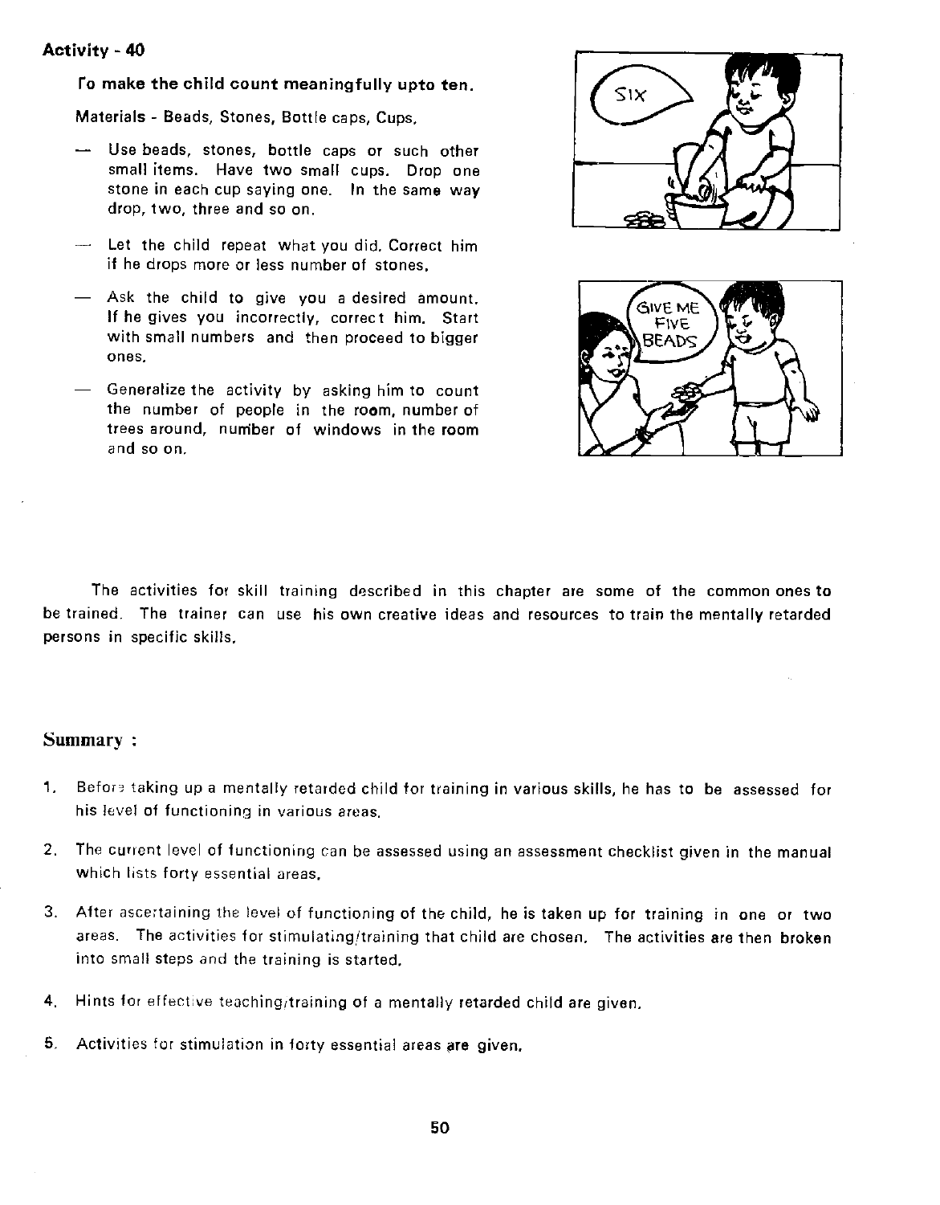### Activity - 40

**To make the child count meaningfully upto ten.**

Materials - Beads, Stones, Bottle caps, Cups.

- Use beads, stones, bottle caps or such other small items. Have two small cups. Drop one stone in each cup saying one. In the same way drop, two, three and so on.
- Let the child repeat what you did. Correct him if he drops more or less number of stones.
- Ask the child to give you a desired amount. If he gives you incorrectly, correct him. Start with small numbers and then proceed to bigger ones.
- Generalize the activity by asking him to count the number of people in the room, number of trees around, number of windows in the room and so on.

The activities for skill training described in this chapter are some of the common ones to be trained. The trainer can use his own creative ideas and resources to train the mentally retarded persons in specific skills.

## Summary :

1. Before taking up a mentally retarded child for training in various skills, he has to be assessed for his level of functioning in various areas.
2. The current level of functioning can be assessed using an assessment checklist given in the manual which lists forty essential areas.
3. After ascertaining the level of functioning of the child, he is taken up for training in one or two areas. The activities for stimulating/training that child are chosen. The activities are then broken into small steps and the training is started.
4. Hints for effective teaching/training of a mentally retarded child are given.
5. Activities for stimulation in forty essential areas are given.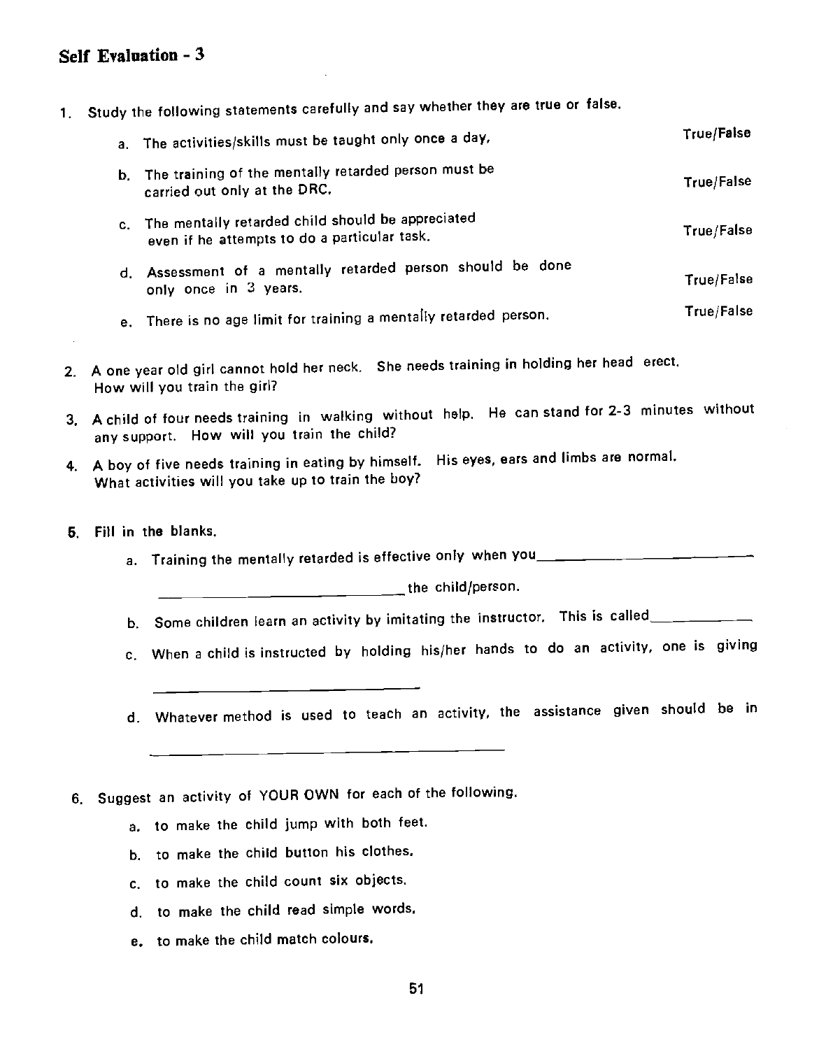## Self Evaluation - 3

1. Study the following statements carefully and say whether they are true or false.

   a. The activities/skills must be taught only once a day, True/False

   b. The training of the mentally retarded person must be carried out only at the DRC. True/False

   c. The mentally retarded child should be appreciated even if he attempts to do a particular task. True/False

   d. Assessment of a mentally retarded person should be done only once in 3 years. True/False

   e. There is no age limit for training a mentally retarded person. True/False

2. A one year old girl cannot hold her neck. She needs training in holding her head erect. How will you train the girl?

3. A child of four needs training in walking without help. He can stand for 2-3 minutes without any support. How will you train the child?

4. A boy of five needs training in eating by himself. His eyes, ears and limbs are normal. What activities will you take up to train the boy?

5. Fill in the blanks.

   a. Training the mentally retarded is effective only when you ______________________________ ______________________________ the child/person.

   b. Some children learn an activity by imitating the instructor. This is called__________

   c. When a child is instructed by holding his/her hands to do an activity, one is giving ______________________________

   d. Whatever method is used to teach an activity, the assistance given should be in ______________________________

6. Suggest an activity of YOUR OWN for each of the following.

   a. to make the child jump with both feet.

   b. to make the child button his clothes.

   c. to make the child count six objects.

   d. to make the child read simple words.

   e. to make the child match colours.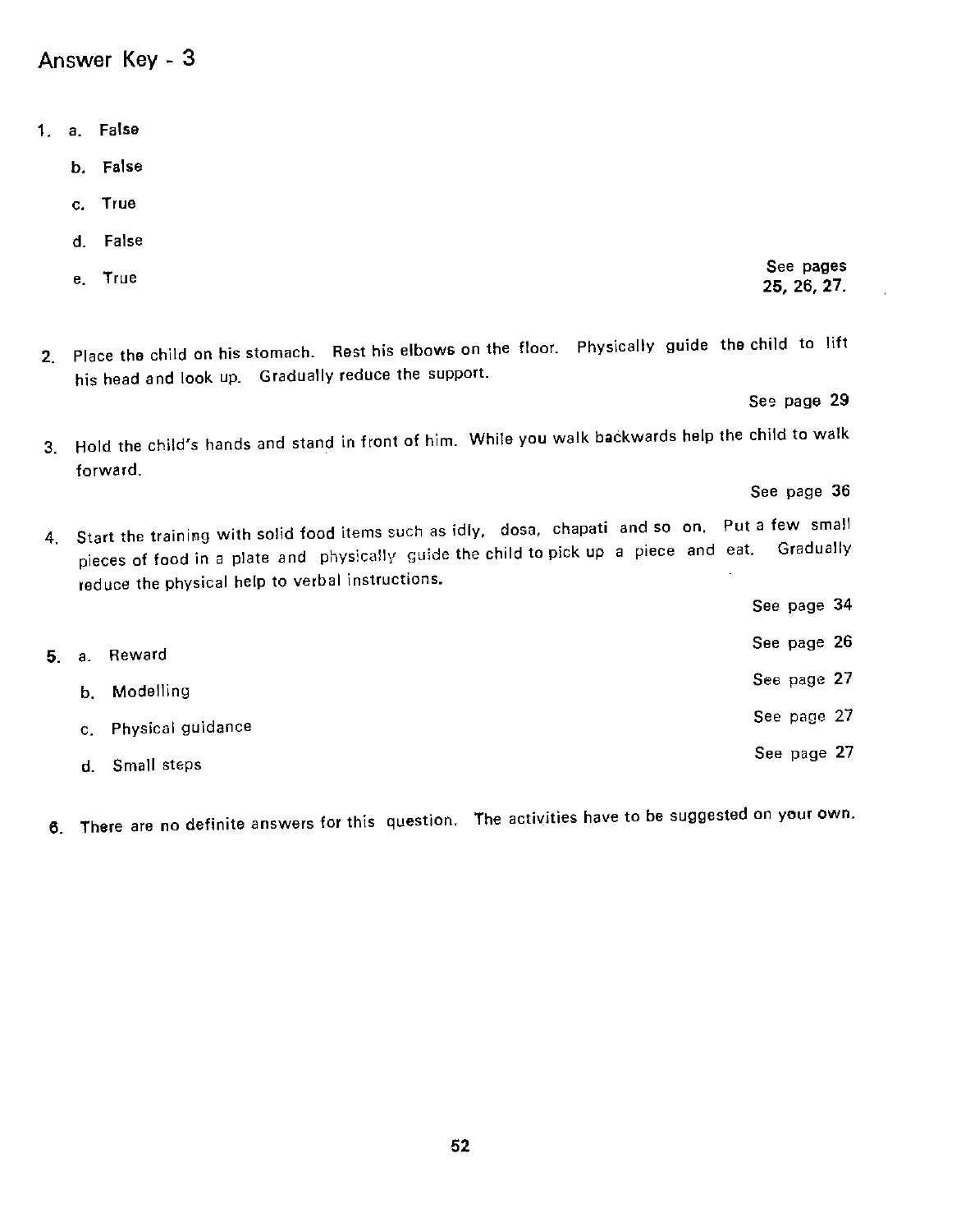## Answer Key - 3

1. a. False

   b. False

   c. True

   d. False

   e. True

   See pages **25, 26, 27.**

2. Place the child on his stomach. Rest his elbows on the floor. Physically guide the child to lift his head and look up. Gradually reduce the support.

   See page 29

3. Hold the child's hands and stand in front of him. While you walk backwards help the child to walk forward.

   See page 36

4. Start the training with solid food items such as idly, dosa, chapati and so on. Put a few small pieces of food in a plate and physically guide the child to pick up a piece and eat. Gradually reduce the physical help to verbal instructions.

   See page 34

5. a. Reward — See page 26

   b. Modelling — See page 27

   c. Physical guidance — See page 27

   d. Small steps — See page 27

6. There are no definite answers for this question. The activities have to be suggested on your own.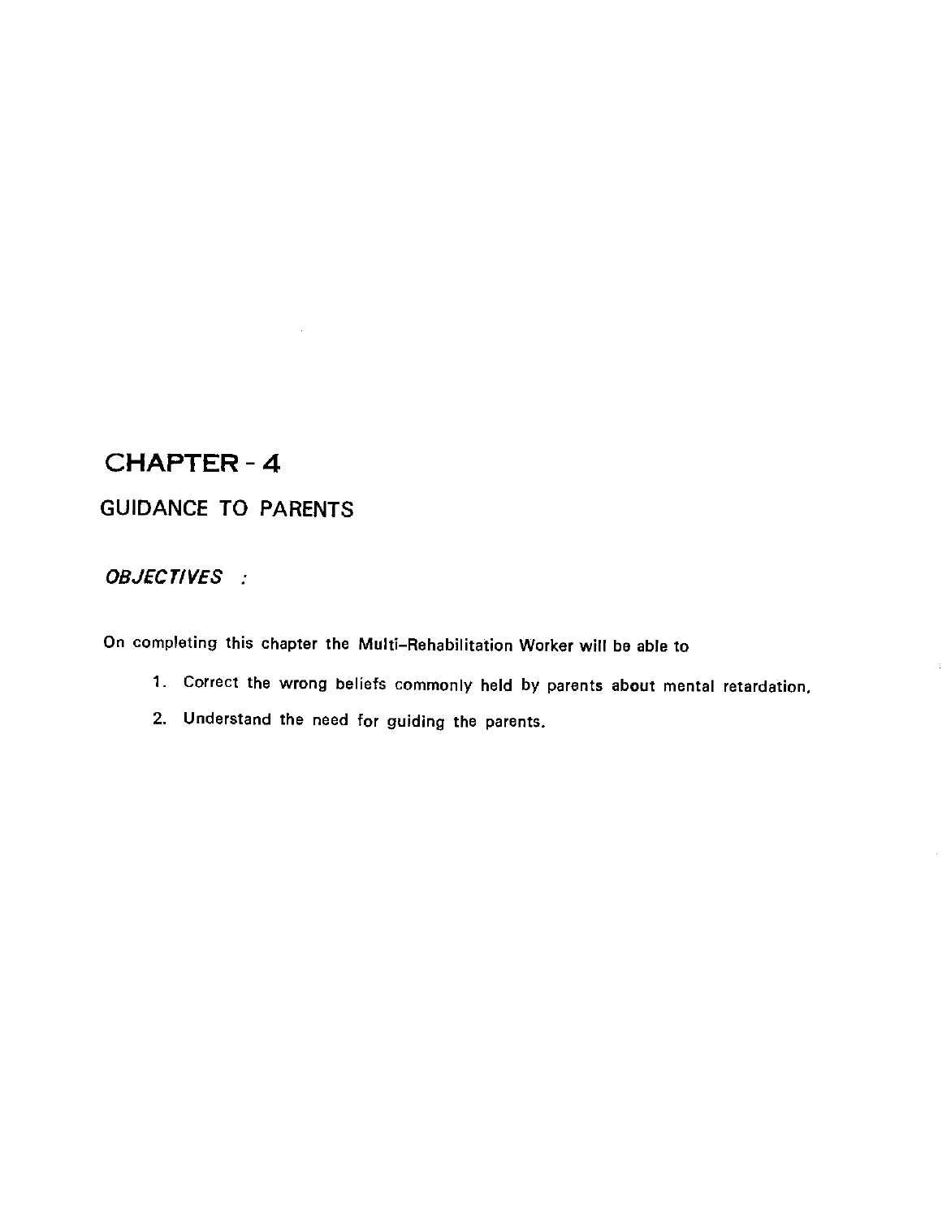# CHAPTER - 4

## GUIDANCE TO PARENTS

***OBJECTIVES :***

On completing this chapter the Multi-Rehabilitation Worker will be able to

1. Correct the wrong beliefs commonly held by parents about mental retardation.
2. Understand the need for guiding the parents.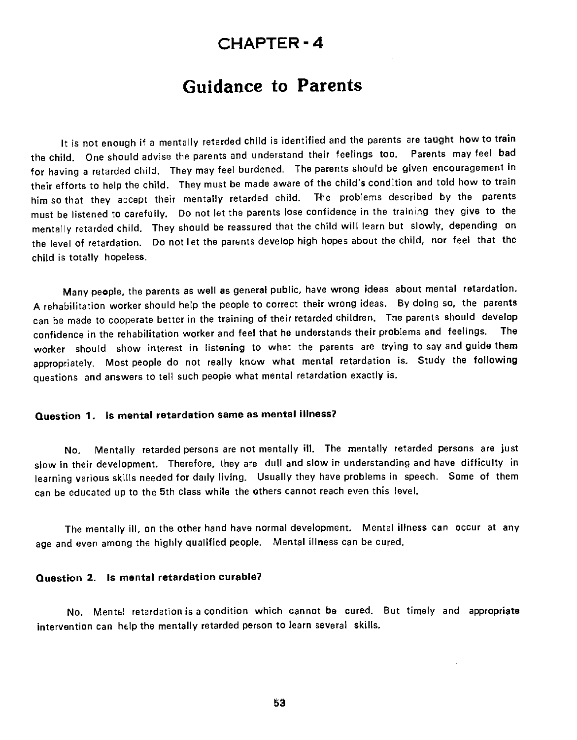# CHAPTER - 4

## Guidance to Parents

It is not enough if a mentally retarded child is identified and the parents are taught how to train the child. One should advise the parents and understand their feelings too. Parents may feel bad for having a retarded child. They may feel burdened. The parents should be given encouragement in their efforts to help the child. They must be made aware of the child's condition and told how to train him so that they accept their mentally retarded child. The problems described by the parents must be listened to carefully. Do not let the parents lose confidence in the training they give to the mentally retarded child. They should be reassured that the child will learn but slowly, depending on the level of retardation. Do not let the parents develop high hopes about the child, nor feel that the child is totally hopeless.

Many people, the parents as well as general public, have wrong ideas about mental retardation. A rehabilitation worker should help the people to correct their wrong ideas. By doing so, the parents can be made to cooperate better in the training of their retarded children. The parents should develop confidence in the rehabilitation worker and feel that he understands their problems and feelings. The worker should show interest in listening to what the parents are trying to say and guide them appropriately. Most people do not really know what mental retardation is. Study the following questions and answers to tell such people what mental retardation exactly is.

**Question 1. Is mental retardation same as mental illness?**

No. Mentally retarded persons are not mentally ill. The mentally retarded persons are just slow in their development. Therefore, they are dull and slow in understanding and have difficulty in learning various skills needed for daily living. Usually they have problems in speech. Some of them can be educated up to the 5th class while the others cannot reach even this level.

The mentally ill, on the other hand have normal development. Mental illness can occur at any age and even among the highly qualified people. Mental illness can be cured.

**Question 2. Is mental retardation curable?**

No. Mental retardation is a condition which cannot be cured. But timely and appropriate intervention can help the mentally retarded person to learn several skills.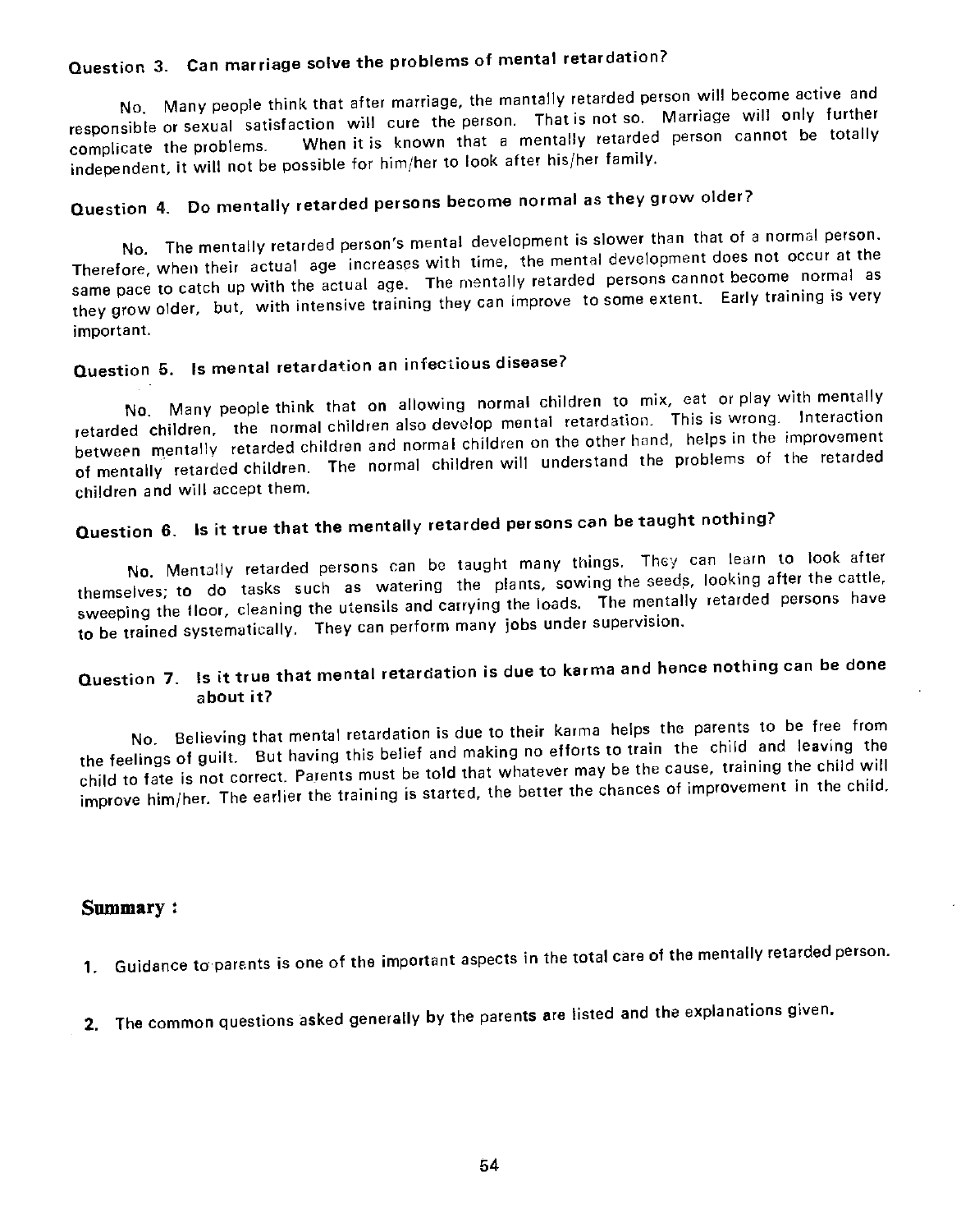### Question 3. Can marriage solve the problems of mental retardation?

No. Many people think that after marriage, the mantally retarded person will become active and responsible or sexual satisfaction will cure the person. That is not so. Marriage will only further complicate the problems. When it is known that a mentally retarded person cannot be totally independent, it will not be possible for him/her to look after his/her family.

### Question 4. Do mentally retarded persons become normal as they grow older?

No. The mentally retarded person's mental development is slower than that of a normal person. Therefore, when their actual age increases with time, the mental development does not occur at the same pace to catch up with the actual age. The mentally retarded persons cannot become normal as they grow older, but, with intensive training they can improve to some extent. Early training is very important.

### Question 5. Is mental retardation an infectious disease?

No. Many people think that on allowing normal children to mix, eat or play with mentally retarded children, the normal children also develop mental retardation. This is wrong. Interaction between mentally retarded children and normal children on the other hand, helps in the improvement of mentally retarded children. The normal children will understand the problems of the retarded children and will accept them.

### Question 6. Is it true that the mentally retarded persons can be taught nothing?

No. Mentally retarded persons can be taught many things. They can learn to look after themselves; to do tasks such as watering the plants, sowing the seeds, looking after the cattle, sweeping the floor, cleaning the utensils and carrying the loads. The mentally retarded persons have to be trained systematically. They can perform many jobs under supervision.

### Question 7. Is it true that mental retardation is due to karma and hence nothing can be done about it?

No. Believing that mental retardation is due to their karma helps the parents to be free from the feelings of guilt. But having this belief and making no efforts to train the child and leaving the child to fate is not correct. Parents must be told that whatever may be the cause, training the child will improve him/her. The earlier the training is started, the better the chances of improvement in the child.

## Summary :

1. Guidance to parents is one of the important aspects in the total care of the mentally retarded person.

2. The common questions asked generally by the parents are listed and the explanations given.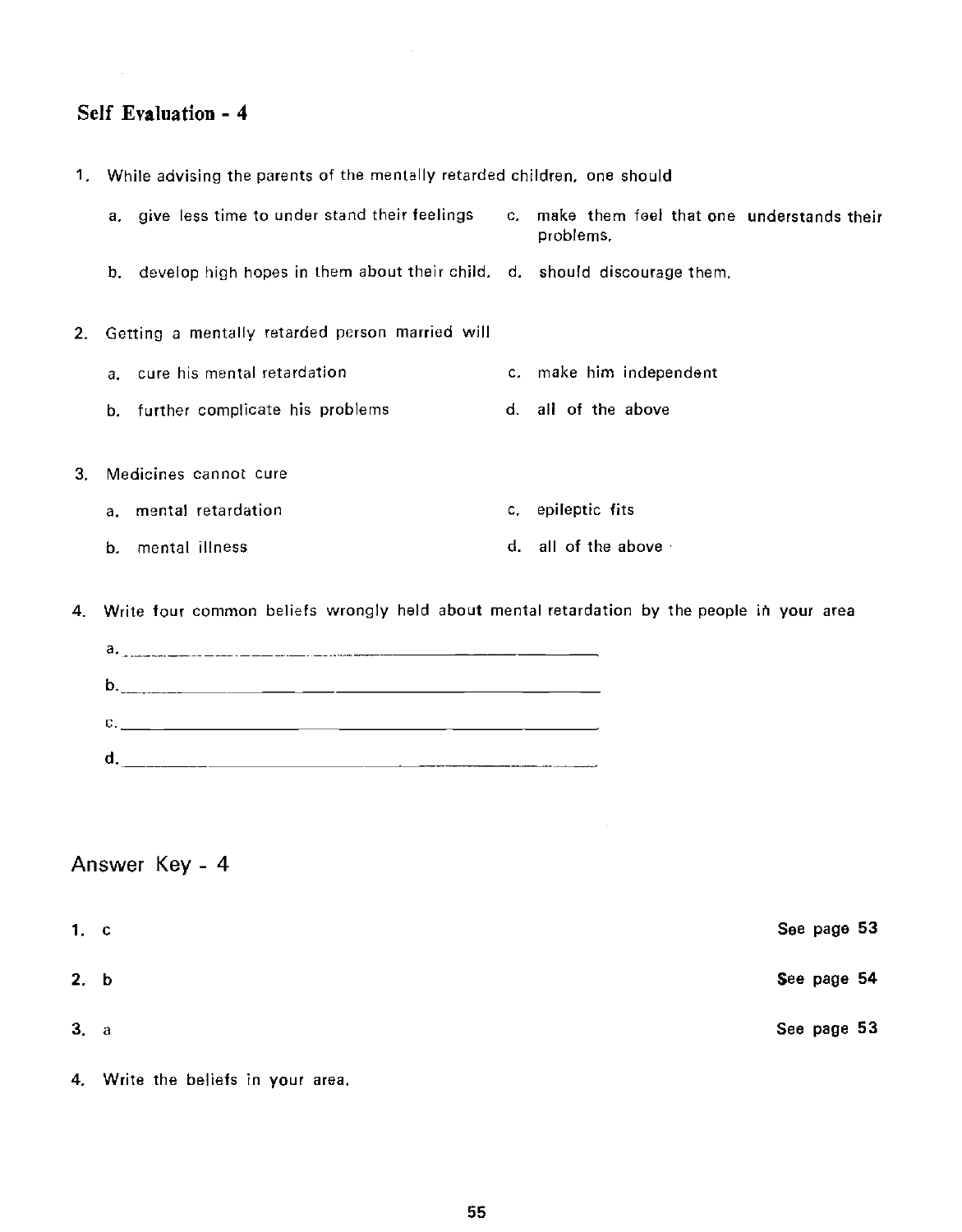## Self Evaluation - 4

1. While advising the parents of the mentally retarded children, one should

   a. give less time to under stand their feelings

   b. develop high hopes in them about their child.

   c. make them feel that one understands their problems.

   d. should discourage them.

2. Getting a mentally retarded person married will

   a. cure his mental retardation

   b. further complicate his problems

   c. make him independent

   d. all of the above

3. Medicines cannot cure

   a. mental retardation

   b. mental illness

   c. epileptic fits

   d. all of the above

4. Write four common beliefs wrongly held about mental retardation by the people in your area

   a. ____________________________________________

   b. ____________________________________________

   c. ____________________________________________

   d. ____________________________________________

## Answer Key - 4

1. c — See page 53

2. b — See page 54

3. a — See page 53

4. Write the beliefs in your area.